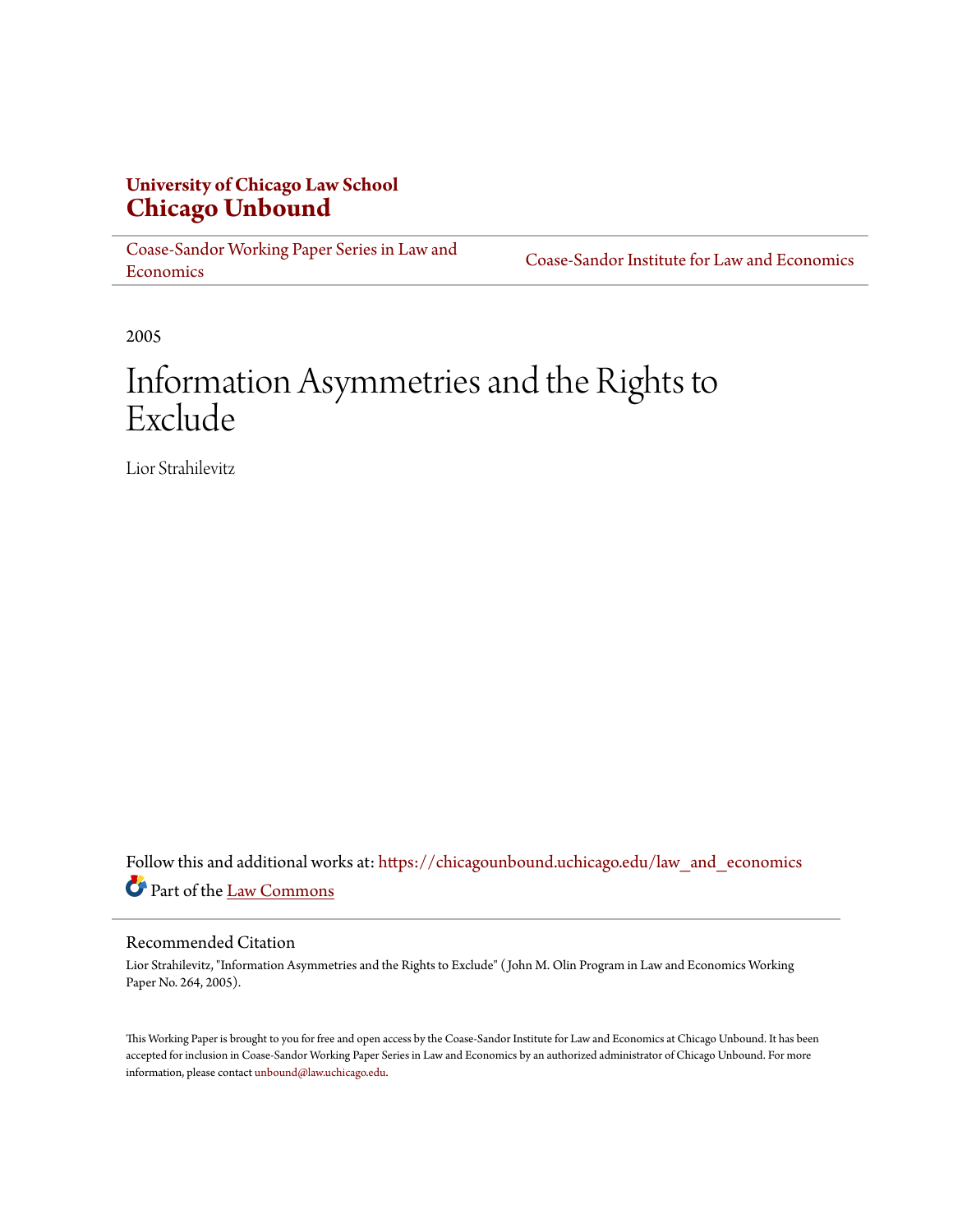**University of Chicago Law School**
**Chicago Unbound**

Coase-Sandor Working Paper Series in Law and Economics | Coase-Sandor Institute for Law and Economics

2005

# Information Asymmetries and the Rights to Exclude

Lior Strahilevitz

Follow this and additional works at: https://chicagounbound.uchicago.edu/law_and_economics

Part of the Law Commons

## Recommended Citation

Lior Strahilevitz, "Information Asymmetries and the Rights to Exclude" ( John M. Olin Program in Law and Economics Working Paper No. 264, 2005).

This Working Paper is brought to you for free and open access by the Coase-Sandor Institute for Law and Economics at Chicago Unbound. It has been accepted for inclusion in Coase-Sandor Working Paper Series in Law and Economics by an authorized administrator of Chicago Unbound. For more information, please contact unbound@law.uchicago.edu.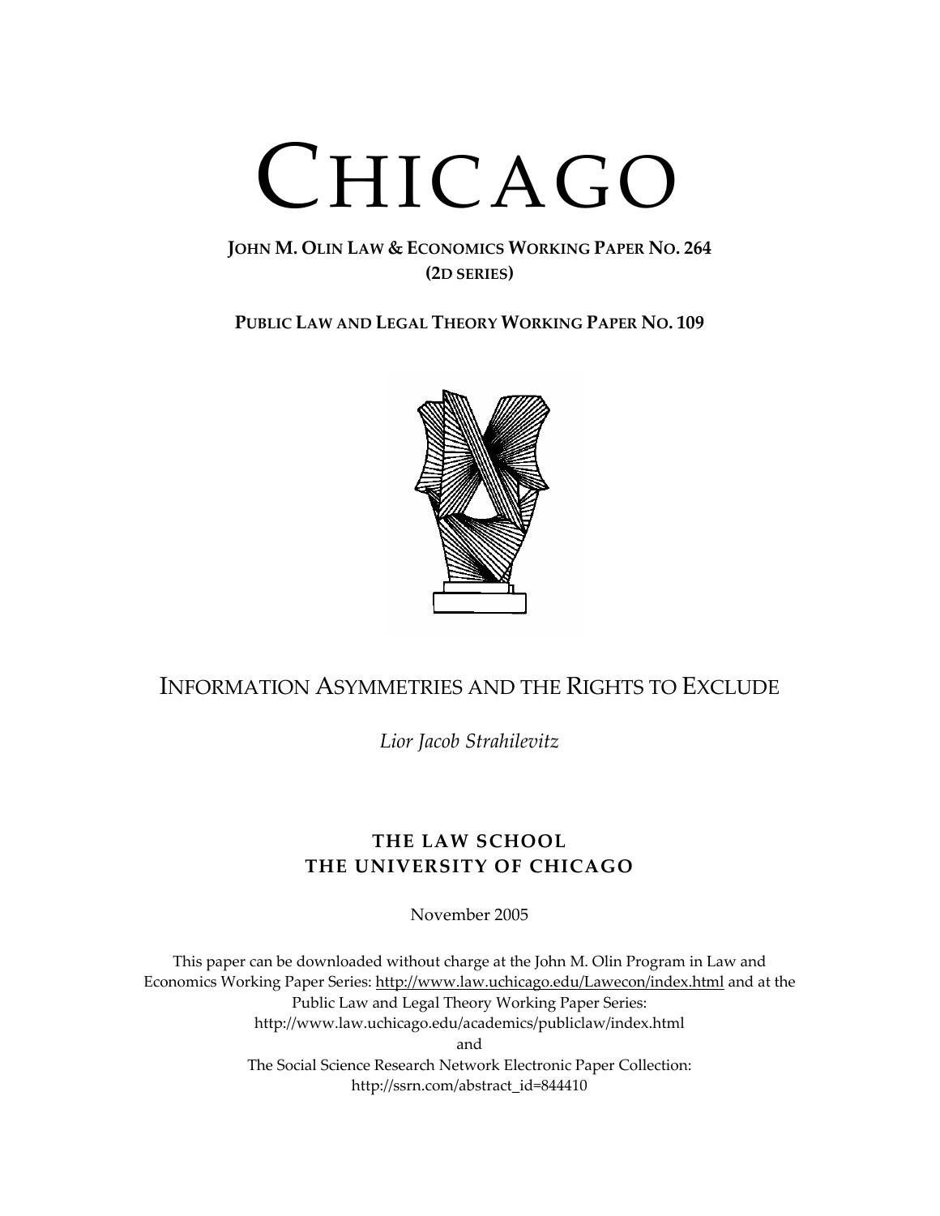# CHICAGO

**JOHN M. OLIN LAW & ECONOMICS WORKING PAPER NO. 264**
**(2D SERIES)**

**PUBLIC LAW AND LEGAL THEORY WORKING PAPER NO. 109**

# INFORMATION ASYMMETRIES AND THE RIGHTS TO EXCLUDE

*Lior Jacob Strahilevitz*

**THE LAW SCHOOL**
**THE UNIVERSITY OF CHICAGO**

November 2005

This paper can be downloaded without charge at the John M. Olin Program in Law and Economics Working Paper Series: http://www.law.uchicago.edu/Lawecon/index.html and at the Public Law and Legal Theory Working Paper Series: http://www.law.uchicago.edu/academics/publiclaw/index.html and The Social Science Research Network Electronic Paper Collection: http://ssrn.com/abstract_id=844410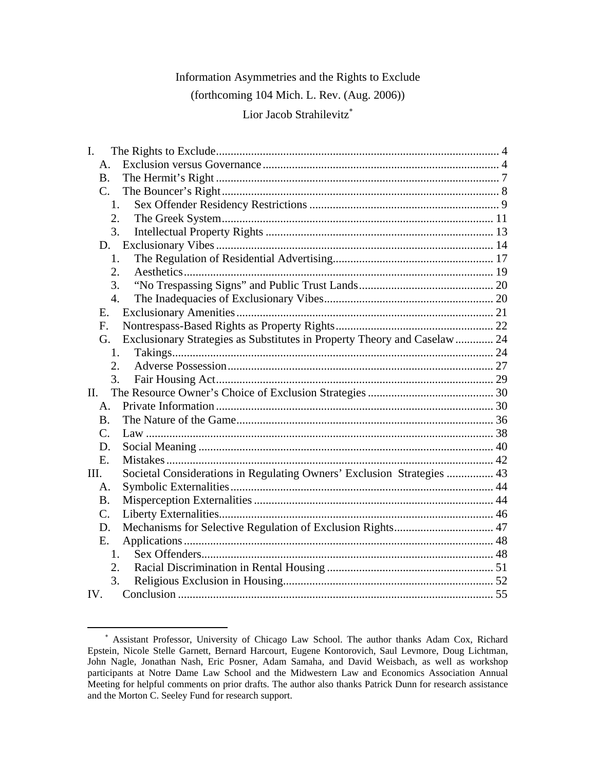Information Asymmetries and the Rights to Exclude

(forthcoming 104 Mich. L. Rev. (Aug. 2006))

Lior Jacob Strahilevitz[*]

I. The Rights to Exclude ........ 4
- A. Exclusion versus Governance ........ 4
- B. The Hermit's Right ........ 7
- C. The Bouncer's Right ........ 8
  1. Sex Offender Residency Restrictions ........ 9
  2. The Greek System ........ 11
  3. Intellectual Property Rights ........ 13
- D. Exclusionary Vibes ........ 14
  1. The Regulation of Residential Advertising ........ 17
  2. Aesthetics ........ 19
  3. "No Trespassing Signs" and Public Trust Lands ........ 20
  4. The Inadequacies of Exclusionary Vibes ........ 20
- E. Exclusionary Amenities ........ 21
- F. Nontrespass-Based Rights as Property Rights ........ 22
- G. Exclusionary Strategies as Substitutes in Property Theory and Caselaw ........ 24
  1. Takings ........ 24
  2. Adverse Possession ........ 27
  3. Fair Housing Act ........ 29

II. The Resource Owner's Choice of Exclusion Strategies ........ 30
- A. Private Information ........ 30
- B. The Nature of the Game ........ 36
- C. Law ........ 38
- D. Social Meaning ........ 40
- E. Mistakes ........ 42

III. Societal Considerations in Regulating Owners' Exclusion Strategies ........ 43
- A. Symbolic Externalities ........ 44
- B. Misperception Externalities ........ 44
- C. Liberty Externalities ........ 46
- D. Mechanisms for Selective Regulation of Exclusion Rights ........ 47
- E. Applications ........ 48
  1. Sex Offenders ........ 48
  2. Racial Discrimination in Rental Housing ........ 51
  3. Religious Exclusion in Housing ........ 52

IV. Conclusion ........ 55

---

[*] Assistant Professor, University of Chicago Law School. The author thanks Adam Cox, Richard Epstein, Nicole Stelle Garnett, Bernard Harcourt, Eugene Kontorovich, Saul Levmore, Doug Lichtman, John Nagle, Jonathan Nash, Eric Posner, Adam Samaha, and David Weisbach, as well as workshop participants at Notre Dame Law School and the Midwestern Law and Economics Association Annual Meeting for helpful comments on prior drafts. The author also thanks Patrick Dunn for research assistance and the Morton C. Seeley Fund for research support.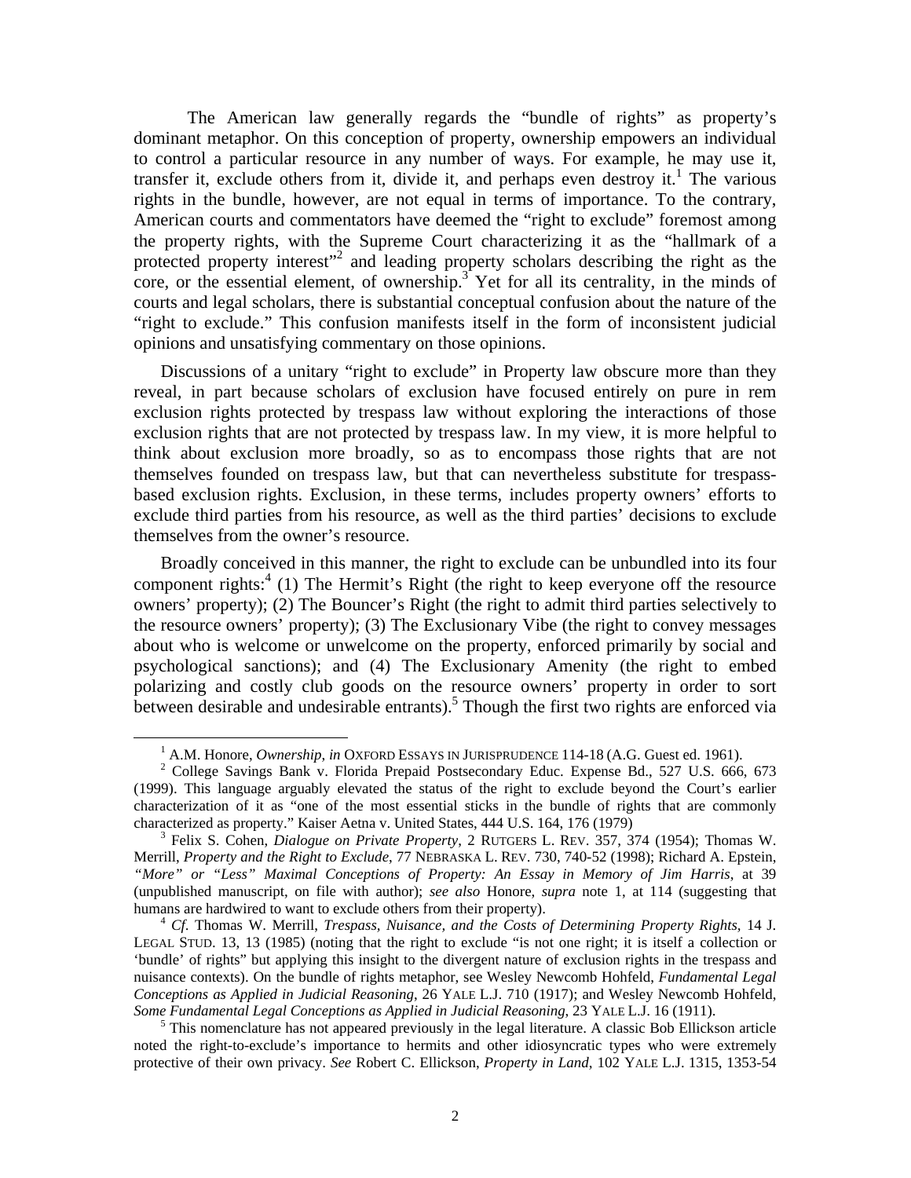The American law generally regards the "bundle of rights" as property's dominant metaphor. On this conception of property, ownership empowers an individual to control a particular resource in any number of ways. For example, he may use it, transfer it, exclude others from it, divide it, and perhaps even destroy it.[1] The various rights in the bundle, however, are not equal in terms of importance. To the contrary, American courts and commentators have deemed the "right to exclude" foremost among the property rights, with the Supreme Court characterizing it as the "hallmark of a protected property interest"[2] and leading property scholars describing the right as the core, or the essential element, of ownership.[3] Yet for all its centrality, in the minds of courts and legal scholars, there is substantial conceptual confusion about the nature of the "right to exclude." This confusion manifests itself in the form of inconsistent judicial opinions and unsatisfying commentary on those opinions.

Discussions of a unitary "right to exclude" in Property law obscure more than they reveal, in part because scholars of exclusion have focused entirely on pure in rem exclusion rights protected by trespass law without exploring the interactions of those exclusion rights that are not protected by trespass law. In my view, it is more helpful to think about exclusion more broadly, so as to encompass those rights that are not themselves founded on trespass law, but that can nevertheless substitute for trespass-based exclusion rights. Exclusion, in these terms, includes property owners' efforts to exclude third parties from his resource, as well as the third parties' decisions to exclude themselves from the owner's resource.

Broadly conceived in this manner, the right to exclude can be unbundled into its four component rights:[4] (1) The Hermit's Right (the right to keep everyone off the resource owners' property); (2) The Bouncer's Right (the right to admit third parties selectively to the resource owners' property); (3) The Exclusionary Vibe (the right to convey messages about who is welcome or unwelcome on the property, enforced primarily by social and psychological sanctions); and (4) The Exclusionary Amenity (the right to embed polarizing and costly club goods on the resource owners' property in order to sort between desirable and undesirable entrants).[5] Though the first two rights are enforced via

---

[1] A.M. Honore, *Ownership*, *in* OXFORD ESSAYS IN JURISPRUDENCE 114-18 (A.G. Guest ed. 1961).

[2] College Savings Bank v. Florida Prepaid Postsecondary Educ. Expense Bd., 527 U.S. 666, 673 (1999). This language arguably elevated the status of the right to exclude beyond the Court's earlier characterization of it as "one of the most essential sticks in the bundle of rights that are commonly characterized as property." Kaiser Aetna v. United States, 444 U.S. 164, 176 (1979)

[3] Felix S. Cohen, *Dialogue on Private Property*, 2 RUTGERS L. REV. 357, 374 (1954); Thomas W. Merrill, *Property and the Right to Exclude*, 77 NEBRASKA L. REV. 730, 740-52 (1998); Richard A. Epstein, *"More" or "Less" Maximal Conceptions of Property: An Essay in Memory of Jim Harris*, at 39 (unpublished manuscript, on file with author); *see also* Honore, *supra* note 1, at 114 (suggesting that humans are hardwired to want to exclude others from their property).

[4] *Cf.* Thomas W. Merrill, *Trespass, Nuisance, and the Costs of Determining Property Rights*, 14 J. LEGAL STUD. 13, 13 (1985) (noting that the right to exclude "is not one right; it is itself a collection or 'bundle' of rights" but applying this insight to the divergent nature of exclusion rights in the trespass and nuisance contexts). On the bundle of rights metaphor, see Wesley Newcomb Hohfeld, *Fundamental Legal Conceptions as Applied in Judicial Reasoning*, 26 YALE L.J. 710 (1917); and Wesley Newcomb Hohfeld, *Some Fundamental Legal Conceptions as Applied in Judicial Reasoning*, 23 YALE L.J. 16 (1911).

[5] This nomenclature has not appeared previously in the legal literature. A classic Bob Ellickson article noted the right-to-exclude's importance to hermits and other idiosyncratic types who were extremely protective of their own privacy. *See* Robert C. Ellickson, *Property in Land*, 102 YALE L.J. 1315, 1353-54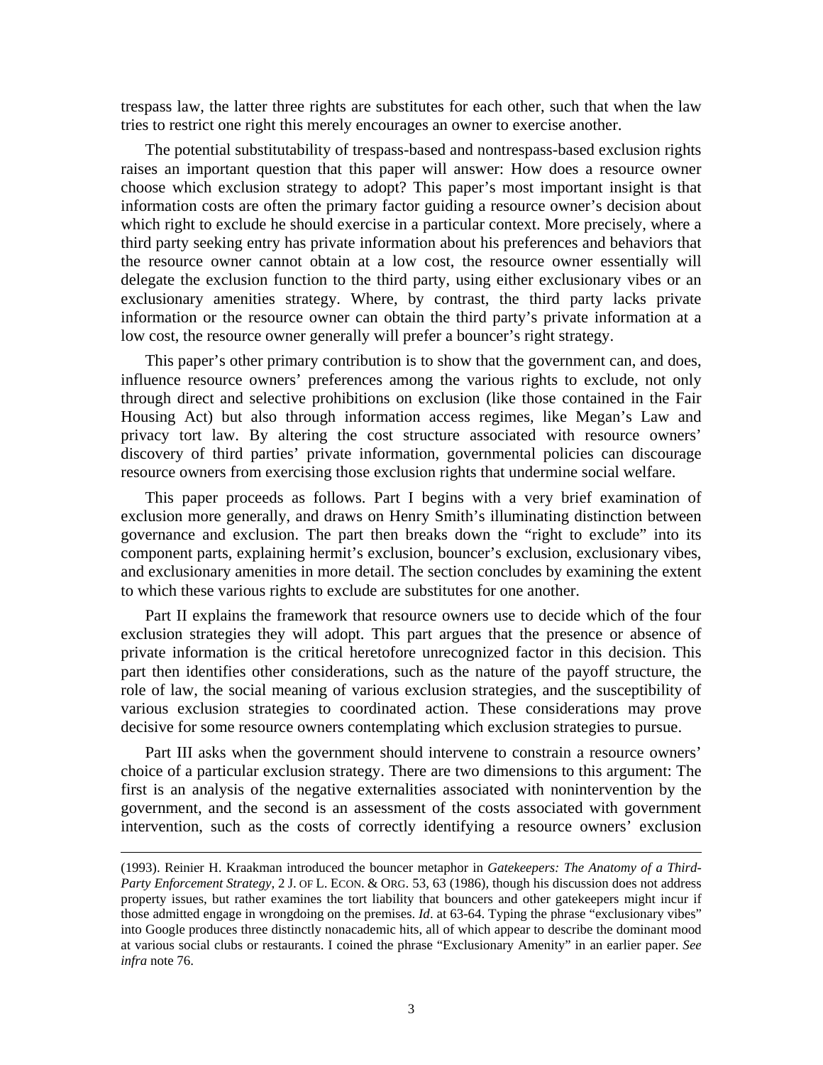trespass law, the latter three rights are substitutes for each other, such that when the law tries to restrict one right this merely encourages an owner to exercise another.

The potential substitutability of trespass-based and nontrespass-based exclusion rights raises an important question that this paper will answer: How does a resource owner choose which exclusion strategy to adopt? This paper's most important insight is that information costs are often the primary factor guiding a resource owner's decision about which right to exclude he should exercise in a particular context. More precisely, where a third party seeking entry has private information about his preferences and behaviors that the resource owner cannot obtain at a low cost, the resource owner essentially will delegate the exclusion function to the third party, using either exclusionary vibes or an exclusionary amenities strategy. Where, by contrast, the third party lacks private information or the resource owner can obtain the third party's private information at a low cost, the resource owner generally will prefer a bouncer's right strategy.

This paper's other primary contribution is to show that the government can, and does, influence resource owners' preferences among the various rights to exclude, not only through direct and selective prohibitions on exclusion (like those contained in the Fair Housing Act) but also through information access regimes, like Megan's Law and privacy tort law. By altering the cost structure associated with resource owners' discovery of third parties' private information, governmental policies can discourage resource owners from exercising those exclusion rights that undermine social welfare.

This paper proceeds as follows. Part I begins with a very brief examination of exclusion more generally, and draws on Henry Smith's illuminating distinction between governance and exclusion. The part then breaks down the "right to exclude" into its component parts, explaining hermit's exclusion, bouncer's exclusion, exclusionary vibes, and exclusionary amenities in more detail. The section concludes by examining the extent to which these various rights to exclude are substitutes for one another.

Part II explains the framework that resource owners use to decide which of the four exclusion strategies they will adopt. This part argues that the presence or absence of private information is the critical heretofore unrecognized factor in this decision. This part then identifies other considerations, such as the nature of the payoff structure, the role of law, the social meaning of various exclusion strategies, and the susceptibility of various exclusion strategies to coordinated action. These considerations may prove decisive for some resource owners contemplating which exclusion strategies to pursue.

Part III asks when the government should intervene to constrain a resource owners' choice of a particular exclusion strategy. There are two dimensions to this argument: The first is an analysis of the negative externalities associated with nonintervention by the government, and the second is an assessment of the costs associated with government intervention, such as the costs of correctly identifying a resource owners' exclusion

---

(1993). Reinier H. Kraakman introduced the bouncer metaphor in *Gatekeepers: The Anatomy of a Third-Party Enforcement Strategy*, 2 J. OF L. ECON. & ORG. 53, 63 (1986), though his discussion does not address property issues, but rather examines the tort liability that bouncers and other gatekeepers might incur if those admitted engage in wrongdoing on the premises. *Id*. at 63-64. Typing the phrase "exclusionary vibes" into Google produces three distinctly nonacademic hits, all of which appear to describe the dominant mood at various social clubs or restaurants. I coined the phrase "Exclusionary Amenity" in an earlier paper. *See infra* note 76.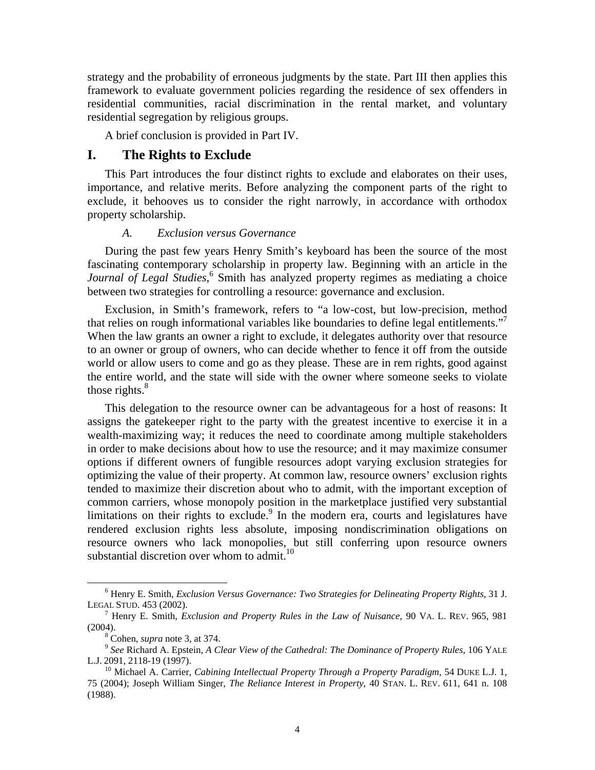strategy and the probability of erroneous judgments by the state. Part III then applies this framework to evaluate government policies regarding the residence of sex offenders in residential communities, racial discrimination in the rental market, and voluntary residential segregation by religious groups.

A brief conclusion is provided in Part IV.

# I. The Rights to Exclude

This Part introduces the four distinct rights to exclude and elaborates on their uses, importance, and relative merits. Before analyzing the component parts of the right to exclude, it behooves us to consider the right narrowly, in accordance with orthodox property scholarship.

## *A. Exclusion versus Governance*

During the past few years Henry Smith's keyboard has been the source of the most fascinating contemporary scholarship in property law. Beginning with an article in the *Journal of Legal Studies*,[6] Smith has analyzed property regimes as mediating a choice between two strategies for controlling a resource: governance and exclusion.

Exclusion, in Smith's framework, refers to "a low-cost, but low-precision, method that relies on rough informational variables like boundaries to define legal entitlements."[7] When the law grants an owner a right to exclude, it delegates authority over that resource to an owner or group of owners, who can decide whether to fence it off from the outside world or allow users to come and go as they please. These are in rem rights, good against the entire world, and the state will side with the owner where someone seeks to violate those rights.[8]

This delegation to the resource owner can be advantageous for a host of reasons: It assigns the gatekeeper right to the party with the greatest incentive to exercise it in a wealth-maximizing way; it reduces the need to coordinate among multiple stakeholders in order to make decisions about how to use the resource; and it may maximize consumer options if different owners of fungible resources adopt varying exclusion strategies for optimizing the value of their property. At common law, resource owners' exclusion rights tended to maximize their discretion about who to admit, with the important exception of common carriers, whose monopoly position in the marketplace justified very substantial limitations on their rights to exclude.[9] In the modern era, courts and legislatures have rendered exclusion rights less absolute, imposing nondiscrimination obligations on resource owners who lack monopolies, but still conferring upon resource owners substantial discretion over whom to admit.[10]

---

[6] Henry E. Smith, *Exclusion Versus Governance: Two Strategies for Delineating Property Rights*, 31 J. LEGAL STUD. 453 (2002).

[7] Henry E. Smith, *Exclusion and Property Rules in the Law of Nuisance*, 90 VA. L. REV. 965, 981 (2004).

[8] Cohen, *supra* note 3, at 374.

[9] *See* Richard A. Epstein, *A Clear View of the Cathedral: The Dominance of Property Rules*, 106 YALE L.J. 2091, 2118-19 (1997).

[10] Michael A. Carrier, *Cabining Intellectual Property Through a Property Paradigm*, 54 DUKE L.J. 1, 75 (2004); Joseph William Singer, *The Reliance Interest in Property*, 40 STAN. L. REV. 611, 641 n. 108 (1988).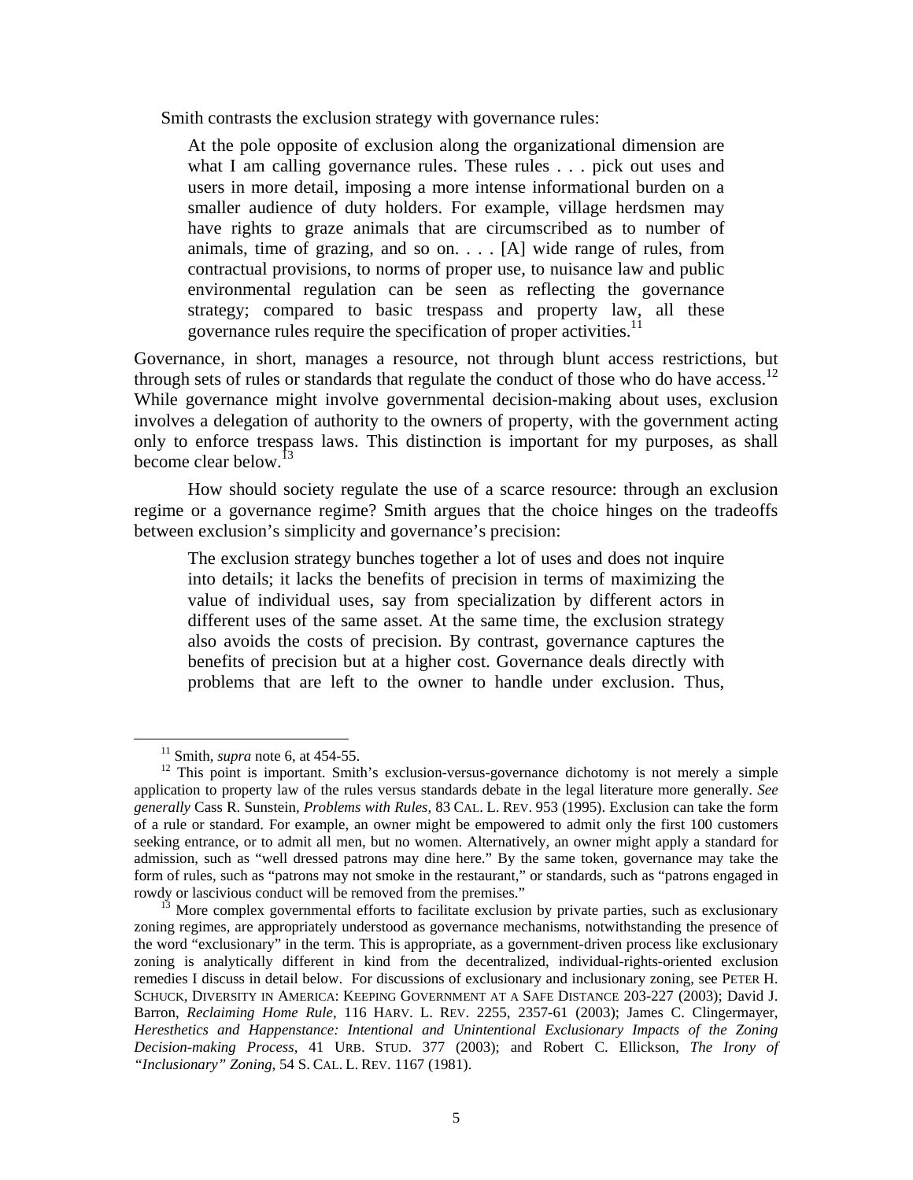Smith contrasts the exclusion strategy with governance rules:

> At the pole opposite of exclusion along the organizational dimension are what I am calling governance rules. These rules . . . pick out uses and users in more detail, imposing a more intense informational burden on a smaller audience of duty holders. For example, village herdsmen may have rights to graze animals that are circumscribed as to number of animals, time of grazing, and so on. . . . [A] wide range of rules, from contractual provisions, to norms of proper use, to nuisance law and public environmental regulation can be seen as reflecting the governance strategy; compared to basic trespass and property law, all these governance rules require the specification of proper activities.[11]

Governance, in short, manages a resource, not through blunt access restrictions, but through sets of rules or standards that regulate the conduct of those who do have access.[12] While governance might involve governmental decision-making about uses, exclusion involves a delegation of authority to the owners of property, with the government acting only to enforce trespass laws. This distinction is important for my purposes, as shall become clear below.[13]

How should society regulate the use of a scarce resource: through an exclusion regime or a governance regime? Smith argues that the choice hinges on the tradeoffs between exclusion's simplicity and governance's precision:

> The exclusion strategy bunches together a lot of uses and does not inquire into details; it lacks the benefits of precision in terms of maximizing the value of individual uses, say from specialization by different actors in different uses of the same asset. At the same time, the exclusion strategy also avoids the costs of precision. By contrast, governance captures the benefits of precision but at a higher cost. Governance deals directly with problems that are left to the owner to handle under exclusion. Thus,

---

[11] Smith, *supra* note 6, at 454-55.

[12] This point is important. Smith's exclusion-versus-governance dichotomy is not merely a simple application to property law of the rules versus standards debate in the legal literature more generally. *See generally* Cass R. Sunstein, *Problems with Rules*, 83 CAL. L. REV. 953 (1995). Exclusion can take the form of a rule or standard. For example, an owner might be empowered to admit only the first 100 customers seeking entrance, or to admit all men, but no women. Alternatively, an owner might apply a standard for admission, such as "well dressed patrons may dine here." By the same token, governance may take the form of rules, such as "patrons may not smoke in the restaurant," or standards, such as "patrons engaged in rowdy or lascivious conduct will be removed from the premises."

[13] More complex governmental efforts to facilitate exclusion by private parties, such as exclusionary zoning regimes, are appropriately understood as governance mechanisms, notwithstanding the presence of the word "exclusionary" in the term. This is appropriate, as a government-driven process like exclusionary zoning is analytically different in kind from the decentralized, individual-rights-oriented exclusion remedies I discuss in detail below. For discussions of exclusionary and inclusionary zoning, see PETER H. SCHUCK, DIVERSITY IN AMERICA: KEEPING GOVERNMENT AT A SAFE DISTANCE 203-227 (2003); David J. Barron, *Reclaiming Home Rule*, 116 HARV. L. REV. 2255, 2357-61 (2003); James C. Clingermayer, *Heresthetics and Happenstance: Intentional and Unintentional Exclusionary Impacts of the Zoning Decision-making Process*, 41 URB. STUD. 377 (2003); and Robert C. Ellickson, *The Irony of "Inclusionary" Zoning*, 54 S. CAL. L. REV. 1167 (1981).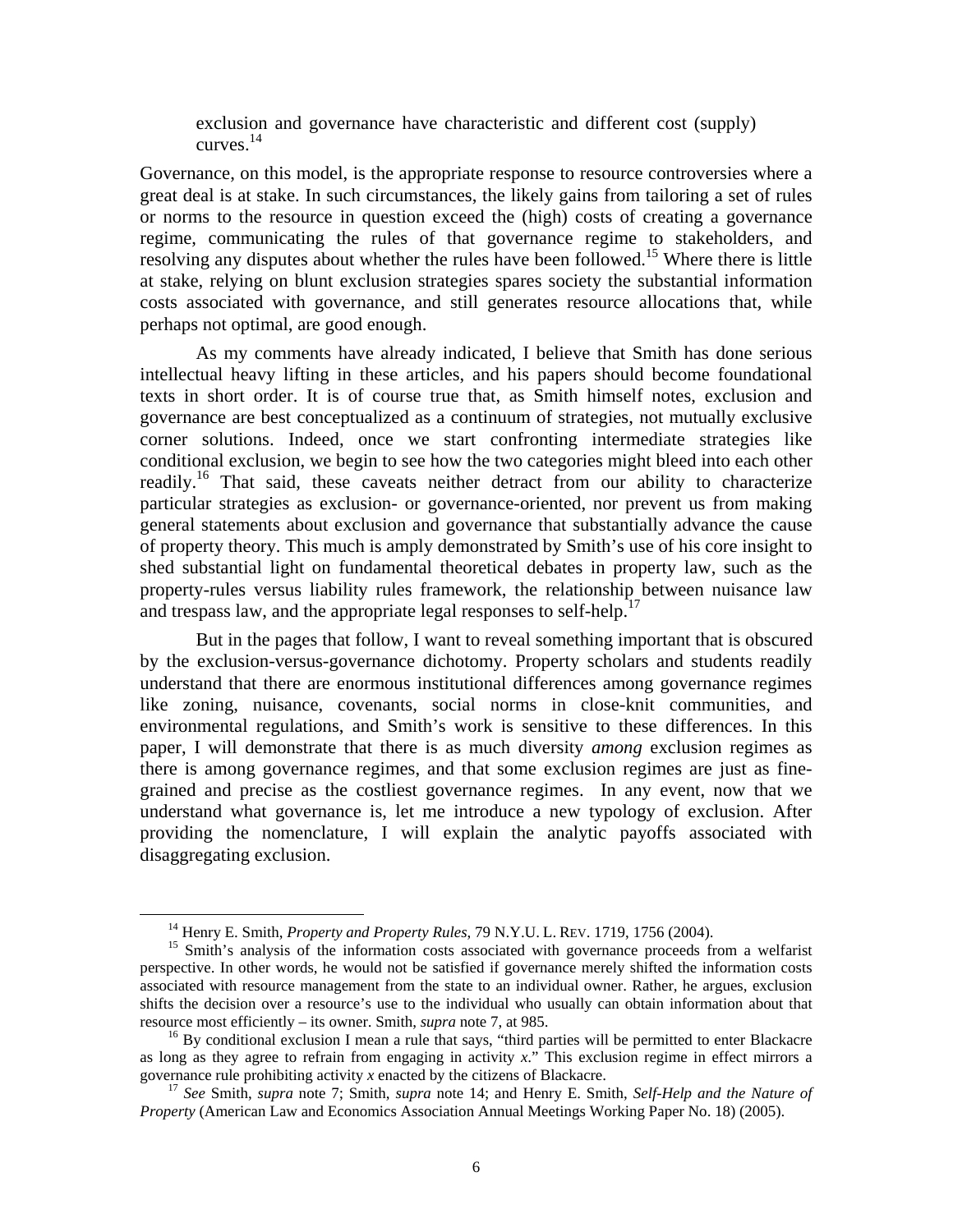exclusion and governance have characteristic and different cost (supply) curves.[14]

Governance, on this model, is the appropriate response to resource controversies where a great deal is at stake. In such circumstances, the likely gains from tailoring a set of rules or norms to the resource in question exceed the (high) costs of creating a governance regime, communicating the rules of that governance regime to stakeholders, and resolving any disputes about whether the rules have been followed.[15] Where there is little at stake, relying on blunt exclusion strategies spares society the substantial information costs associated with governance, and still generates resource allocations that, while perhaps not optimal, are good enough.

As my comments have already indicated, I believe that Smith has done serious intellectual heavy lifting in these articles, and his papers should become foundational texts in short order. It is of course true that, as Smith himself notes, exclusion and governance are best conceptualized as a continuum of strategies, not mutually exclusive corner solutions. Indeed, once we start confronting intermediate strategies like conditional exclusion, we begin to see how the two categories might bleed into each other readily.[16] That said, these caveats neither detract from our ability to characterize particular strategies as exclusion- or governance-oriented, nor prevent us from making general statements about exclusion and governance that substantially advance the cause of property theory. This much is amply demonstrated by Smith's use of his core insight to shed substantial light on fundamental theoretical debates in property law, such as the property-rules versus liability rules framework, the relationship between nuisance law and trespass law, and the appropriate legal responses to self-help.[17]

But in the pages that follow, I want to reveal something important that is obscured by the exclusion-versus-governance dichotomy. Property scholars and students readily understand that there are enormous institutional differences among governance regimes like zoning, nuisance, covenants, social norms in close-knit communities, and environmental regulations, and Smith's work is sensitive to these differences. In this paper, I will demonstrate that there is as much diversity *among* exclusion regimes as there is among governance regimes, and that some exclusion regimes are just as fine-grained and precise as the costliest governance regimes. In any event, now that we understand what governance is, let me introduce a new typology of exclusion. After providing the nomenclature, I will explain the analytic payoffs associated with disaggregating exclusion.

---

[14] Henry E. Smith, *Property and Property Rules*, 79 N.Y.U. L. REV. 1719, 1756 (2004).

[15] Smith's analysis of the information costs associated with governance proceeds from a welfarist perspective. In other words, he would not be satisfied if governance merely shifted the information costs associated with resource management from the state to an individual owner. Rather, he argues, exclusion shifts the decision over a resource's use to the individual who usually can obtain information about that resource most efficiently – its owner. Smith, *supra* note 7, at 985.

[16] By conditional exclusion I mean a rule that says, "third parties will be permitted to enter Blackacre as long as they agree to refrain from engaging in activity *x*." This exclusion regime in effect mirrors a governance rule prohibiting activity *x* enacted by the citizens of Blackacre.

[17] *See* Smith, *supra* note 7; Smith, *supra* note 14; and Henry E. Smith, *Self-Help and the Nature of Property* (American Law and Economics Association Annual Meetings Working Paper No. 18) (2005).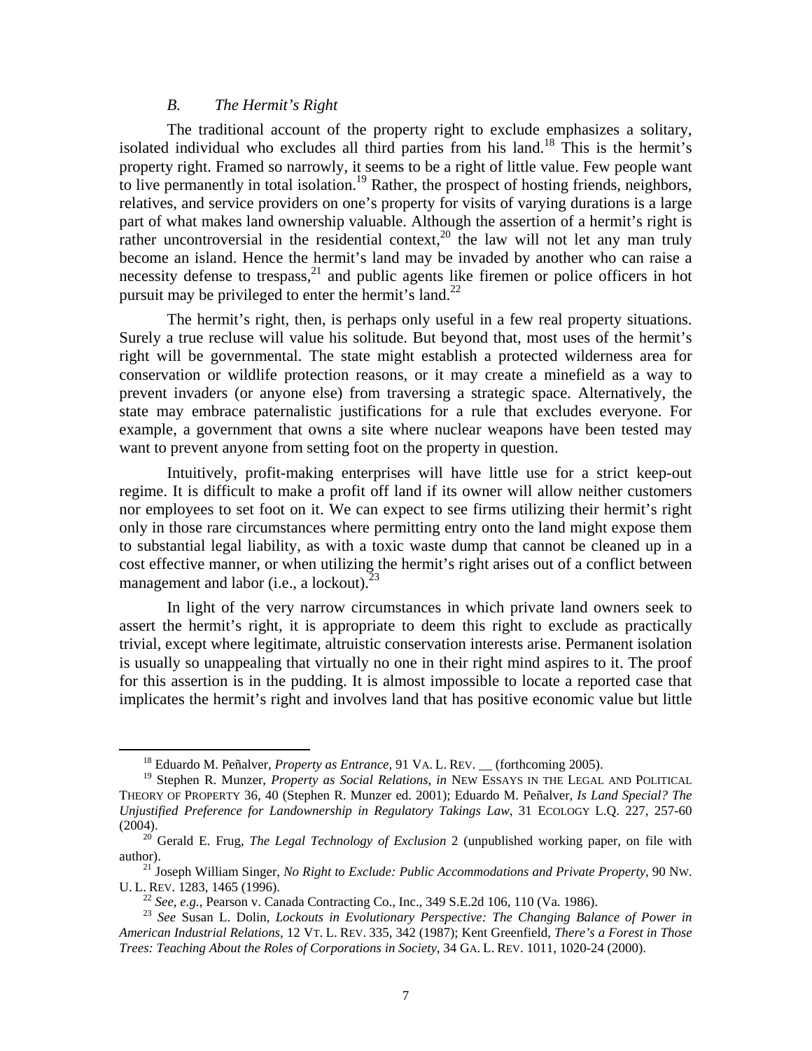### *B. The Hermit's Right*

The traditional account of the property right to exclude emphasizes a solitary, isolated individual who excludes all third parties from his land.[18] This is the hermit's property right. Framed so narrowly, it seems to be a right of little value. Few people want to live permanently in total isolation.[19] Rather, the prospect of hosting friends, neighbors, relatives, and service providers on one's property for visits of varying durations is a large part of what makes land ownership valuable. Although the assertion of a hermit's right is rather uncontroversial in the residential context,[20] the law will not let any man truly become an island. Hence the hermit's land may be invaded by another who can raise a necessity defense to trespass,[21] and public agents like firemen or police officers in hot pursuit may be privileged to enter the hermit's land.[22]

The hermit's right, then, is perhaps only useful in a few real property situations. Surely a true recluse will value his solitude. But beyond that, most uses of the hermit's right will be governmental. The state might establish a protected wilderness area for conservation or wildlife protection reasons, or it may create a minefield as a way to prevent invaders (or anyone else) from traversing a strategic space. Alternatively, the state may embrace paternalistic justifications for a rule that excludes everyone. For example, a government that owns a site where nuclear weapons have been tested may want to prevent anyone from setting foot on the property in question.

Intuitively, profit-making enterprises will have little use for a strict keep-out regime. It is difficult to make a profit off land if its owner will allow neither customers nor employees to set foot on it. We can expect to see firms utilizing their hermit's right only in those rare circumstances where permitting entry onto the land might expose them to substantial legal liability, as with a toxic waste dump that cannot be cleaned up in a cost effective manner, or when utilizing the hermit's right arises out of a conflict between management and labor (i.e., a lockout).[23]

In light of the very narrow circumstances in which private land owners seek to assert the hermit's right, it is appropriate to deem this right to exclude as practically trivial, except where legitimate, altruistic conservation interests arise. Permanent isolation is usually so unappealing that virtually no one in their right mind aspires to it. The proof for this assertion is in the pudding. It is almost impossible to locate a reported case that implicates the hermit's right and involves land that has positive economic value but little

---

[18] Eduardo M. Peñalver, *Property as Entrance*, 91 VA. L. REV. __ (forthcoming 2005).

[19] Stephen R. Munzer, *Property as Social Relations*, *in* NEW ESSAYS IN THE LEGAL AND POLITICAL THEORY OF PROPERTY 36, 40 (Stephen R. Munzer ed. 2001); Eduardo M. Peñalver, *Is Land Special? The Unjustified Preference for Landownership in Regulatory Takings Law*, 31 ECOLOGY L.Q. 227, 257-60 (2004).

[20] Gerald E. Frug, *The Legal Technology of Exclusion* 2 (unpublished working paper, on file with author).

[21] Joseph William Singer, *No Right to Exclude: Public Accommodations and Private Property*, 90 NW. U. L. REV. 1283, 1465 (1996).

[22] *See, e.g.*, Pearson v. Canada Contracting Co., Inc., 349 S.E.2d 106, 110 (Va. 1986).

[23] *See* Susan L. Dolin, *Lockouts in Evolutionary Perspective: The Changing Balance of Power in American Industrial Relations*, 12 VT. L. REV. 335, 342 (1987); Kent Greenfield, *There's a Forest in Those Trees: Teaching About the Roles of Corporations in Society*, 34 GA. L. REV. 1011, 1020-24 (2000).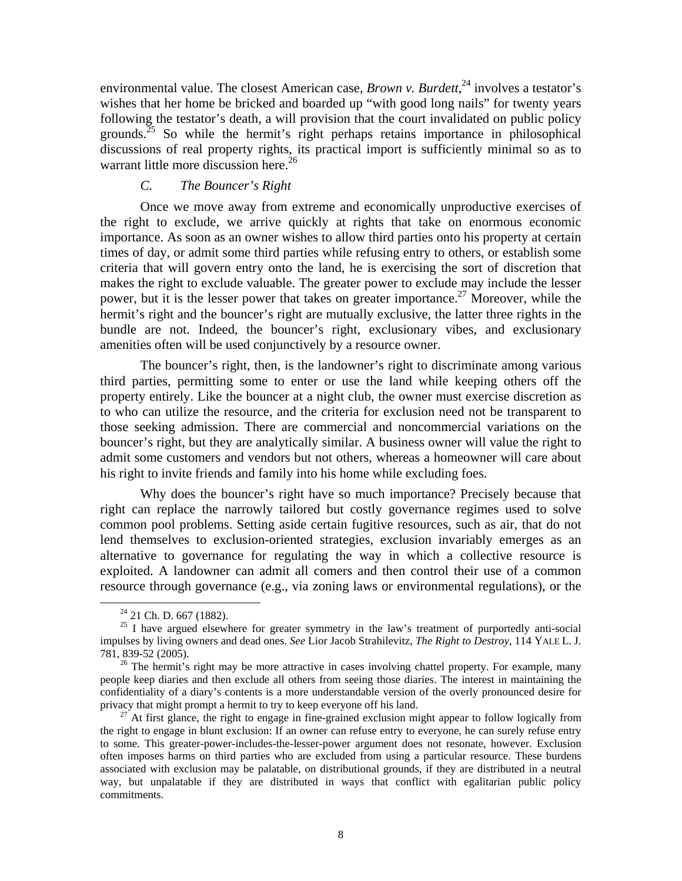environmental value. The closest American case, *Brown v. Burdett*,[24] involves a testator's wishes that her home be bricked and boarded up "with good long nails" for twenty years following the testator's death, a will provision that the court invalidated on public policy grounds.[25] So while the hermit's right perhaps retains importance in philosophical discussions of real property rights, its practical import is sufficiently minimal so as to warrant little more discussion here.[26]

### *C. The Bouncer's Right*

Once we move away from extreme and economically unproductive exercises of the right to exclude, we arrive quickly at rights that take on enormous economic importance. As soon as an owner wishes to allow third parties onto his property at certain times of day, or admit some third parties while refusing entry to others, or establish some criteria that will govern entry onto the land, he is exercising the sort of discretion that makes the right to exclude valuable. The greater power to exclude may include the lesser power, but it is the lesser power that takes on greater importance.[27] Moreover, while the hermit's right and the bouncer's right are mutually exclusive, the latter three rights in the bundle are not. Indeed, the bouncer's right, exclusionary vibes, and exclusionary amenities often will be used conjunctively by a resource owner.

The bouncer's right, then, is the landowner's right to discriminate among various third parties, permitting some to enter or use the land while keeping others off the property entirely. Like the bouncer at a night club, the owner must exercise discretion as to who can utilize the resource, and the criteria for exclusion need not be transparent to those seeking admission. There are commercial and noncommercial variations on the bouncer's right, but they are analytically similar. A business owner will value the right to admit some customers and vendors but not others, whereas a homeowner will care about his right to invite friends and family into his home while excluding foes.

Why does the bouncer's right have so much importance? Precisely because that right can replace the narrowly tailored but costly governance regimes used to solve common pool problems. Setting aside certain fugitive resources, such as air, that do not lend themselves to exclusion-oriented strategies, exclusion invariably emerges as an alternative to governance for regulating the way in which a collective resource is exploited. A landowner can admit all comers and then control their use of a common resource through governance (e.g., via zoning laws or environmental regulations), or the

---

[24] 21 Ch. D. 667 (1882).

[25] I have argued elsewhere for greater symmetry in the law's treatment of purportedly anti-social impulses by living owners and dead ones. *See* Lior Jacob Strahilevitz, *The Right to Destroy*, 114 YALE L. J. 781, 839-52 (2005).

[26] The hermit's right may be more attractive in cases involving chattel property. For example, many people keep diaries and then exclude all others from seeing those diaries. The interest in maintaining the confidentiality of a diary's contents is a more understandable version of the overly pronounced desire for privacy that might prompt a hermit to try to keep everyone off his land.

[27] At first glance, the right to engage in fine-grained exclusion might appear to follow logically from the right to engage in blunt exclusion: If an owner can refuse entry to everyone, he can surely refuse entry to some. This greater-power-includes-the-lesser-power argument does not resonate, however. Exclusion often imposes harms on third parties who are excluded from using a particular resource. These burdens associated with exclusion may be palatable, on distributional grounds, if they are distributed in a neutral way, but unpalatable if they are distributed in ways that conflict with egalitarian public policy commitments.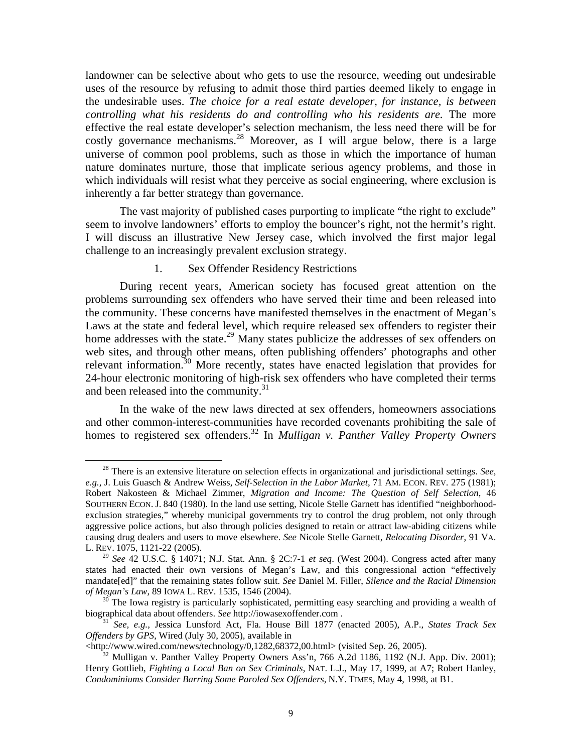landowner can be selective about who gets to use the resource, weeding out undesirable uses of the resource by refusing to admit those third parties deemed likely to engage in the undesirable uses. *The choice for a real estate developer, for instance, is between controlling what his residents do and controlling who his residents are.* The more effective the real estate developer's selection mechanism, the less need there will be for costly governance mechanisms.[28] Moreover, as I will argue below, there is a large universe of common pool problems, such as those in which the importance of human nature dominates nurture, those that implicate serious agency problems, and those in which individuals will resist what they perceive as social engineering, where exclusion is inherently a far better strategy than governance.

The vast majority of published cases purporting to implicate "the right to exclude" seem to involve landowners' efforts to employ the bouncer's right, not the hermit's right. I will discuss an illustrative New Jersey case, which involved the first major legal challenge to an increasingly prevalent exclusion strategy.

### 1. Sex Offender Residency Restrictions

During recent years, American society has focused great attention on the problems surrounding sex offenders who have served their time and been released into the community. These concerns have manifested themselves in the enactment of Megan's Laws at the state and federal level, which require released sex offenders to register their home addresses with the state.[29] Many states publicize the addresses of sex offenders on web sites, and through other means, often publishing offenders' photographs and other relevant information.[30] More recently, states have enacted legislation that provides for 24-hour electronic monitoring of high-risk sex offenders who have completed their terms and been released into the community.[31]

In the wake of the new laws directed at sex offenders, homeowners associations and other common-interest-communities have recorded covenants prohibiting the sale of homes to registered sex offenders.[32] In *Mulligan v. Panther Valley Property Owners*

---

[28] There is an extensive literature on selection effects in organizational and jurisdictional settings. *See, e.g.*, J. Luis Guasch & Andrew Weiss, *Self-Selection in the Labor Market*, 71 AM. ECON. REV. 275 (1981); Robert Nakosteen & Michael Zimmer, *Migration and Income: The Question of Self Selection*, 46 SOUTHERN ECON. J. 840 (1980). In the land use setting, Nicole Stelle Garnett has identified "neighborhood-exclusion strategies," whereby municipal governments try to control the drug problem, not only through aggressive police actions, but also through policies designed to retain or attract law-abiding citizens while causing drug dealers and users to move elsewhere. *See* Nicole Stelle Garnett, *Relocating Disorder*, 91 VA. L. REV. 1075, 1121-22 (2005).

[29] *See* 42 U.S.C. § 14071; N.J. Stat. Ann. § 2C:7-1 *et seq*. (West 2004). Congress acted after many states had enacted their own versions of Megan's Law, and this congressional action "effectively mandate[ed]" that the remaining states follow suit. *See* Daniel M. Filler, *Silence and the Racial Dimension of Megan's Law*, 89 IOWA L. REV. 1535, 1546 (2004).

[30] The Iowa registry is particularly sophisticated, permitting easy searching and providing a wealth of biographical data about offenders. *See* http://iowasexoffender.com .

[31] *See, e.g.*, Jessica Lunsford Act, Fla. House Bill 1877 (enacted 2005), A.P., *States Track Sex Offenders by GPS*, Wired (July 30, 2005), available in <http://www.wired.com/news/technology/0,1282,68372,00.html> (visited Sep. 26, 2005).

[32] Mulligan v. Panther Valley Property Owners Ass'n, 766 A.2d 1186, 1192 (N.J. App. Div. 2001); Henry Gottlieb, *Fighting a Local Ban on Sex Criminals*, NAT. L.J., May 17, 1999, at A7; Robert Hanley, *Condominiums Consider Barring Some Paroled Sex Offenders*, N.Y. TIMES, May 4, 1998, at B1.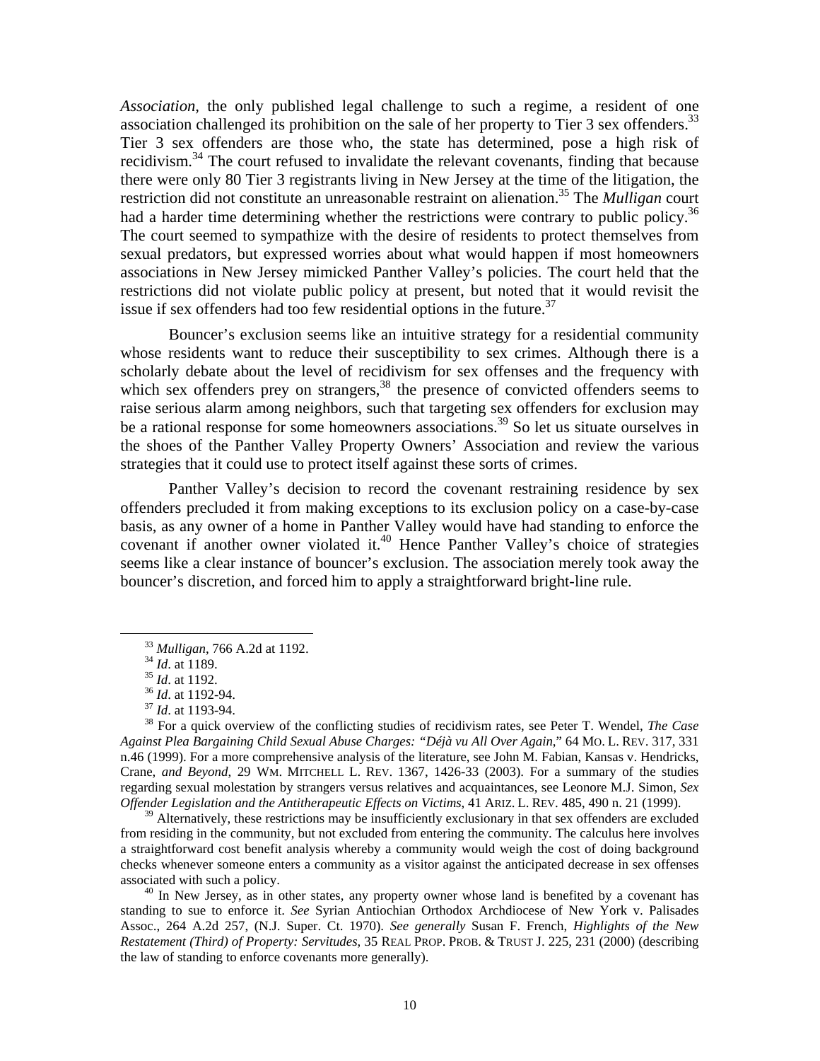*Association*, the only published legal challenge to such a regime, a resident of one association challenged its prohibition on the sale of her property to Tier 3 sex offenders.[33] Tier 3 sex offenders are those who, the state has determined, pose a high risk of recidivism.[34] The court refused to invalidate the relevant covenants, finding that because there were only 80 Tier 3 registrants living in New Jersey at the time of the litigation, the restriction did not constitute an unreasonable restraint on alienation.[35] The *Mulligan* court had a harder time determining whether the restrictions were contrary to public policy.[36] The court seemed to sympathize with the desire of residents to protect themselves from sexual predators, but expressed worries about what would happen if most homeowners associations in New Jersey mimicked Panther Valley's policies. The court held that the restrictions did not violate public policy at present, but noted that it would revisit the issue if sex offenders had too few residential options in the future.[37]

Bouncer's exclusion seems like an intuitive strategy for a residential community whose residents want to reduce their susceptibility to sex crimes. Although there is a scholarly debate about the level of recidivism for sex offenses and the frequency with which sex offenders prey on strangers,[38] the presence of convicted offenders seems to raise serious alarm among neighbors, such that targeting sex offenders for exclusion may be a rational response for some homeowners associations.[39] So let us situate ourselves in the shoes of the Panther Valley Property Owners' Association and review the various strategies that it could use to protect itself against these sorts of crimes.

Panther Valley's decision to record the covenant restraining residence by sex offenders precluded it from making exceptions to its exclusion policy on a case-by-case basis, as any owner of a home in Panther Valley would have had standing to enforce the covenant if another owner violated it.[40] Hence Panther Valley's choice of strategies seems like a clear instance of bouncer's exclusion. The association merely took away the bouncer's discretion, and forced him to apply a straightforward bright-line rule.

---

[33] *Mulligan*, 766 A.2d at 1192.

[34] *Id*. at 1189.

[35] *Id*. at 1192.

[36] *Id*. at 1192-94.

[37] *Id*. at 1193-94.

[38] For a quick overview of the conflicting studies of recidivism rates, see Peter T. Wendel, *The Case Against Plea Bargaining Child Sexual Abuse Charges: "Déjà vu All Over Again*," 64 MO. L. REV. 317, 331 n.46 (1999). For a more comprehensive analysis of the literature, see John M. Fabian, Kansas v. Hendricks, Crane, *and Beyond*, 29 WM. MITCHELL L. REV. 1367, 1426-33 (2003). For a summary of the studies regarding sexual molestation by strangers versus relatives and acquaintances, see Leonore M.J. Simon, *Sex Offender Legislation and the Antitherapeutic Effects on Victims*, 41 ARIZ. L. REV. 485, 490 n. 21 (1999).

[39] Alternatively, these restrictions may be insufficiently exclusionary in that sex offenders are excluded from residing in the community, but not excluded from entering the community. The calculus here involves a straightforward cost benefit analysis whereby a community would weigh the cost of doing background checks whenever someone enters a community as a visitor against the anticipated decrease in sex offenses associated with such a policy.

[40] In New Jersey, as in other states, any property owner whose land is benefited by a covenant has standing to sue to enforce it. *See* Syrian Antiochian Orthodox Archdiocese of New York v. Palisades Assoc., 264 A.2d 257, (N.J. Super. Ct. 1970). *See generally* Susan F. French, *Highlights of the New Restatement (Third) of Property: Servitudes*, 35 REAL PROP. PROB. & TRUST J. 225, 231 (2000) (describing the law of standing to enforce covenants more generally).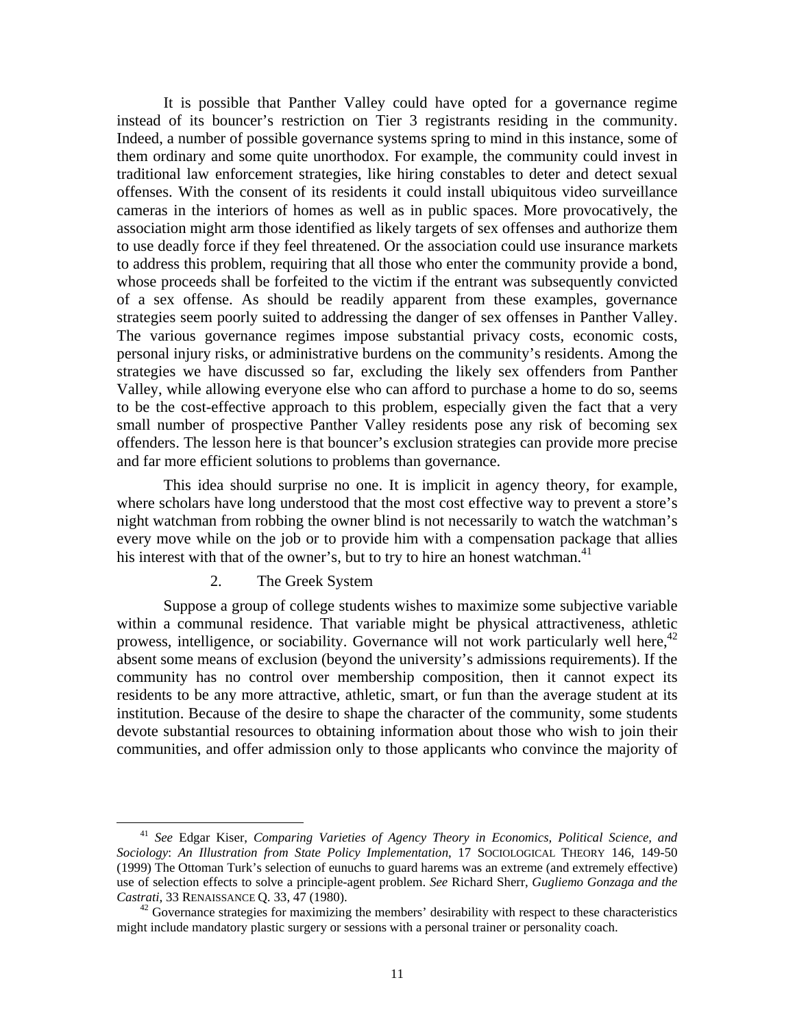It is possible that Panther Valley could have opted for a governance regime instead of its bouncer's restriction on Tier 3 registrants residing in the community. Indeed, a number of possible governance systems spring to mind in this instance, some of them ordinary and some quite unorthodox. For example, the community could invest in traditional law enforcement strategies, like hiring constables to deter and detect sexual offenses. With the consent of its residents it could install ubiquitous video surveillance cameras in the interiors of homes as well as in public spaces. More provocatively, the association might arm those identified as likely targets of sex offenses and authorize them to use deadly force if they feel threatened. Or the association could use insurance markets to address this problem, requiring that all those who enter the community provide a bond, whose proceeds shall be forfeited to the victim if the entrant was subsequently convicted of a sex offense. As should be readily apparent from these examples, governance strategies seem poorly suited to addressing the danger of sex offenses in Panther Valley. The various governance regimes impose substantial privacy costs, economic costs, personal injury risks, or administrative burdens on the community's residents. Among the strategies we have discussed so far, excluding the likely sex offenders from Panther Valley, while allowing everyone else who can afford to purchase a home to do so, seems to be the cost-effective approach to this problem, especially given the fact that a very small number of prospective Panther Valley residents pose any risk of becoming sex offenders. The lesson here is that bouncer's exclusion strategies can provide more precise and far more efficient solutions to problems than governance.

This idea should surprise no one. It is implicit in agency theory, for example, where scholars have long understood that the most cost effective way to prevent a store's night watchman from robbing the owner blind is not necessarily to watch the watchman's every move while on the job or to provide him with a compensation package that allies his interest with that of the owner's, but to try to hire an honest watchman.[41]

### 2. The Greek System

Suppose a group of college students wishes to maximize some subjective variable within a communal residence. That variable might be physical attractiveness, athletic prowess, intelligence, or sociability. Governance will not work particularly well here,[42] absent some means of exclusion (beyond the university's admissions requirements). If the community has no control over membership composition, then it cannot expect its residents to be any more attractive, athletic, smart, or fun than the average student at its institution. Because of the desire to shape the character of the community, some students devote substantial resources to obtaining information about those who wish to join their communities, and offer admission only to those applicants who convince the majority of

---

[41] *See* Edgar Kiser, *Comparing Varieties of Agency Theory in Economics, Political Science, and Sociology*: *An Illustration from State Policy Implementation*, 17 SOCIOLOGICAL THEORY 146, 149-50 (1999) The Ottoman Turk's selection of eunuchs to guard harems was an extreme (and extremely effective) use of selection effects to solve a principle-agent problem. *See* Richard Sherr, *Gugliemo Gonzaga and the Castrati*, 33 RENAISSANCE Q. 33, 47 (1980).

[42] Governance strategies for maximizing the members' desirability with respect to these characteristics might include mandatory plastic surgery or sessions with a personal trainer or personality coach.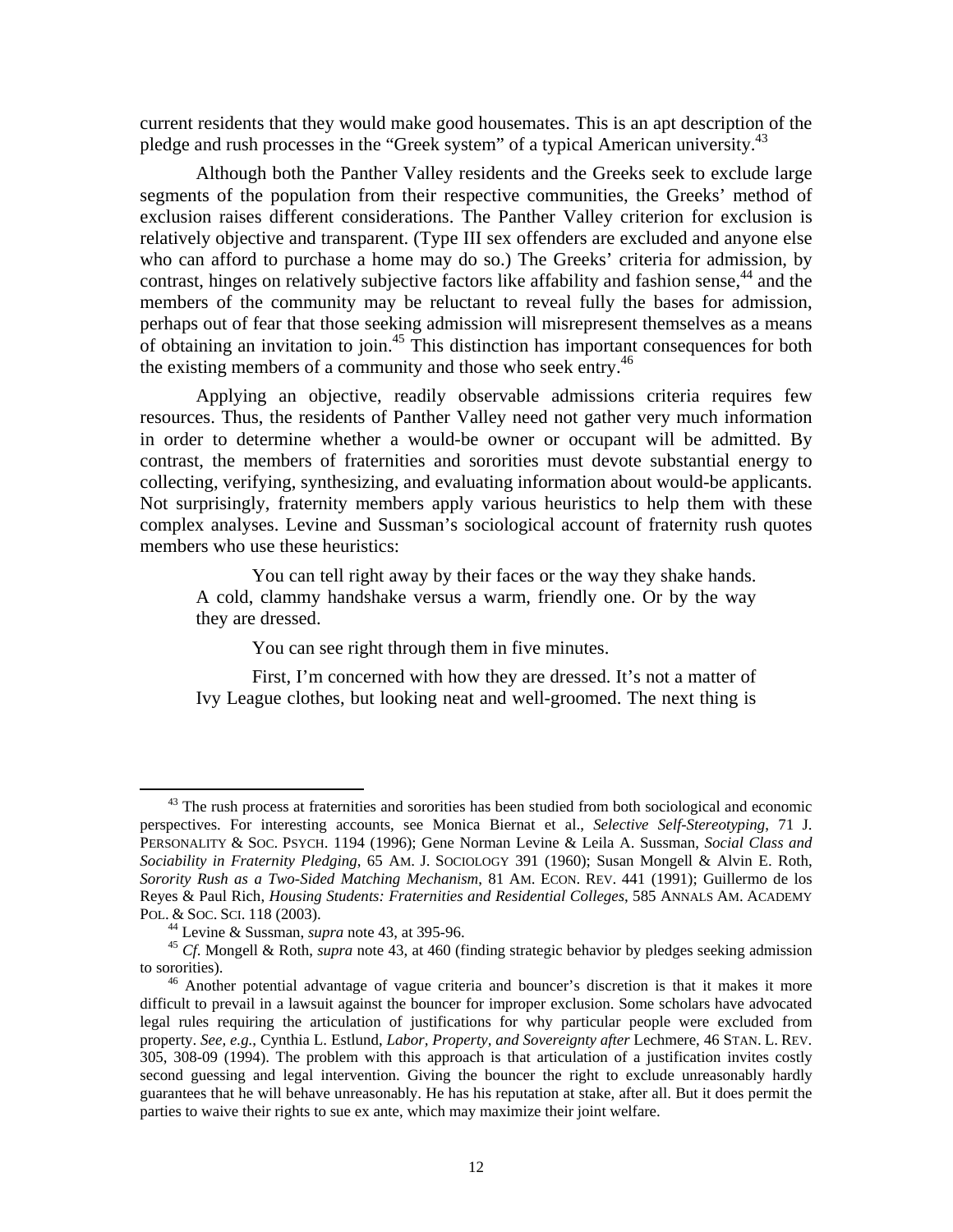current residents that they would make good housemates. This is an apt description of the pledge and rush processes in the "Greek system" of a typical American university.[43]

Although both the Panther Valley residents and the Greeks seek to exclude large segments of the population from their respective communities, the Greeks' method of exclusion raises different considerations. The Panther Valley criterion for exclusion is relatively objective and transparent. (Type III sex offenders are excluded and anyone else who can afford to purchase a home may do so.) The Greeks' criteria for admission, by contrast, hinges on relatively subjective factors like affability and fashion sense,[44] and the members of the community may be reluctant to reveal fully the bases for admission, perhaps out of fear that those seeking admission will misrepresent themselves as a means of obtaining an invitation to join.[45] This distinction has important consequences for both the existing members of a community and those who seek entry.[46]

Applying an objective, readily observable admissions criteria requires few resources. Thus, the residents of Panther Valley need not gather very much information in order to determine whether a would-be owner or occupant will be admitted. By contrast, the members of fraternities and sororities must devote substantial energy to collecting, verifying, synthesizing, and evaluating information about would-be applicants. Not surprisingly, fraternity members apply various heuristics to help them with these complex analyses. Levine and Sussman's sociological account of fraternity rush quotes members who use these heuristics:

> You can tell right away by their faces or the way they shake hands. A cold, clammy handshake versus a warm, friendly one. Or by the way they are dressed.
>
> You can see right through them in five minutes.
>
> First, I'm concerned with how they are dressed. It's not a matter of Ivy League clothes, but looking neat and well-groomed. The next thing is

---

[43] The rush process at fraternities and sororities has been studied from both sociological and economic perspectives. For interesting accounts, see Monica Biernat et al., *Selective Self-Stereotyping*, 71 J. PERSONALITY & SOC. PSYCH. 1194 (1996); Gene Norman Levine & Leila A. Sussman, *Social Class and Sociability in Fraternity Pledging*, 65 AM. J. SOCIOLOGY 391 (1960); Susan Mongell & Alvin E. Roth, *Sorority Rush as a Two-Sided Matching Mechanism*, 81 AM. ECON. REV. 441 (1991); Guillermo de los Reyes & Paul Rich, *Housing Students: Fraternities and Residential Colleges*, 585 ANNALS AM. ACADEMY POL. & SOC. SCI. 118 (2003).

[44] Levine & Sussman, *supra* note 43, at 395-96.

[45] *Cf*. Mongell & Roth, *supra* note 43, at 460 (finding strategic behavior by pledges seeking admission to sororities).

[46] Another potential advantage of vague criteria and bouncer's discretion is that it makes it more difficult to prevail in a lawsuit against the bouncer for improper exclusion. Some scholars have advocated legal rules requiring the articulation of justifications for why particular people were excluded from property. *See, e.g.*, Cynthia L. Estlund, *Labor, Property, and Sovereignty after* Lechmere, 46 STAN. L. REV. 305, 308-09 (1994). The problem with this approach is that articulation of a justification invites costly second guessing and legal intervention. Giving the bouncer the right to exclude unreasonably hardly guarantees that he will behave unreasonably. He has his reputation at stake, after all. But it does permit the parties to waive their rights to sue ex ante, which may maximize their joint welfare.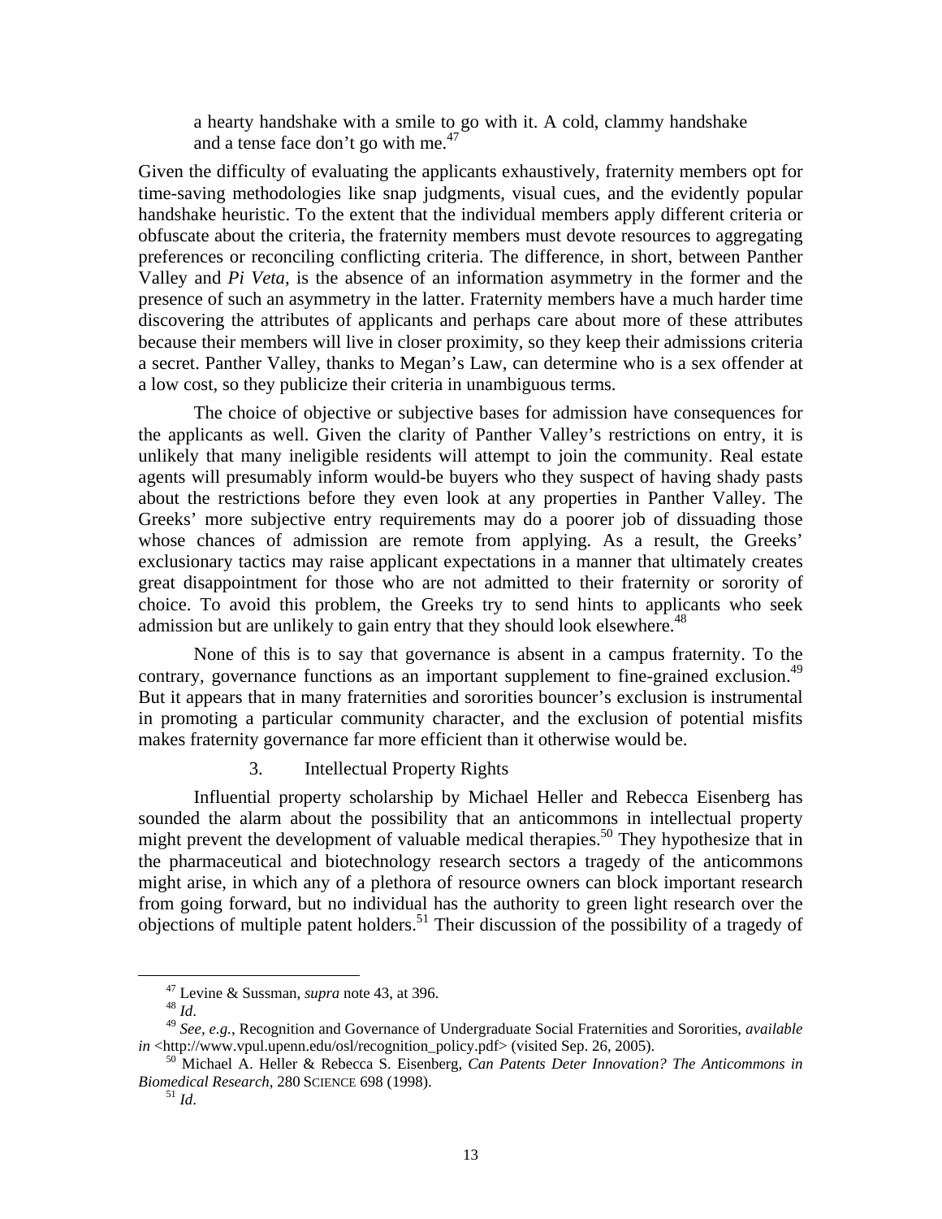> a hearty handshake with a smile to go with it. A cold, clammy handshake and a tense face don't go with me.[47]

Given the difficulty of evaluating the applicants exhaustively, fraternity members opt for time-saving methodologies like snap judgments, visual cues, and the evidently popular handshake heuristic. To the extent that the individual members apply different criteria or obfuscate about the criteria, the fraternity members must devote resources to aggregating preferences or reconciling conflicting criteria. The difference, in short, between Panther Valley and *Pi Veta*, is the absence of an information asymmetry in the former and the presence of such an asymmetry in the latter. Fraternity members have a much harder time discovering the attributes of applicants and perhaps care about more of these attributes because their members will live in closer proximity, so they keep their admissions criteria a secret. Panther Valley, thanks to Megan's Law, can determine who is a sex offender at a low cost, so they publicize their criteria in unambiguous terms.

The choice of objective or subjective bases for admission have consequences for the applicants as well. Given the clarity of Panther Valley's restrictions on entry, it is unlikely that many ineligible residents will attempt to join the community. Real estate agents will presumably inform would-be buyers who they suspect of having shady pasts about the restrictions before they even look at any properties in Panther Valley. The Greeks' more subjective entry requirements may do a poorer job of dissuading those whose chances of admission are remote from applying. As a result, the Greeks' exclusionary tactics may raise applicant expectations in a manner that ultimately creates great disappointment for those who are not admitted to their fraternity or sorority of choice. To avoid this problem, the Greeks try to send hints to applicants who seek admission but are unlikely to gain entry that they should look elsewhere.[48]

None of this is to say that governance is absent in a campus fraternity. To the contrary, governance functions as an important supplement to fine-grained exclusion.[49] But it appears that in many fraternities and sororities bouncer's exclusion is instrumental in promoting a particular community character, and the exclusion of potential misfits makes fraternity governance far more efficient than it otherwise would be.

### 3. Intellectual Property Rights

Influential property scholarship by Michael Heller and Rebecca Eisenberg has sounded the alarm about the possibility that an anticommons in intellectual property might prevent the development of valuable medical therapies.[50] They hypothesize that in the pharmaceutical and biotechnology research sectors a tragedy of the anticommons might arise, in which any of a plethora of resource owners can block important research from going forward, but no individual has the authority to green light research over the objections of multiple patent holders.[51] Their discussion of the possibility of a tragedy of

---

[47] Levine & Sussman, *supra* note 43, at 396.

[48] *Id*.

[49] *See, e.g.*, Recognition and Governance of Undergraduate Social Fraternities and Sororities, *available in* <http://www.vpul.upenn.edu/osl/recognition_policy.pdf> (visited Sep. 26, 2005).

[50] Michael A. Heller & Rebecca S. Eisenberg, *Can Patents Deter Innovation? The Anticommons in Biomedical Research*, 280 SCIENCE 698 (1998).

[51] *Id*.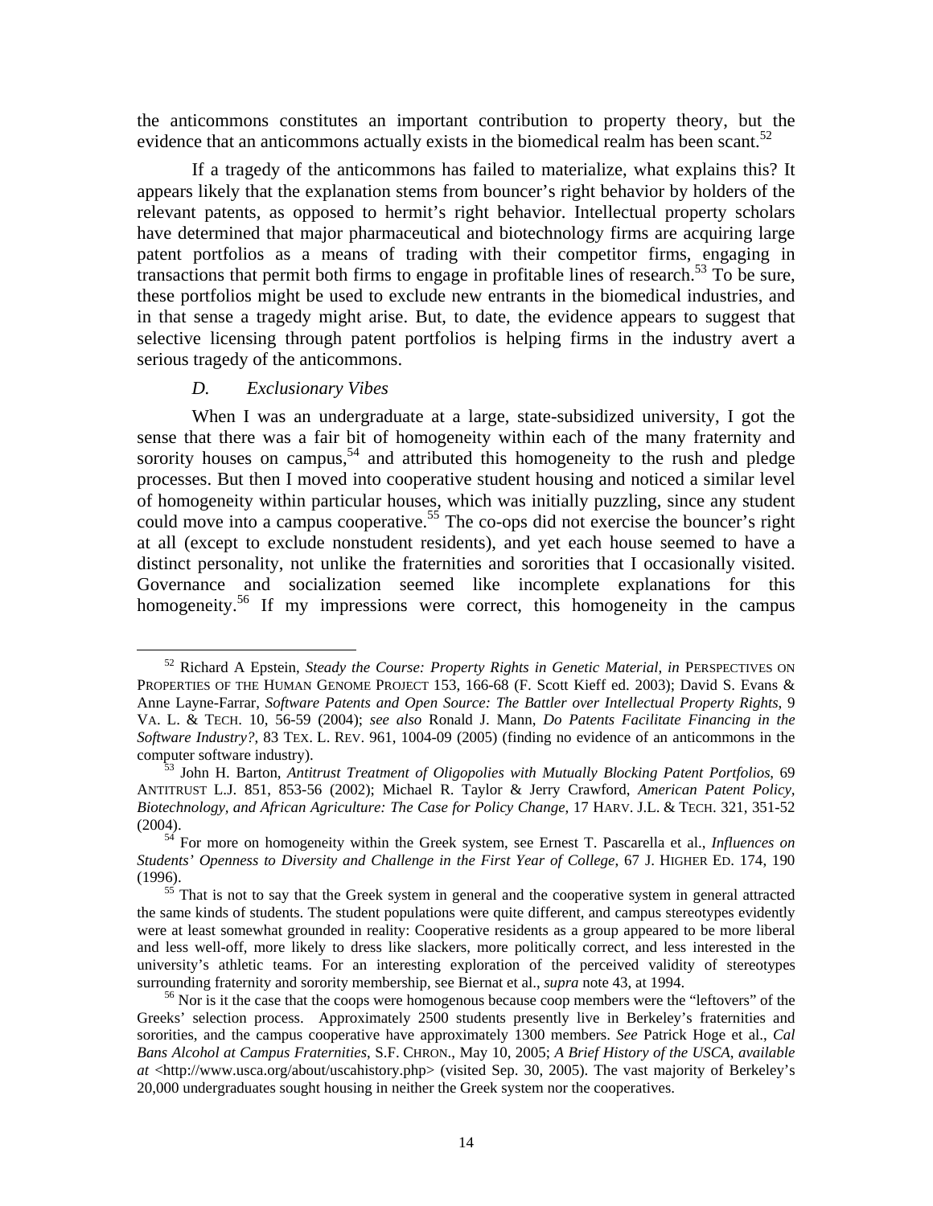the anticommons constitutes an important contribution to property theory, but the evidence that an anticommons actually exists in the biomedical realm has been scant.[52]

If a tragedy of the anticommons has failed to materialize, what explains this? It appears likely that the explanation stems from bouncer's right behavior by holders of the relevant patents, as opposed to hermit's right behavior. Intellectual property scholars have determined that major pharmaceutical and biotechnology firms are acquiring large patent portfolios as a means of trading with their competitor firms, engaging in transactions that permit both firms to engage in profitable lines of research.[53] To be sure, these portfolios might be used to exclude new entrants in the biomedical industries, and in that sense a tragedy might arise. But, to date, the evidence appears to suggest that selective licensing through patent portfolios is helping firms in the industry avert a serious tragedy of the anticommons.

### *D. Exclusionary Vibes*

When I was an undergraduate at a large, state-subsidized university, I got the sense that there was a fair bit of homogeneity within each of the many fraternity and sorority houses on campus,[54] and attributed this homogeneity to the rush and pledge processes. But then I moved into cooperative student housing and noticed a similar level of homogeneity within particular houses, which was initially puzzling, since any student could move into a campus cooperative.[55] The co-ops did not exercise the bouncer's right at all (except to exclude nonstudent residents), and yet each house seemed to have a distinct personality, not unlike the fraternities and sororities that I occasionally visited. Governance and socialization seemed like incomplete explanations for this homogeneity.[56] If my impressions were correct, this homogeneity in the campus

---

[52] Richard A Epstein, *Steady the Course: Property Rights in Genetic Material*, *in* PERSPECTIVES ON PROPERTIES OF THE HUMAN GENOME PROJECT 153, 166-68 (F. Scott Kieff ed. 2003); David S. Evans & Anne Layne-Farrar, *Software Patents and Open Source: The Battler over Intellectual Property Rights*, 9 VA. L. & TECH. 10, 56-59 (2004); *see also* Ronald J. Mann, *Do Patents Facilitate Financing in the Software Industry?*, 83 TEX. L. REV. 961, 1004-09 (2005) (finding no evidence of an anticommons in the computer software industry).

[53] John H. Barton, *Antitrust Treatment of Oligopolies with Mutually Blocking Patent Portfolios*, 69 ANTITRUST L.J. 851, 853-56 (2002); Michael R. Taylor & Jerry Crawford, *American Patent Policy, Biotechnology, and African Agriculture: The Case for Policy Change*, 17 HARV. J.L. & TECH. 321, 351-52 (2004).

[54] For more on homogeneity within the Greek system, see Ernest T. Pascarella et al., *Influences on Students' Openness to Diversity and Challenge in the First Year of College*, 67 J. HIGHER ED. 174, 190 (1996).

[55] That is not to say that the Greek system in general and the cooperative system in general attracted the same kinds of students. The student populations were quite different, and campus stereotypes evidently were at least somewhat grounded in reality: Cooperative residents as a group appeared to be more liberal and less well-off, more likely to dress like slackers, more politically correct, and less interested in the university's athletic teams. For an interesting exploration of the perceived validity of stereotypes surrounding fraternity and sorority membership, see Biernat et al., *supra* note 43, at 1994.

[56] Nor is it the case that the coops were homogenous because coop members were the "leftovers" of the Greeks' selection process. Approximately 2500 students presently live in Berkeley's fraternities and sororities, and the campus cooperative have approximately 1300 members. *See* Patrick Hoge et al., *Cal Bans Alcohol at Campus Fraternities*, S.F. CHRON., May 10, 2005; *A Brief History of the USCA*, *available at* <http://www.usca.org/about/uscahistory.php> (visited Sep. 30, 2005). The vast majority of Berkeley's 20,000 undergraduates sought housing in neither the Greek system nor the cooperatives.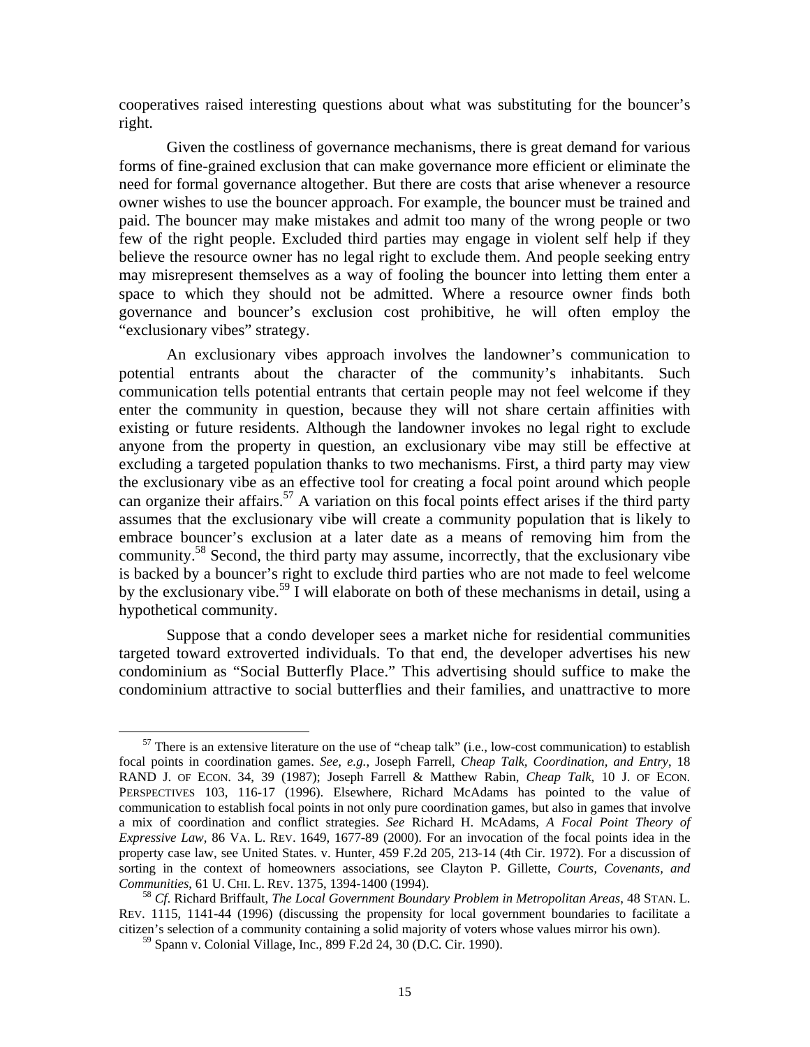cooperatives raised interesting questions about what was substituting for the bouncer's right.

Given the costliness of governance mechanisms, there is great demand for various forms of fine-grained exclusion that can make governance more efficient or eliminate the need for formal governance altogether. But there are costs that arise whenever a resource owner wishes to use the bouncer approach. For example, the bouncer must be trained and paid. The bouncer may make mistakes and admit too many of the wrong people or two few of the right people. Excluded third parties may engage in violent self help if they believe the resource owner has no legal right to exclude them. And people seeking entry may misrepresent themselves as a way of fooling the bouncer into letting them enter a space to which they should not be admitted. Where a resource owner finds both governance and bouncer's exclusion cost prohibitive, he will often employ the "exclusionary vibes" strategy.

An exclusionary vibes approach involves the landowner's communication to potential entrants about the character of the community's inhabitants. Such communication tells potential entrants that certain people may not feel welcome if they enter the community in question, because they will not share certain affinities with existing or future residents. Although the landowner invokes no legal right to exclude anyone from the property in question, an exclusionary vibe may still be effective at excluding a targeted population thanks to two mechanisms. First, a third party may view the exclusionary vibe as an effective tool for creating a focal point around which people can organize their affairs.[57] A variation on this focal points effect arises if the third party assumes that the exclusionary vibe will create a community population that is likely to embrace bouncer's exclusion at a later date as a means of removing him from the community.[58] Second, the third party may assume, incorrectly, that the exclusionary vibe is backed by a bouncer's right to exclude third parties who are not made to feel welcome by the exclusionary vibe.[59] I will elaborate on both of these mechanisms in detail, using a hypothetical community.

Suppose that a condo developer sees a market niche for residential communities targeted toward extroverted individuals. To that end, the developer advertises his new condominium as "Social Butterfly Place." This advertising should suffice to make the condominium attractive to social butterflies and their families, and unattractive to more

---

[57] There is an extensive literature on the use of "cheap talk" (i.e., low-cost communication) to establish focal points in coordination games. *See, e.g.*, Joseph Farrell, *Cheap Talk, Coordination, and Entry*, 18 RAND J. OF ECON. 34, 39 (1987); Joseph Farrell & Matthew Rabin, *Cheap Talk*, 10 J. OF ECON. PERSPECTIVES 103, 116-17 (1996). Elsewhere, Richard McAdams has pointed to the value of communication to establish focal points in not only pure coordination games, but also in games that involve a mix of coordination and conflict strategies. *See* Richard H. McAdams, *A Focal Point Theory of Expressive Law*, 86 VA. L. REV. 1649, 1677-89 (2000). For an invocation of the focal points idea in the property case law, see United States. v. Hunter, 459 F.2d 205, 213-14 (4th Cir. 1972). For a discussion of sorting in the context of homeowners associations, see Clayton P. Gillette, *Courts, Covenants, and Communities*, 61 U. CHI. L. REV. 1375, 1394-1400 (1994).

[58] *Cf.* Richard Briffault, *The Local Government Boundary Problem in Metropolitan Areas*, 48 STAN. L. REV. 1115, 1141-44 (1996) (discussing the propensity for local government boundaries to facilitate a citizen's selection of a community containing a solid majority of voters whose values mirror his own).

[59] Spann v. Colonial Village, Inc., 899 F.2d 24, 30 (D.C. Cir. 1990).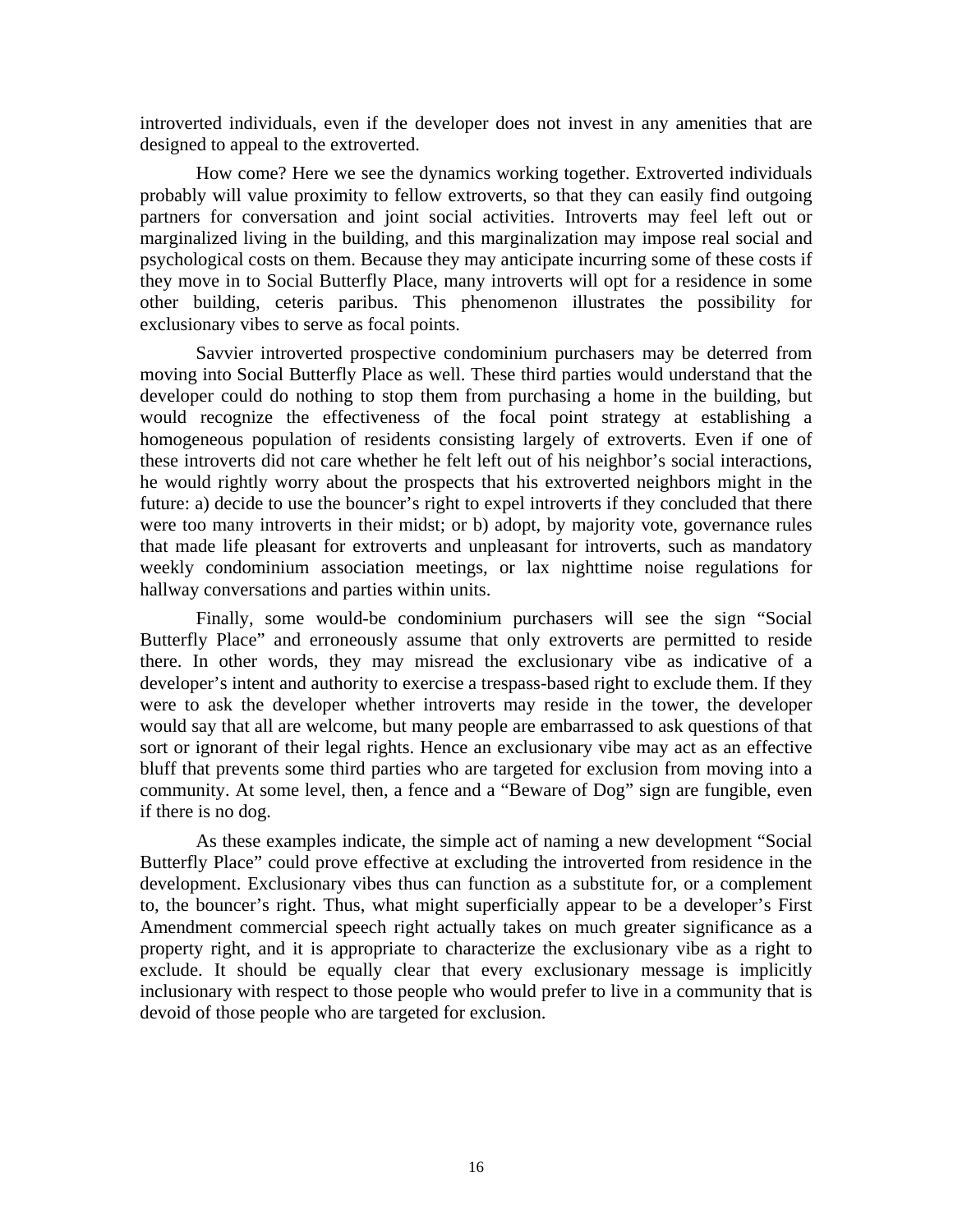introverted individuals, even if the developer does not invest in any amenities that are designed to appeal to the extroverted.

How come? Here we see the dynamics working together. Extroverted individuals probably will value proximity to fellow extroverts, so that they can easily find outgoing partners for conversation and joint social activities. Introverts may feel left out or marginalized living in the building, and this marginalization may impose real social and psychological costs on them. Because they may anticipate incurring some of these costs if they move in to Social Butterfly Place, many introverts will opt for a residence in some other building, ceteris paribus. This phenomenon illustrates the possibility for exclusionary vibes to serve as focal points.

Savvier introverted prospective condominium purchasers may be deterred from moving into Social Butterfly Place as well. These third parties would understand that the developer could do nothing to stop them from purchasing a home in the building, but would recognize the effectiveness of the focal point strategy at establishing a homogeneous population of residents consisting largely of extroverts. Even if one of these introverts did not care whether he felt left out of his neighbor's social interactions, he would rightly worry about the prospects that his extroverted neighbors might in the future: a) decide to use the bouncer's right to expel introverts if they concluded that there were too many introverts in their midst; or b) adopt, by majority vote, governance rules that made life pleasant for extroverts and unpleasant for introverts, such as mandatory weekly condominium association meetings, or lax nighttime noise regulations for hallway conversations and parties within units.

Finally, some would-be condominium purchasers will see the sign "Social Butterfly Place" and erroneously assume that only extroverts are permitted to reside there. In other words, they may misread the exclusionary vibe as indicative of a developer's intent and authority to exercise a trespass-based right to exclude them. If they were to ask the developer whether introverts may reside in the tower, the developer would say that all are welcome, but many people are embarrassed to ask questions of that sort or ignorant of their legal rights. Hence an exclusionary vibe may act as an effective bluff that prevents some third parties who are targeted for exclusion from moving into a community. At some level, then, a fence and a "Beware of Dog" sign are fungible, even if there is no dog.

As these examples indicate, the simple act of naming a new development "Social Butterfly Place" could prove effective at excluding the introverted from residence in the development. Exclusionary vibes thus can function as a substitute for, or a complement to, the bouncer's right. Thus, what might superficially appear to be a developer's First Amendment commercial speech right actually takes on much greater significance as a property right, and it is appropriate to characterize the exclusionary vibe as a right to exclude. It should be equally clear that every exclusionary message is implicitly inclusionary with respect to those people who would prefer to live in a community that is devoid of those people who are targeted for exclusion.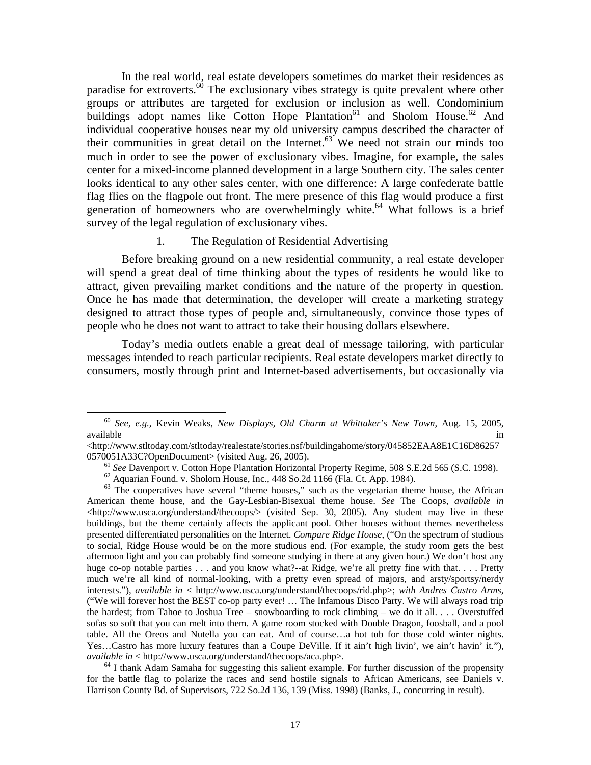In the real world, real estate developers sometimes do market their residences as paradise for extroverts.[60] The exclusionary vibes strategy is quite prevalent where other groups or attributes are targeted for exclusion or inclusion as well. Condominium buildings adopt names like Cotton Hope Plantation[61] and Sholom House.[62] And individual cooperative houses near my old university campus described the character of their communities in great detail on the Internet.[63] We need not strain our minds too much in order to see the power of exclusionary vibes. Imagine, for example, the sales center for a mixed-income planned development in a large Southern city. The sales center looks identical to any other sales center, with one difference: A large confederate battle flag flies on the flagpole out front. The mere presence of this flag would produce a first generation of homeowners who are overwhelmingly white.[64] What follows is a brief survey of the legal regulation of exclusionary vibes.

### 1. The Regulation of Residential Advertising

Before breaking ground on a new residential community, a real estate developer will spend a great deal of time thinking about the types of residents he would like to attract, given prevailing market conditions and the nature of the property in question. Once he has made that determination, the developer will create a marketing strategy designed to attract those types of people and, simultaneously, convince those types of people who he does not want to attract to take their housing dollars elsewhere.

Today's media outlets enable a great deal of message tailoring, with particular messages intended to reach particular recipients. Real estate developers market directly to consumers, mostly through print and Internet-based advertisements, but occasionally via

---

[60] *See, e.g.*, Kevin Weaks, *New Displays, Old Charm at Whittaker's New Town*, Aug. 15, 2005, available in <http://www.stltoday.com/stltoday/realestate/stories.nsf/buildingahome/story/045852EAA8E1C16D862570570051A33C?OpenDocument> (visited Aug. 26, 2005).

[61] *See* Davenport v. Cotton Hope Plantation Horizontal Property Regime, 508 S.E.2d 565 (S.C. 1998).

[62] Aquarian Found. v. Sholom House, Inc., 448 So.2d 1166 (Fla. Ct. App. 1984).

[63] The cooperatives have several "theme houses," such as the vegetarian theme house, the African American theme house, and the Gay-Lesbian-Bisexual theme house. *See* The Coops, *available in* <http://www.usca.org/understand/thecoops/> (visited Sep. 30, 2005). Any student may live in these buildings, but the theme certainly affects the applicant pool. Other houses without themes nevertheless presented differentiated personalities on the Internet. *Compare Ridge House*, ("On the spectrum of studious to social, Ridge House would be on the more studious end. (For example, the study room gets the best afternoon light and you can probably find someone studying in there at any given hour.) We don't host any huge co-op notable parties . . . and you know what?--at Ridge, we're all pretty fine with that. . . . Pretty much we're all kind of normal-looking, with a pretty even spread of majors, and arsty/sportsy/nerdy interests."), *available in* < http://www.usca.org/understand/thecoops/rid.php>; *with Andres Castro Arms*, ("We will forever host the BEST co-op party ever! … The Infamous Disco Party. We will always road trip the hardest; from Tahoe to Joshua Tree – snowboarding to rock climbing – we do it all. . . . Overstuffed sofas so soft that you can melt into them. A game room stocked with Double Dragon, foosball, and a pool table. All the Oreos and Nutella you can eat. And of course…a hot tub for those cold winter nights. Yes…Castro has more luxury features than a Coupe DeVille. If it ain't high livin', we ain't havin' it."), *available in* < http://www.usca.org/understand/thecoops/aca.php>.

[64] I thank Adam Samaha for suggesting this salient example. For further discussion of the propensity for the battle flag to polarize the races and send hostile signals to African Americans, see Daniels v. Harrison County Bd. of Supervisors, 722 So.2d 136, 139 (Miss. 1998) (Banks, J., concurring in result).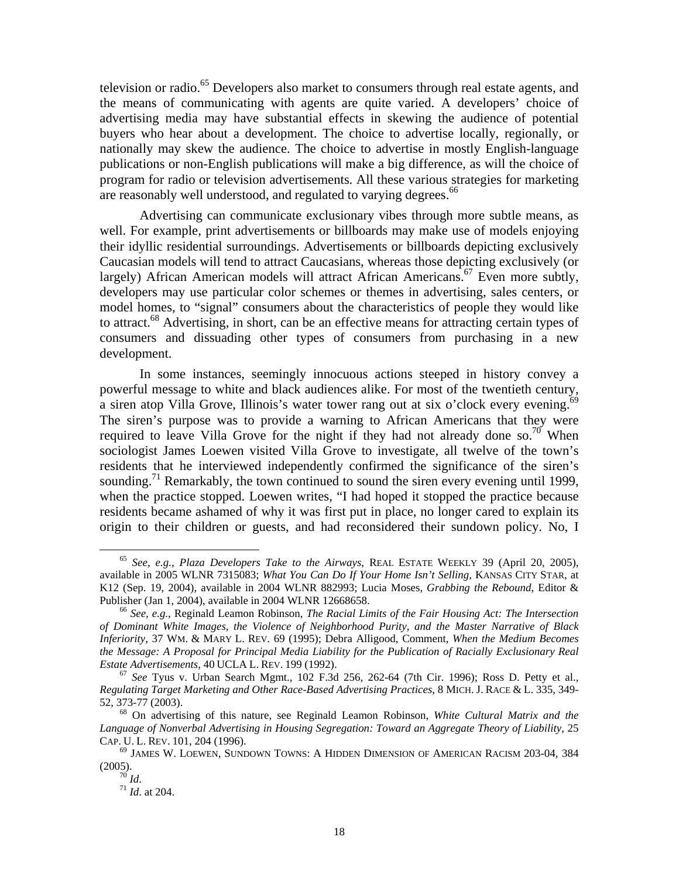television or radio.[65] Developers also market to consumers through real estate agents, and the means of communicating with agents are quite varied. A developers' choice of advertising media may have substantial effects in skewing the audience of potential buyers who hear about a development. The choice to advertise locally, regionally, or nationally may skew the audience. The choice to advertise in mostly English-language publications or non-English publications will make a big difference, as will the choice of program for radio or television advertisements. All these various strategies for marketing are reasonably well understood, and regulated to varying degrees.[66]

Advertising can communicate exclusionary vibes through more subtle means, as well. For example, print advertisements or billboards may make use of models enjoying their idyllic residential surroundings. Advertisements or billboards depicting exclusively Caucasian models will tend to attract Caucasians, whereas those depicting exclusively (or largely) African American models will attract African Americans.[67] Even more subtly, developers may use particular color schemes or themes in advertising, sales centers, or model homes, to "signal" consumers about the characteristics of people they would like to attract.[68] Advertising, in short, can be an effective means for attracting certain types of consumers and dissuading other types of consumers from purchasing in a new development.

In some instances, seemingly innocuous actions steeped in history convey a powerful message to white and black audiences alike. For most of the twentieth century, a siren atop Villa Grove, Illinois's water tower rang out at six o'clock every evening.[69] The siren's purpose was to provide a warning to African Americans that they were required to leave Villa Grove for the night if they had not already done so.[70] When sociologist James Loewen visited Villa Grove to investigate, all twelve of the town's residents that he interviewed independently confirmed the significance of the siren's sounding.[71] Remarkably, the town continued to sound the siren every evening until 1999, when the practice stopped. Loewen writes, "I had hoped it stopped the practice because residents became ashamed of why it was first put in place, no longer cared to explain its origin to their children or guests, and had reconsidered their sundown policy. No, I

---

[65] *See, e.g.*, *Plaza Developers Take to the Airways*, REAL ESTATE WEEKLY 39 (April 20, 2005), available in 2005 WLNR 7315083; *What You Can Do If Your Home Isn't Selling*, KANSAS CITY STAR, at K12 (Sep. 19, 2004), available in 2004 WLNR 882993; Lucia Moses, *Grabbing the Rebound*, Editor & Publisher (Jan 1, 2004), available in 2004 WLNR 12668658.

[66] *See, e.g.*, Reginald Leamon Robinson, *The Racial Limits of the Fair Housing Act: The Intersection of Dominant White Images, the Violence of Neighborhood Purity, and the Master Narrative of Black Inferiority*, 37 WM. & MARY L. REV. 69 (1995); Debra Alligood, Comment, *When the Medium Becomes the Message: A Proposal for Principal Media Liability for the Publication of Racially Exclusionary Real Estate Advertisements*, 40 UCLA L. REV. 199 (1992).

[67] *See* Tyus v. Urban Search Mgmt., 102 F.3d 256, 262-64 (7th Cir. 1996); Ross D. Petty et al., *Regulating Target Marketing and Other Race-Based Advertising Practices*, 8 MICH. J. RACE & L. 335, 349-52, 373-77 (2003).

[68] On advertising of this nature, see Reginald Leamon Robinson, *White Cultural Matrix and the Language of Nonverbal Advertising in Housing Segregation: Toward an Aggregate Theory of Liability*, 25 CAP. U. L. REV. 101, 204 (1996).

[69] JAMES W. LOEWEN, SUNDOWN TOWNS: A HIDDEN DIMENSION OF AMERICAN RACISM 203-04, 384 (2005).

[70] *Id*.

[71] *Id*. at 204.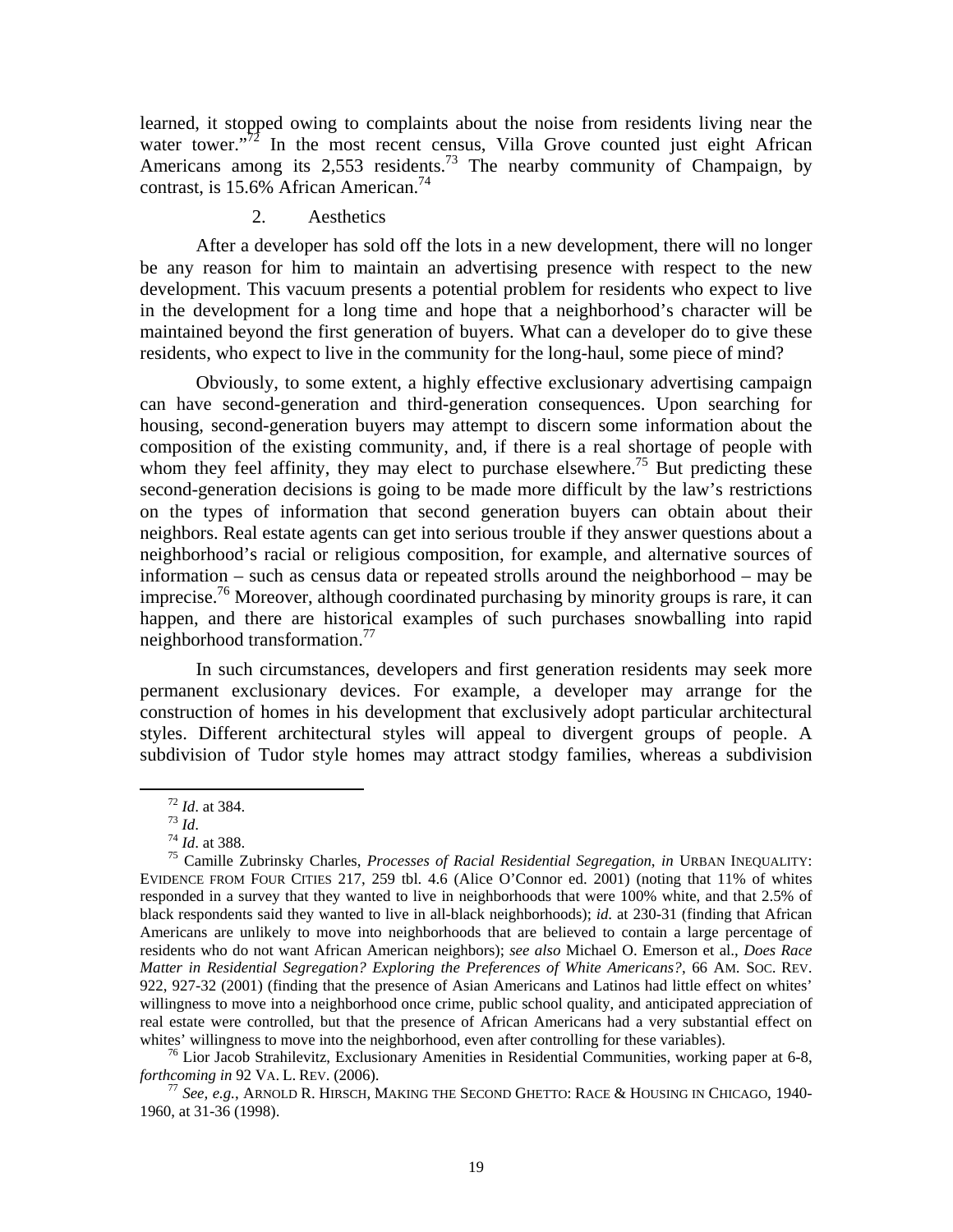learned, it stopped owing to complaints about the noise from residents living near the water tower."[72] In the most recent census, Villa Grove counted just eight African Americans among its 2,553 residents.[73] The nearby community of Champaign, by contrast, is 15.6% African American.[74]

#### 2. Aesthetics

After a developer has sold off the lots in a new development, there will no longer be any reason for him to maintain an advertising presence with respect to the new development. This vacuum presents a potential problem for residents who expect to live in the development for a long time and hope that a neighborhood's character will be maintained beyond the first generation of buyers. What can a developer do to give these residents, who expect to live in the community for the long-haul, some piece of mind?

Obviously, to some extent, a highly effective exclusionary advertising campaign can have second-generation and third-generation consequences. Upon searching for housing, second-generation buyers may attempt to discern some information about the composition of the existing community, and, if there is a real shortage of people with whom they feel affinity, they may elect to purchase elsewhere.[75] But predicting these second-generation decisions is going to be made more difficult by the law's restrictions on the types of information that second generation buyers can obtain about their neighbors. Real estate agents can get into serious trouble if they answer questions about a neighborhood's racial or religious composition, for example, and alternative sources of information – such as census data or repeated strolls around the neighborhood – may be imprecise.[76] Moreover, although coordinated purchasing by minority groups is rare, it can happen, and there are historical examples of such purchases snowballing into rapid neighborhood transformation.[77]

In such circumstances, developers and first generation residents may seek more permanent exclusionary devices. For example, a developer may arrange for the construction of homes in his development that exclusively adopt particular architectural styles. Different architectural styles will appeal to divergent groups of people. A subdivision of Tudor style homes may attract stodgy families, whereas a subdivision

---

[72] *Id*. at 384.

[73] *Id*.

[74] *Id*. at 388.

[75] Camille Zubrinsky Charles, *Processes of Racial Residential Segregation*, *in* URBAN INEQUALITY: EVIDENCE FROM FOUR CITIES 217, 259 tbl. 4.6 (Alice O'Connor ed. 2001) (noting that 11% of whites responded in a survey that they wanted to live in neighborhoods that were 100% white, and that 2.5% of black respondents said they wanted to live in all-black neighborhoods); *id.* at 230-31 (finding that African Americans are unlikely to move into neighborhoods that are believed to contain a large percentage of residents who do not want African American neighbors); *see also* Michael O. Emerson et al., *Does Race Matter in Residential Segregation? Exploring the Preferences of White Americans?*, 66 AM. SOC. REV. 922, 927-32 (2001) (finding that the presence of Asian Americans and Latinos had little effect on whites' willingness to move into a neighborhood once crime, public school quality, and anticipated appreciation of real estate were controlled, but that the presence of African Americans had a very substantial effect on whites' willingness to move into the neighborhood, even after controlling for these variables).

[76] Lior Jacob Strahilevitz, Exclusionary Amenities in Residential Communities, working paper at 6-8, *forthcoming in* 92 VA. L. REV. (2006).

[77] *See, e.g.*, ARNOLD R. HIRSCH, MAKING THE SECOND GHETTO: RACE & HOUSING IN CHICAGO, 1940-1960, at 31-36 (1998).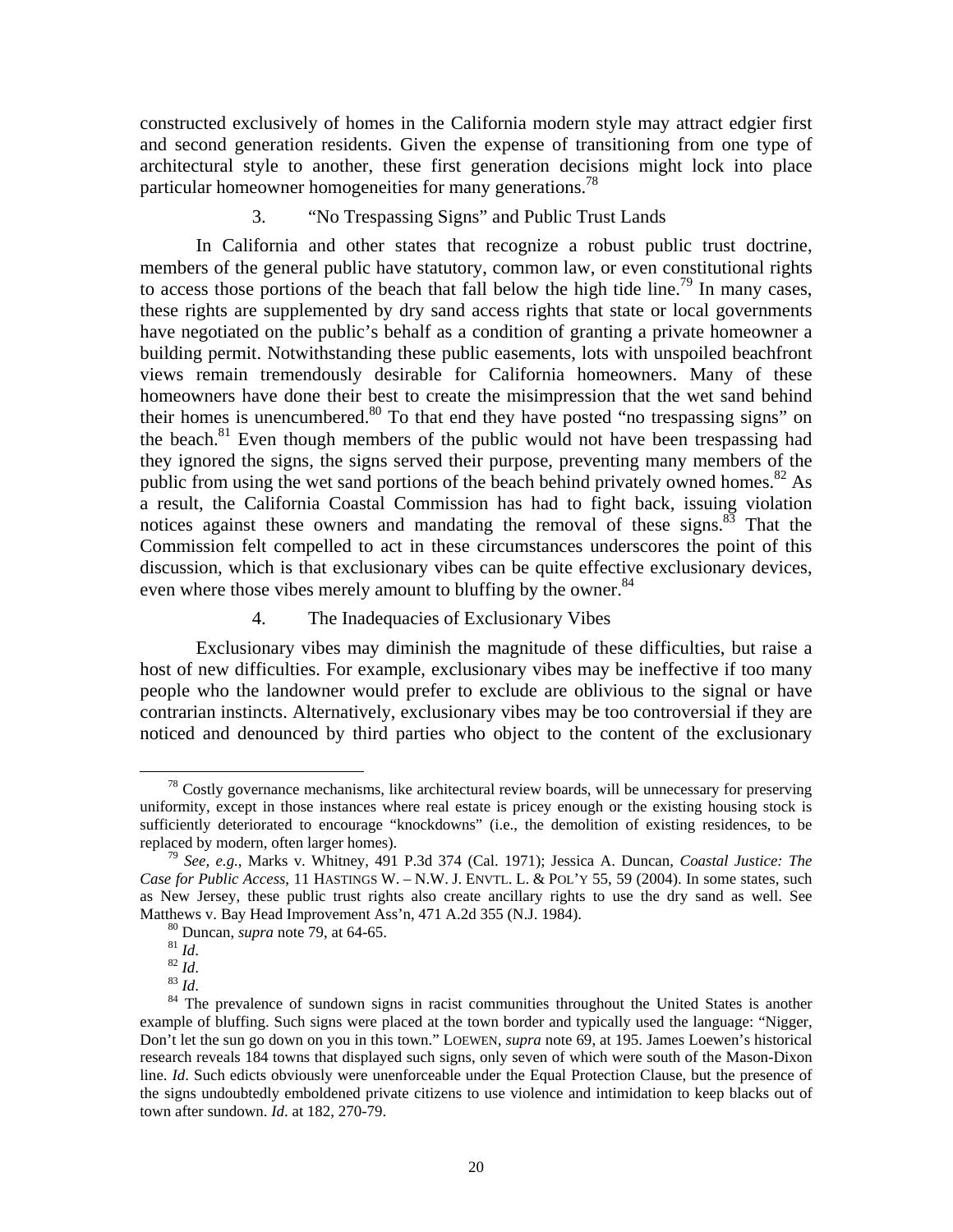constructed exclusively of homes in the California modern style may attract edgier first and second generation residents. Given the expense of transitioning from one type of architectural style to another, these first generation decisions might lock into place particular homeowner homogeneities for many generations.[78]

### 3. "No Trespassing Signs" and Public Trust Lands

In California and other states that recognize a robust public trust doctrine, members of the general public have statutory, common law, or even constitutional rights to access those portions of the beach that fall below the high tide line.[79] In many cases, these rights are supplemented by dry sand access rights that state or local governments have negotiated on the public's behalf as a condition of granting a private homeowner a building permit. Notwithstanding these public easements, lots with unspoiled beachfront views remain tremendously desirable for California homeowners. Many of these homeowners have done their best to create the misimpression that the wet sand behind their homes is unencumbered.[80] To that end they have posted "no trespassing signs" on the beach.[81] Even though members of the public would not have been trespassing had they ignored the signs, the signs served their purpose, preventing many members of the public from using the wet sand portions of the beach behind privately owned homes.[82] As a result, the California Coastal Commission has had to fight back, issuing violation notices against these owners and mandating the removal of these signs.[83] That the Commission felt compelled to act in these circumstances underscores the point of this discussion, which is that exclusionary vibes can be quite effective exclusionary devices, even where those vibes merely amount to bluffing by the owner.[84]

### 4. The Inadequacies of Exclusionary Vibes

Exclusionary vibes may diminish the magnitude of these difficulties, but raise a host of new difficulties. For example, exclusionary vibes may be ineffective if too many people who the landowner would prefer to exclude are oblivious to the signal or have contrarian instincts. Alternatively, exclusionary vibes may be too controversial if they are noticed and denounced by third parties who object to the content of the exclusionary

---

[78] Costly governance mechanisms, like architectural review boards, will be unnecessary for preserving uniformity, except in those instances where real estate is pricey enough or the existing housing stock is sufficiently deteriorated to encourage "knockdowns" (i.e., the demolition of existing residences, to be replaced by modern, often larger homes).

[79] *See, e.g.*, Marks v. Whitney, 491 P.3d 374 (Cal. 1971); Jessica A. Duncan, *Coastal Justice: The Case for Public Access*, 11 HASTINGS W. – N.W. J. ENVTL. L. & POL'Y 55, 59 (2004). In some states, such as New Jersey, these public trust rights also create ancillary rights to use the dry sand as well. See Matthews v. Bay Head Improvement Ass'n, 471 A.2d 355 (N.J. 1984).

[80] Duncan, *supra* note 79, at 64-65.

[81] *Id*.

[82] *Id*.

[83] *Id*.

[84] The prevalence of sundown signs in racist communities throughout the United States is another example of bluffing. Such signs were placed at the town border and typically used the language: "Nigger, Don't let the sun go down on you in this town." LOEWEN, *supra* note 69, at 195. James Loewen's historical research reveals 184 towns that displayed such signs, only seven of which were south of the Mason-Dixon line. *Id*. Such edicts obviously were unenforceable under the Equal Protection Clause, but the presence of the signs undoubtedly emboldened private citizens to use violence and intimidation to keep blacks out of town after sundown. *Id*. at 182, 270-79.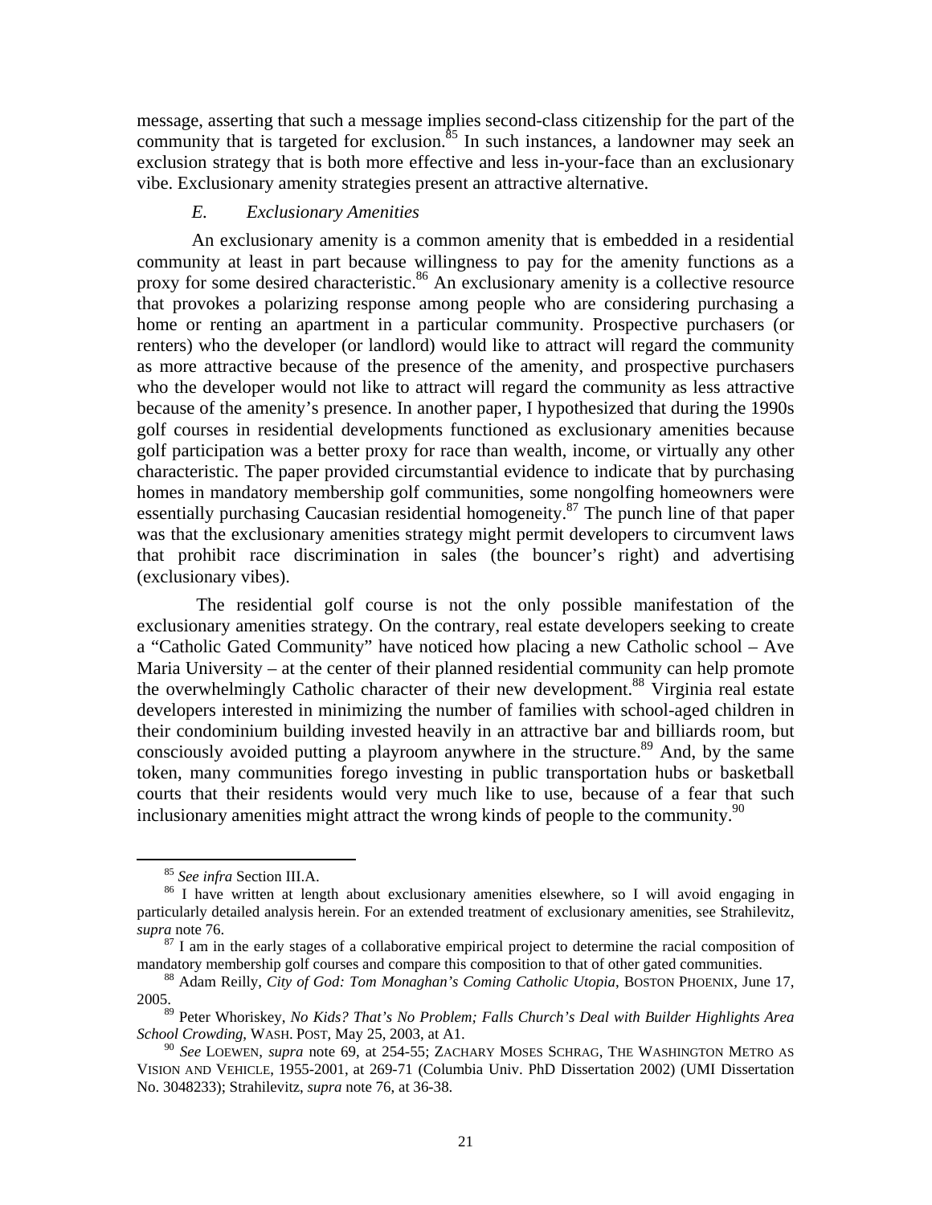message, asserting that such a message implies second-class citizenship for the part of the community that is targeted for exclusion.[85] In such instances, a landowner may seek an exclusion strategy that is both more effective and less in-your-face than an exclusionary vibe. Exclusionary amenity strategies present an attractive alternative.

### *E. Exclusionary Amenities*

An exclusionary amenity is a common amenity that is embedded in a residential community at least in part because willingness to pay for the amenity functions as a proxy for some desired characteristic.[86] An exclusionary amenity is a collective resource that provokes a polarizing response among people who are considering purchasing a home or renting an apartment in a particular community. Prospective purchasers (or renters) who the developer (or landlord) would like to attract will regard the community as more attractive because of the presence of the amenity, and prospective purchasers who the developer would not like to attract will regard the community as less attractive because of the amenity's presence. In another paper, I hypothesized that during the 1990s golf courses in residential developments functioned as exclusionary amenities because golf participation was a better proxy for race than wealth, income, or virtually any other characteristic. The paper provided circumstantial evidence to indicate that by purchasing homes in mandatory membership golf communities, some nongolfing homeowners were essentially purchasing Caucasian residential homogeneity.[87] The punch line of that paper was that the exclusionary amenities strategy might permit developers to circumvent laws that prohibit race discrimination in sales (the bouncer's right) and advertising (exclusionary vibes).

The residential golf course is not the only possible manifestation of the exclusionary amenities strategy. On the contrary, real estate developers seeking to create a "Catholic Gated Community" have noticed how placing a new Catholic school – Ave Maria University – at the center of their planned residential community can help promote the overwhelmingly Catholic character of their new development.[88] Virginia real estate developers interested in minimizing the number of families with school-aged children in their condominium building invested heavily in an attractive bar and billiards room, but consciously avoided putting a playroom anywhere in the structure.[89] And, by the same token, many communities forego investing in public transportation hubs or basketball courts that their residents would very much like to use, because of a fear that such inclusionary amenities might attract the wrong kinds of people to the community.[90]

---

[85] *See infra* Section III.A.

[86] I have written at length about exclusionary amenities elsewhere, so I will avoid engaging in particularly detailed analysis herein. For an extended treatment of exclusionary amenities, see Strahilevitz, *supra* note 76.

[87] I am in the early stages of a collaborative empirical project to determine the racial composition of mandatory membership golf courses and compare this composition to that of other gated communities.

[88] Adam Reilly, *City of God: Tom Monaghan's Coming Catholic Utopia*, BOSTON PHOENIX, June 17, 2005.

[89] Peter Whoriskey, *No Kids? That's No Problem; Falls Church's Deal with Builder Highlights Area School Crowding*, WASH. POST, May 25, 2003, at A1.

[90] *See* LOEWEN, *supra* note 69, at 254-55; ZACHARY MOSES SCHRAG, THE WASHINGTON METRO AS VISION AND VEHICLE, 1955-2001, at 269-71 (Columbia Univ. PhD Dissertation 2002) (UMI Dissertation No. 3048233); Strahilevitz, *supra* note 76, at 36-38.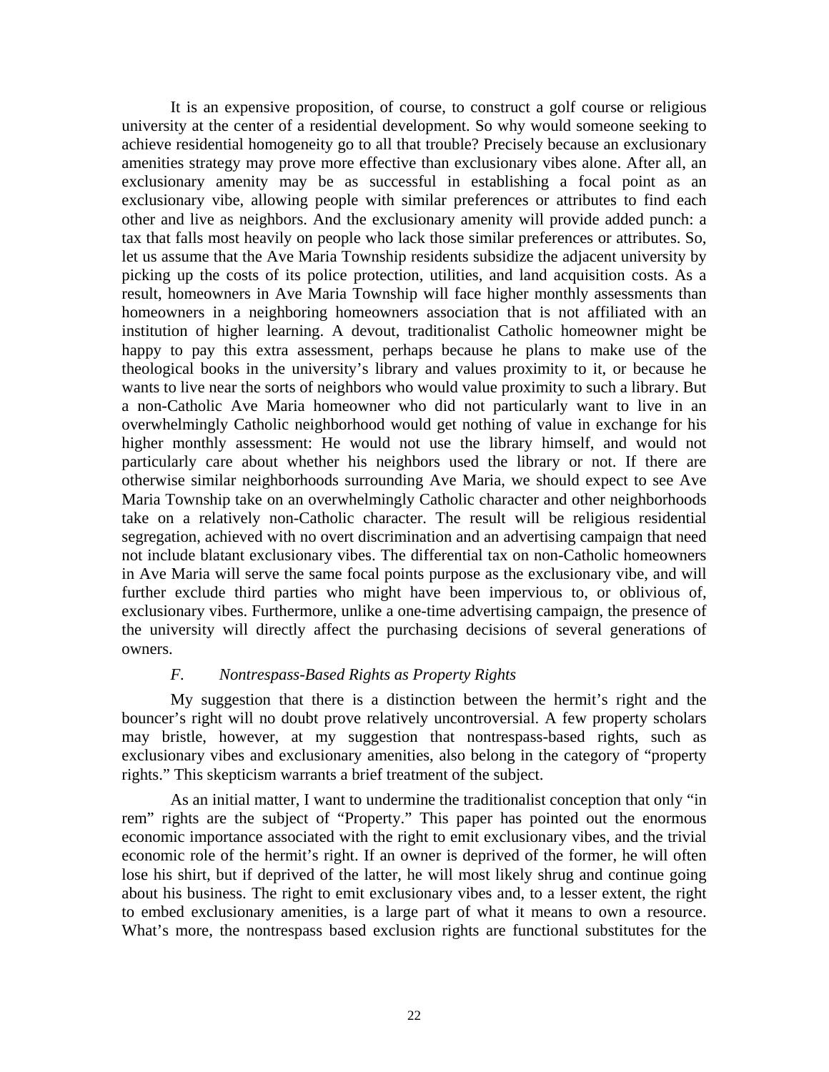It is an expensive proposition, of course, to construct a golf course or religious university at the center of a residential development. So why would someone seeking to achieve residential homogeneity go to all that trouble? Precisely because an exclusionary amenities strategy may prove more effective than exclusionary vibes alone. After all, an exclusionary amenity may be as successful in establishing a focal point as an exclusionary vibe, allowing people with similar preferences or attributes to find each other and live as neighbors. And the exclusionary amenity will provide added punch: a tax that falls most heavily on people who lack those similar preferences or attributes. So, let us assume that the Ave Maria Township residents subsidize the adjacent university by picking up the costs of its police protection, utilities, and land acquisition costs. As a result, homeowners in Ave Maria Township will face higher monthly assessments than homeowners in a neighboring homeowners association that is not affiliated with an institution of higher learning. A devout, traditionalist Catholic homeowner might be happy to pay this extra assessment, perhaps because he plans to make use of the theological books in the university's library and values proximity to it, or because he wants to live near the sorts of neighbors who would value proximity to such a library. But a non-Catholic Ave Maria homeowner who did not particularly want to live in an overwhelmingly Catholic neighborhood would get nothing of value in exchange for his higher monthly assessment: He would not use the library himself, and would not particularly care about whether his neighbors used the library or not. If there are otherwise similar neighborhoods surrounding Ave Maria, we should expect to see Ave Maria Township take on an overwhelmingly Catholic character and other neighborhoods take on a relatively non-Catholic character. The result will be religious residential segregation, achieved with no overt discrimination and an advertising campaign that need not include blatant exclusionary vibes. The differential tax on non-Catholic homeowners in Ave Maria will serve the same focal points purpose as the exclusionary vibe, and will further exclude third parties who might have been impervious to, or oblivious of, exclusionary vibes. Furthermore, unlike a one-time advertising campaign, the presence of the university will directly affect the purchasing decisions of several generations of owners.

### *F. Nontrespass-Based Rights as Property Rights*

My suggestion that there is a distinction between the hermit's right and the bouncer's right will no doubt prove relatively uncontroversial. A few property scholars may bristle, however, at my suggestion that nontrespass-based rights, such as exclusionary vibes and exclusionary amenities, also belong in the category of "property rights." This skepticism warrants a brief treatment of the subject.

As an initial matter, I want to undermine the traditionalist conception that only "in rem" rights are the subject of "Property." This paper has pointed out the enormous economic importance associated with the right to emit exclusionary vibes, and the trivial economic role of the hermit's right. If an owner is deprived of the former, he will often lose his shirt, but if deprived of the latter, he will most likely shrug and continue going about his business. The right to emit exclusionary vibes and, to a lesser extent, the right to embed exclusionary amenities, is a large part of what it means to own a resource. What's more, the nontrespass based exclusion rights are functional substitutes for the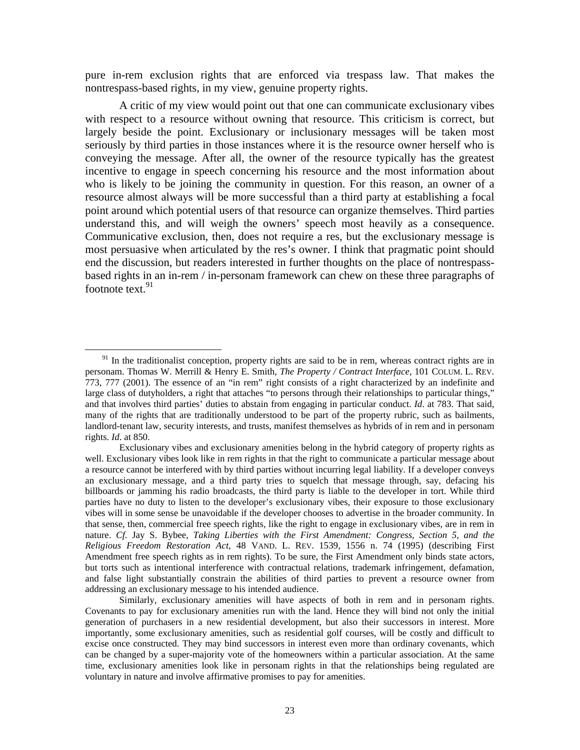pure in-rem exclusion rights that are enforced via trespass law. That makes the nontrespass-based rights, in my view, genuine property rights.

A critic of my view would point out that one can communicate exclusionary vibes with respect to a resource without owning that resource. This criticism is correct, but largely beside the point. Exclusionary or inclusionary messages will be taken most seriously by third parties in those instances where it is the resource owner herself who is conveying the message. After all, the owner of the resource typically has the greatest incentive to engage in speech concerning his resource and the most information about who is likely to be joining the community in question. For this reason, an owner of a resource almost always will be more successful than a third party at establishing a focal point around which potential users of that resource can organize themselves. Third parties understand this, and will weigh the owners' speech most heavily as a consequence. Communicative exclusion, then, does not require a res, but the exclusionary message is most persuasive when articulated by the res's owner. I think that pragmatic point should end the discussion, but readers interested in further thoughts on the place of nontrespass-based rights in an in-rem / in-personam framework can chew on these three paragraphs of footnote text.[91]

---

[91] In the traditionalist conception, property rights are said to be in rem, whereas contract rights are in personam. Thomas W. Merrill & Henry E. Smith, *The Property / Contract Interface*, 101 COLUM. L. REV. 773, 777 (2001). The essence of an "in rem" right consists of a right characterized by an indefinite and large class of dutyholders, a right that attaches "to persons through their relationships to particular things," and that involves third parties' duties to abstain from engaging in particular conduct. *Id*. at 783. That said, many of the rights that are traditionally understood to be part of the property rubric, such as bailments, landlord-tenant law, security interests, and trusts, manifest themselves as hybrids of in rem and in personam rights. *Id*. at 850.

Exclusionary vibes and exclusionary amenities belong in the hybrid category of property rights as well. Exclusionary vibes look like in rem rights in that the right to communicate a particular message about a resource cannot be interfered with by third parties without incurring legal liability. If a developer conveys an exclusionary message, and a third party tries to squelch that message through, say, defacing his billboards or jamming his radio broadcasts, the third party is liable to the developer in tort. While third parties have no duty to listen to the developer's exclusionary vibes, their exposure to those exclusionary vibes will in some sense be unavoidable if the developer chooses to advertise in the broader community. In that sense, then, commercial free speech rights, like the right to engage in exclusionary vibes, are in rem in nature. *Cf.* Jay S. Bybee, *Taking Liberties with the First Amendment: Congress, Section 5, and the Religious Freedom Restoration Act*, 48 VAND. L. REV. 1539, 1556 n. 74 (1995) (describing First Amendment free speech rights as in rem rights). To be sure, the First Amendment only binds state actors, but torts such as intentional interference with contractual relations, trademark infringement, defamation, and false light substantially constrain the abilities of third parties to prevent a resource owner from addressing an exclusionary message to his intended audience.

Similarly, exclusionary amenities will have aspects of both in rem and in personam rights. Covenants to pay for exclusionary amenities run with the land. Hence they will bind not only the initial generation of purchasers in a new residential development, but also their successors in interest. More importantly, some exclusionary amenities, such as residential golf courses, will be costly and difficult to excise once constructed. They may bind successors in interest even more than ordinary covenants, which can be changed by a super-majority vote of the homeowners within a particular association. At the same time, exclusionary amenities look like in personam rights in that the relationships being regulated are voluntary in nature and involve affirmative promises to pay for amenities.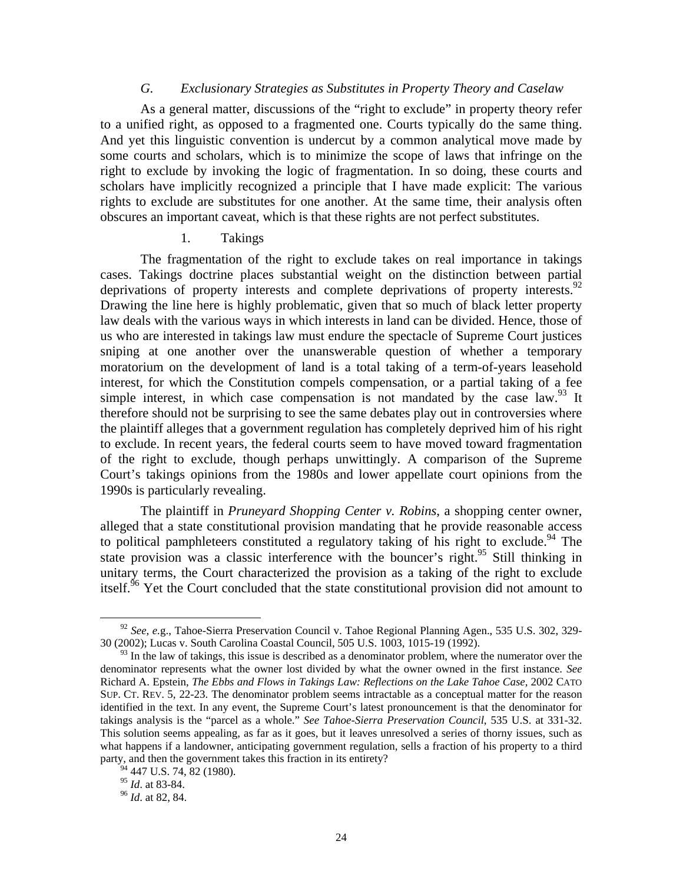### *G. Exclusionary Strategies as Substitutes in Property Theory and Caselaw*

As a general matter, discussions of the "right to exclude" in property theory refer to a unified right, as opposed to a fragmented one. Courts typically do the same thing. And yet this linguistic convention is undercut by a common analytical move made by some courts and scholars, which is to minimize the scope of laws that infringe on the right to exclude by invoking the logic of fragmentation. In so doing, these courts and scholars have implicitly recognized a principle that I have made explicit: The various rights to exclude are substitutes for one another. At the same time, their analysis often obscures an important caveat, which is that these rights are not perfect substitutes.

#### 1. Takings

The fragmentation of the right to exclude takes on real importance in takings cases. Takings doctrine places substantial weight on the distinction between partial deprivations of property interests and complete deprivations of property interests.[92] Drawing the line here is highly problematic, given that so much of black letter property law deals with the various ways in which interests in land can be divided. Hence, those of us who are interested in takings law must endure the spectacle of Supreme Court justices sniping at one another over the unanswerable question of whether a temporary moratorium on the development of land is a total taking of a term-of-years leasehold interest, for which the Constitution compels compensation, or a partial taking of a fee simple interest, in which case compensation is not mandated by the case law.[93] It therefore should not be surprising to see the same debates play out in controversies where the plaintiff alleges that a government regulation has completely deprived him of his right to exclude. In recent years, the federal courts seem to have moved toward fragmentation of the right to exclude, though perhaps unwittingly. A comparison of the Supreme Court's takings opinions from the 1980s and lower appellate court opinions from the 1990s is particularly revealing.

The plaintiff in *Pruneyard Shopping Center v. Robins*, a shopping center owner, alleged that a state constitutional provision mandating that he provide reasonable access to political pamphleteers constituted a regulatory taking of his right to exclude.[94] The state provision was a classic interference with the bouncer's right.[95] Still thinking in unitary terms, the Court characterized the provision as a taking of the right to exclude itself.[96] Yet the Court concluded that the state constitutional provision did not amount to

---

[92] *See, e.g.*, Tahoe-Sierra Preservation Council v. Tahoe Regional Planning Agen., 535 U.S. 302, 329-30 (2002); Lucas v. South Carolina Coastal Council, 505 U.S. 1003, 1015-19 (1992).

[93] In the law of takings, this issue is described as a denominator problem, where the numerator over the denominator represents what the owner lost divided by what the owner owned in the first instance. *See* Richard A. Epstein, *The Ebbs and Flows in Takings Law: Reflections on the Lake Tahoe Case*, 2002 CATO SUP. CT. REV. 5, 22-23. The denominator problem seems intractable as a conceptual matter for the reason identified in the text. In any event, the Supreme Court's latest pronouncement is that the denominator for takings analysis is the "parcel as a whole." *See Tahoe-Sierra Preservation Council*, 535 U.S. at 331-32. This solution seems appealing, as far as it goes, but it leaves unresolved a series of thorny issues, such as what happens if a landowner, anticipating government regulation, sells a fraction of his property to a third party, and then the government takes this fraction in its entirety?

[94] 447 U.S. 74, 82 (1980).

[95] *Id*. at 83-84.

[96] *Id*. at 82, 84.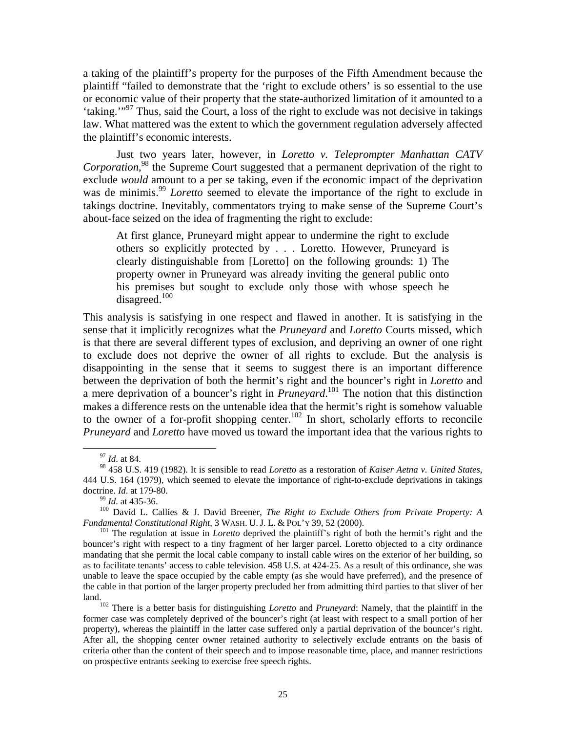a taking of the plaintiff's property for the purposes of the Fifth Amendment because the plaintiff "failed to demonstrate that the 'right to exclude others' is so essential to the use or economic value of their property that the state-authorized limitation of it amounted to a 'taking.'"[97] Thus, said the Court, a loss of the right to exclude was not decisive in takings law. What mattered was the extent to which the government regulation adversely affected the plaintiff's economic interests.

Just two years later, however, in *Loretto v. Teleprompter Manhattan CATV Corporation*,[98] the Supreme Court suggested that a permanent deprivation of the right to exclude *would* amount to a per se taking, even if the economic impact of the deprivation was de minimis.[99] *Loretto* seemed to elevate the importance of the right to exclude in takings doctrine. Inevitably, commentators trying to make sense of the Supreme Court's about-face seized on the idea of fragmenting the right to exclude:

> At first glance, Pruneyard might appear to undermine the right to exclude others so explicitly protected by . . . Loretto. However, Pruneyard is clearly distinguishable from [Loretto] on the following grounds: 1) The property owner in Pruneyard was already inviting the general public onto his premises but sought to exclude only those with whose speech he disagreed.[100]

This analysis is satisfying in one respect and flawed in another. It is satisfying in the sense that it implicitly recognizes what the *Pruneyard* and *Loretto* Courts missed, which is that there are several different types of exclusion, and depriving an owner of one right to exclude does not deprive the owner of all rights to exclude. But the analysis is disappointing in the sense that it seems to suggest there is an important difference between the deprivation of both the hermit's right and the bouncer's right in *Loretto* and a mere deprivation of a bouncer's right in *Pruneyard*.[101] The notion that this distinction makes a difference rests on the untenable idea that the hermit's right is somehow valuable to the owner of a for-profit shopping center.[102] In short, scholarly efforts to reconcile *Pruneyard* and *Loretto* have moved us toward the important idea that the various rights to

---

[97] *Id*. at 84.

[98] 458 U.S. 419 (1982). It is sensible to read *Loretto* as a restoration of *Kaiser Aetna v. United States*, 444 U.S. 164 (1979), which seemed to elevate the importance of right-to-exclude deprivations in takings doctrine. *Id*. at 179-80.

[99] *Id*. at 435-36.

[100] David L. Callies & J. David Breener, *The Right to Exclude Others from Private Property: A Fundamental Constitutional Right*, 3 WASH. U. J. L. & POL'Y 39, 52 (2000).

[101] The regulation at issue in *Loretto* deprived the plaintiff's right of both the hermit's right and the bouncer's right with respect to a tiny fragment of her larger parcel. Loretto objected to a city ordinance mandating that she permit the local cable company to install cable wires on the exterior of her building, so as to facilitate tenants' access to cable television. 458 U.S. at 424-25. As a result of this ordinance, she was unable to leave the space occupied by the cable empty (as she would have preferred), and the presence of the cable in that portion of the larger property precluded her from admitting third parties to that sliver of her land.

[102] There is a better basis for distinguishing *Loretto* and *Pruneyard*: Namely, that the plaintiff in the former case was completely deprived of the bouncer's right (at least with respect to a small portion of her property), whereas the plaintiff in the latter case suffered only a partial deprivation of the bouncer's right. After all, the shopping center owner retained authority to selectively exclude entrants on the basis of criteria other than the content of their speech and to impose reasonable time, place, and manner restrictions on prospective entrants seeking to exercise free speech rights.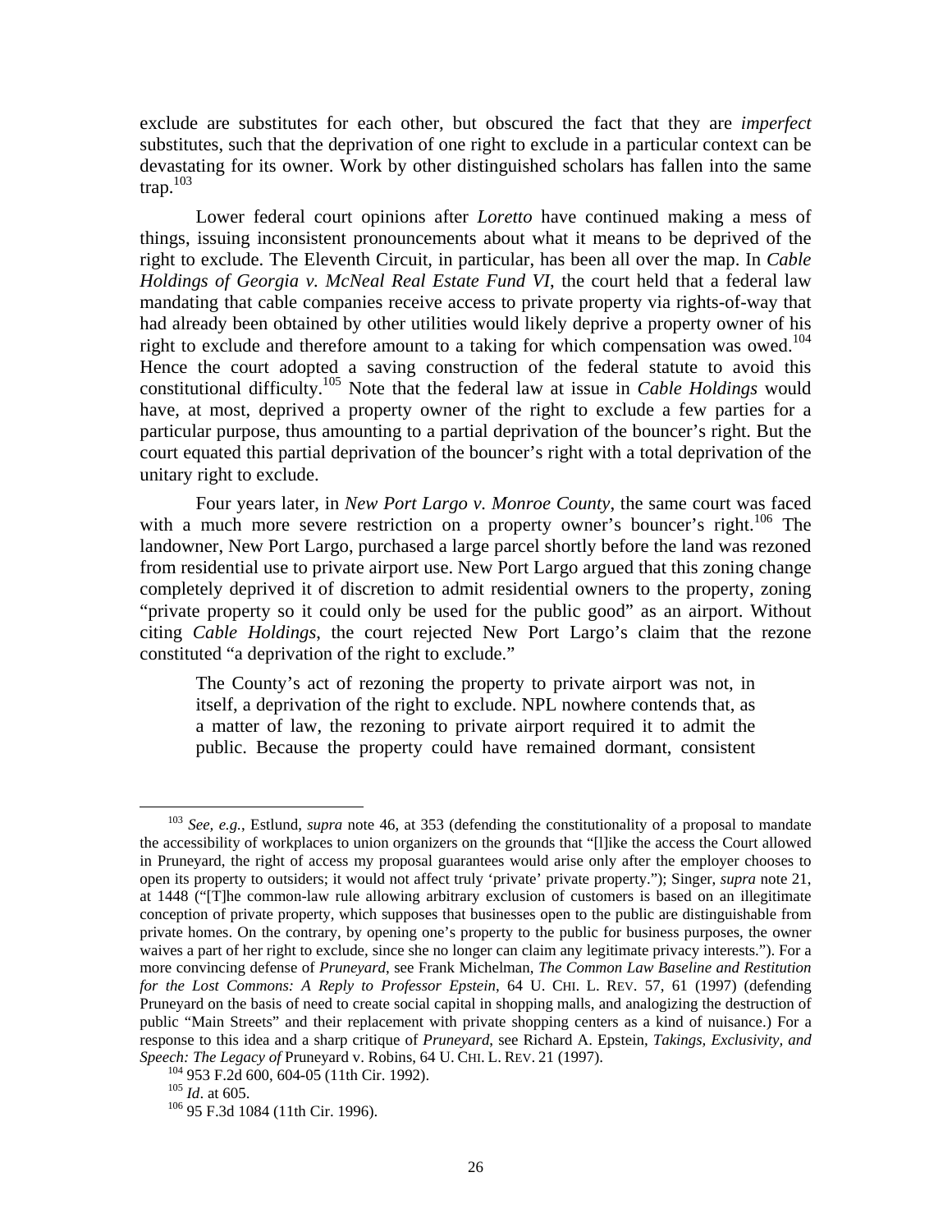exclude are substitutes for each other, but obscured the fact that they are *imperfect* substitutes, such that the deprivation of one right to exclude in a particular context can be devastating for its owner. Work by other distinguished scholars has fallen into the same trap.[103]

Lower federal court opinions after *Loretto* have continued making a mess of things, issuing inconsistent pronouncements about what it means to be deprived of the right to exclude. The Eleventh Circuit, in particular, has been all over the map. In *Cable Holdings of Georgia v. McNeal Real Estate Fund VI*, the court held that a federal law mandating that cable companies receive access to private property via rights-of-way that had already been obtained by other utilities would likely deprive a property owner of his right to exclude and therefore amount to a taking for which compensation was owed.[104] Hence the court adopted a saving construction of the federal statute to avoid this constitutional difficulty.[105] Note that the federal law at issue in *Cable Holdings* would have, at most, deprived a property owner of the right to exclude a few parties for a particular purpose, thus amounting to a partial deprivation of the bouncer's right. But the court equated this partial deprivation of the bouncer's right with a total deprivation of the unitary right to exclude.

Four years later, in *New Port Largo v. Monroe County*, the same court was faced with a much more severe restriction on a property owner's bouncer's right.[106] The landowner, New Port Largo, purchased a large parcel shortly before the land was rezoned from residential use to private airport use. New Port Largo argued that this zoning change completely deprived it of discretion to admit residential owners to the property, zoning "private property so it could only be used for the public good" as an airport. Without citing *Cable Holdings*, the court rejected New Port Largo's claim that the rezone constituted "a deprivation of the right to exclude."

> The County's act of rezoning the property to private airport was not, in itself, a deprivation of the right to exclude. NPL nowhere contends that, as a matter of law, the rezoning to private airport required it to admit the public. Because the property could have remained dormant, consistent

---

[103] *See, e.g.*, Estlund, *supra* note 46, at 353 (defending the constitutionality of a proposal to mandate the accessibility of workplaces to union organizers on the grounds that "[l]ike the access the Court allowed in Pruneyard, the right of access my proposal guarantees would arise only after the employer chooses to open its property to outsiders; it would not affect truly 'private' private property."); Singer, *supra* note 21, at 1448 ("[T]he common-law rule allowing arbitrary exclusion of customers is based on an illegitimate conception of private property, which supposes that businesses open to the public are distinguishable from private homes. On the contrary, by opening one's property to the public for business purposes, the owner waives a part of her right to exclude, since she no longer can claim any legitimate privacy interests."). For a more convincing defense of *Pruneyard*, see Frank Michelman, *The Common Law Baseline and Restitution for the Lost Commons: A Reply to Professor Epstein*, 64 U. CHI. L. REV. 57, 61 (1997) (defending Pruneyard on the basis of need to create social capital in shopping malls, and analogizing the destruction of public "Main Streets" and their replacement with private shopping centers as a kind of nuisance.) For a response to this idea and a sharp critique of *Pruneyard*, see Richard A. Epstein, *Takings, Exclusivity, and Speech: The Legacy of* Pruneyard v. Robins, 64 U. CHI. L. REV. 21 (1997).

[104] 953 F.2d 600, 604-05 (11th Cir. 1992).

[105] *Id*. at 605.

[106] 95 F.3d 1084 (11th Cir. 1996).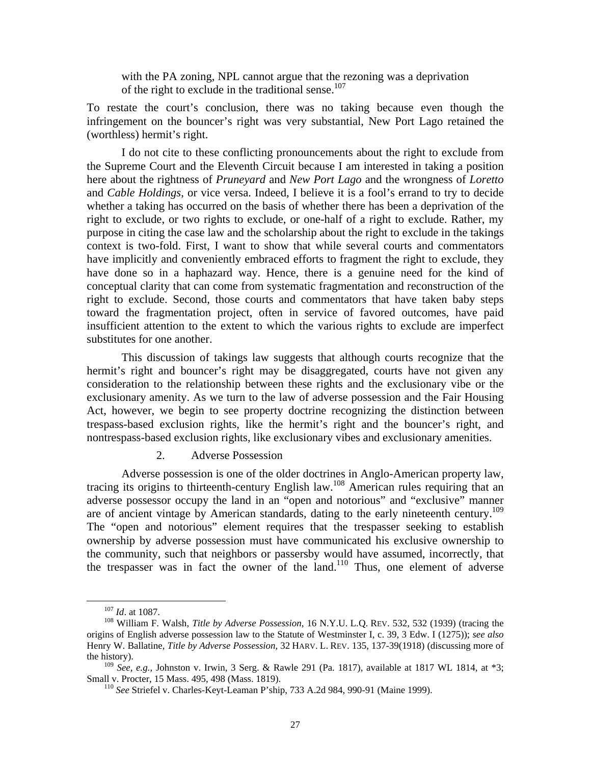> with the PA zoning, NPL cannot argue that the rezoning was a deprivation of the right to exclude in the traditional sense.[107]

To restate the court's conclusion, there was no taking because even though the infringement on the bouncer's right was very substantial, New Port Lago retained the (worthless) hermit's right.

I do not cite to these conflicting pronouncements about the right to exclude from the Supreme Court and the Eleventh Circuit because I am interested in taking a position here about the rightness of *Pruneyard* and *New Port Lago* and the wrongness of *Loretto* and *Cable Holdings*, or vice versa. Indeed, I believe it is a fool's errand to try to decide whether a taking has occurred on the basis of whether there has been a deprivation of the right to exclude, or two rights to exclude, or one-half of a right to exclude. Rather, my purpose in citing the case law and the scholarship about the right to exclude in the takings context is two-fold. First, I want to show that while several courts and commentators have implicitly and conveniently embraced efforts to fragment the right to exclude, they have done so in a haphazard way. Hence, there is a genuine need for the kind of conceptual clarity that can come from systematic fragmentation and reconstruction of the right to exclude. Second, those courts and commentators that have taken baby steps toward the fragmentation project, often in service of favored outcomes, have paid insufficient attention to the extent to which the various rights to exclude are imperfect substitutes for one another.

This discussion of takings law suggests that although courts recognize that the hermit's right and bouncer's right may be disaggregated, courts have not given any consideration to the relationship between these rights and the exclusionary vibe or the exclusionary amenity. As we turn to the law of adverse possession and the Fair Housing Act, however, we begin to see property doctrine recognizing the distinction between trespass-based exclusion rights, like the hermit's right and the bouncer's right, and nontrespass-based exclusion rights, like exclusionary vibes and exclusionary amenities.

### 2. Adverse Possession

Adverse possession is one of the older doctrines in Anglo-American property law, tracing its origins to thirteenth-century English law.[108] American rules requiring that an adverse possessor occupy the land in an "open and notorious" and "exclusive" manner are of ancient vintage by American standards, dating to the early nineteenth century.[109] The "open and notorious" element requires that the trespasser seeking to establish ownership by adverse possession must have communicated his exclusive ownership to the community, such that neighbors or passersby would have assumed, incorrectly, that the trespasser was in fact the owner of the land.[110] Thus, one element of adverse

---

[107] *Id*. at 1087.

[108] William F. Walsh, *Title by Adverse Possession*, 16 N.Y.U. L.Q. REV. 532, 532 (1939) (tracing the origins of English adverse possession law to the Statute of Westminster I, c. 39, 3 Edw. I (1275)); *see also* Henry W. Ballatine, *Title by Adverse Possession*, 32 HARV. L. REV. 135, 137-39(1918) (discussing more of the history).

[109] *See, e.g.*, Johnston v. Irwin, 3 Serg. & Rawle 291 (Pa. 1817), available at 1817 WL 1814, at *3; Small v. Procter, 15 Mass. 495, 498 (Mass. 1819).

[110] *See* Striefel v. Charles-Keyt-Leaman P'ship, 733 A.2d 984, 990-91 (Maine 1999).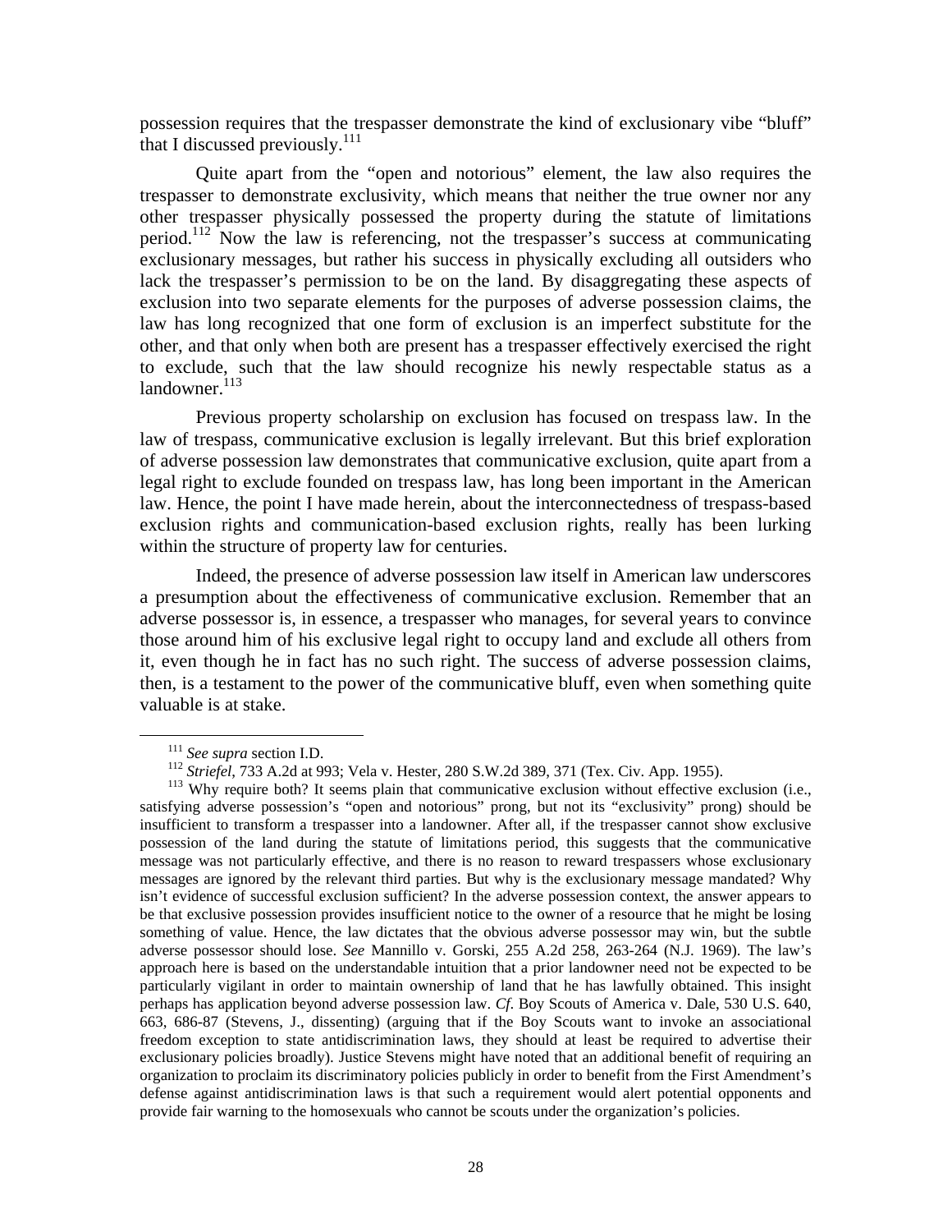possession requires that the trespasser demonstrate the kind of exclusionary vibe "bluff" that I discussed previously.[111]

Quite apart from the "open and notorious" element, the law also requires the trespasser to demonstrate exclusivity, which means that neither the true owner nor any other trespasser physically possessed the property during the statute of limitations period.[112] Now the law is referencing, not the trespasser's success at communicating exclusionary messages, but rather his success in physically excluding all outsiders who lack the trespasser's permission to be on the land. By disaggregating these aspects of exclusion into two separate elements for the purposes of adverse possession claims, the law has long recognized that one form of exclusion is an imperfect substitute for the other, and that only when both are present has a trespasser effectively exercised the right to exclude, such that the law should recognize his newly respectable status as a landowner.[113]

Previous property scholarship on exclusion has focused on trespass law. In the law of trespass, communicative exclusion is legally irrelevant. But this brief exploration of adverse possession law demonstrates that communicative exclusion, quite apart from a legal right to exclude founded on trespass law, has long been important in the American law. Hence, the point I have made herein, about the interconnectedness of trespass-based exclusion rights and communication-based exclusion rights, really has been lurking within the structure of property law for centuries.

Indeed, the presence of adverse possession law itself in American law underscores a presumption about the effectiveness of communicative exclusion. Remember that an adverse possessor is, in essence, a trespasser who manages, for several years to convince those around him of his exclusive legal right to occupy land and exclude all others from it, even though he in fact has no such right. The success of adverse possession claims, then, is a testament to the power of the communicative bluff, even when something quite valuable is at stake.

---

[111] *See supra* section I.D.

[112] *Striefel*, 733 A.2d at 993; Vela v. Hester, 280 S.W.2d 389, 371 (Tex. Civ. App. 1955).

[113] Why require both? It seems plain that communicative exclusion without effective exclusion (i.e., satisfying adverse possession's "open and notorious" prong, but not its "exclusivity" prong) should be insufficient to transform a trespasser into a landowner. After all, if the trespasser cannot show exclusive possession of the land during the statute of limitations period, this suggests that the communicative message was not particularly effective, and there is no reason to reward trespassers whose exclusionary messages are ignored by the relevant third parties. But why is the exclusionary message mandated? Why isn't evidence of successful exclusion sufficient? In the adverse possession context, the answer appears to be that exclusive possession provides insufficient notice to the owner of a resource that he might be losing something of value. Hence, the law dictates that the obvious adverse possessor may win, but the subtle adverse possessor should lose. *See* Mannillo v. Gorski, 255 A.2d 258, 263-264 (N.J. 1969). The law's approach here is based on the understandable intuition that a prior landowner need not be expected to be particularly vigilant in order to maintain ownership of land that he has lawfully obtained. This insight perhaps has application beyond adverse possession law. *Cf*. Boy Scouts of America v. Dale, 530 U.S. 640, 663, 686-87 (Stevens, J., dissenting) (arguing that if the Boy Scouts want to invoke an associational freedom exception to state antidiscrimination laws, they should at least be required to advertise their exclusionary policies broadly). Justice Stevens might have noted that an additional benefit of requiring an organization to proclaim its discriminatory policies publicly in order to benefit from the First Amendment's defense against antidiscrimination laws is that such a requirement would alert potential opponents and provide fair warning to the homosexuals who cannot be scouts under the organization's policies.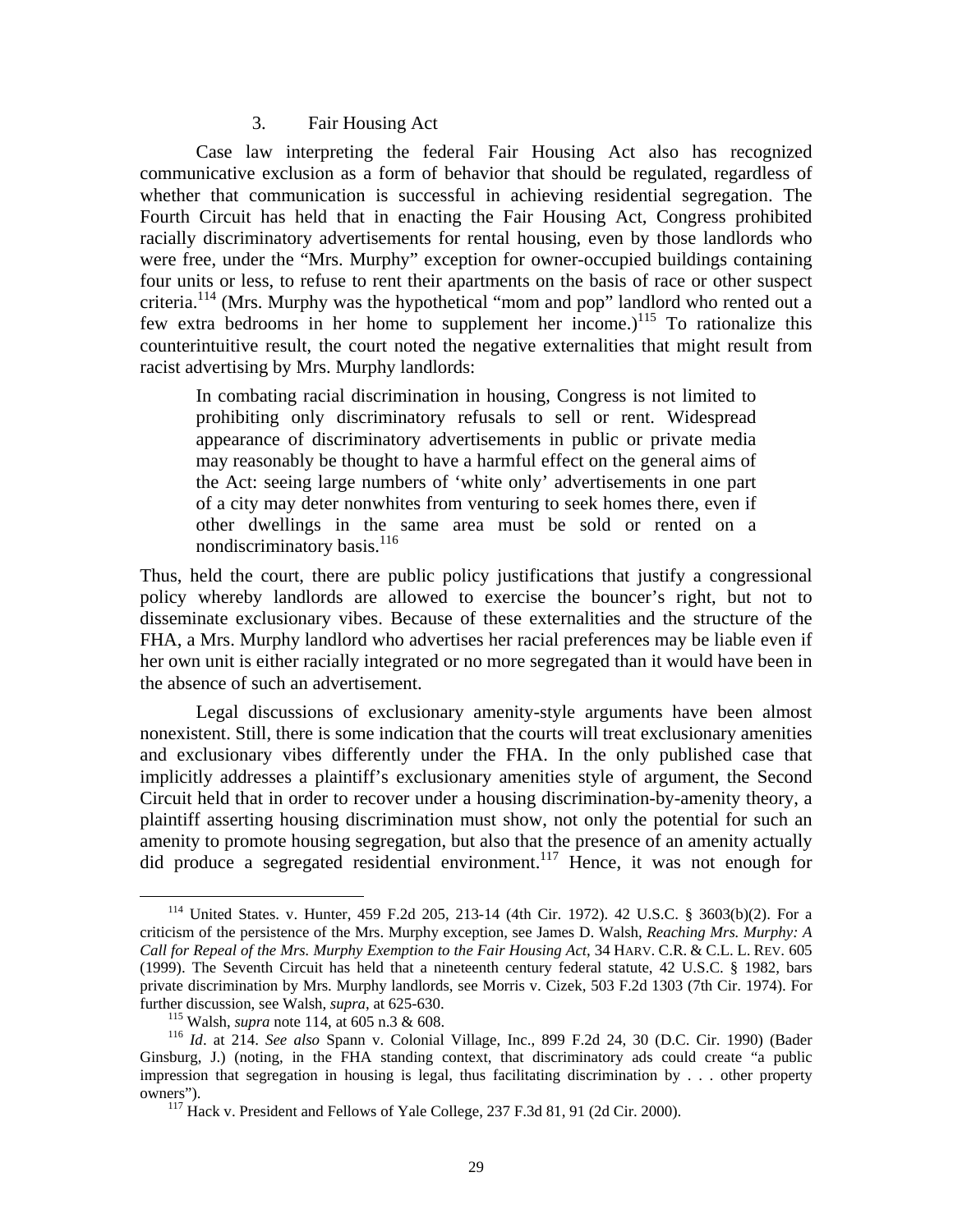### 3. Fair Housing Act

Case law interpreting the federal Fair Housing Act also has recognized communicative exclusion as a form of behavior that should be regulated, regardless of whether that communication is successful in achieving residential segregation. The Fourth Circuit has held that in enacting the Fair Housing Act, Congress prohibited racially discriminatory advertisements for rental housing, even by those landlords who were free, under the "Mrs. Murphy" exception for owner-occupied buildings containing four units or less, to refuse to rent their apartments on the basis of race or other suspect criteria.[114] (Mrs. Murphy was the hypothetical "mom and pop" landlord who rented out a few extra bedrooms in her home to supplement her income.)[115] To rationalize this counterintuitive result, the court noted the negative externalities that might result from racist advertising by Mrs. Murphy landlords:

> In combating racial discrimination in housing, Congress is not limited to prohibiting only discriminatory refusals to sell or rent. Widespread appearance of discriminatory advertisements in public or private media may reasonably be thought to have a harmful effect on the general aims of the Act: seeing large numbers of 'white only' advertisements in one part of a city may deter nonwhites from venturing to seek homes there, even if other dwellings in the same area must be sold or rented on a nondiscriminatory basis.[116]

Thus, held the court, there are public policy justifications that justify a congressional policy whereby landlords are allowed to exercise the bouncer's right, but not to disseminate exclusionary vibes. Because of these externalities and the structure of the FHA, a Mrs. Murphy landlord who advertises her racial preferences may be liable even if her own unit is either racially integrated or no more segregated than it would have been in the absence of such an advertisement.

Legal discussions of exclusionary amenity-style arguments have been almost nonexistent. Still, there is some indication that the courts will treat exclusionary amenities and exclusionary vibes differently under the FHA. In the only published case that implicitly addresses a plaintiff's exclusionary amenities style of argument, the Second Circuit held that in order to recover under a housing discrimination-by-amenity theory, a plaintiff asserting housing discrimination must show, not only the potential for such an amenity to promote housing segregation, but also that the presence of an amenity actually did produce a segregated residential environment.[117] Hence, it was not enough for

---

[114] United States. v. Hunter, 459 F.2d 205, 213-14 (4th Cir. 1972). 42 U.S.C. § 3603(b)(2). For a criticism of the persistence of the Mrs. Murphy exception, see James D. Walsh, *Reaching Mrs. Murphy: A Call for Repeal of the Mrs. Murphy Exemption to the Fair Housing Act*, 34 HARV. C.R. & C.L. L. REV. 605 (1999). The Seventh Circuit has held that a nineteenth century federal statute, 42 U.S.C. § 1982, bars private discrimination by Mrs. Murphy landlords, see Morris v. Cizek, 503 F.2d 1303 (7th Cir. 1974). For further discussion, see Walsh, *supra*, at 625-630.

[115] Walsh, *supra* note 114, at 605 n.3 & 608.

[116] *Id*. at 214. *See also* Spann v. Colonial Village, Inc., 899 F.2d 24, 30 (D.C. Cir. 1990) (Bader Ginsburg, J.) (noting, in the FHA standing context, that discriminatory ads could create "a public impression that segregation in housing is legal, thus facilitating discrimination by . . . other property owners").

[117] Hack v. President and Fellows of Yale College, 237 F.3d 81, 91 (2d Cir. 2000).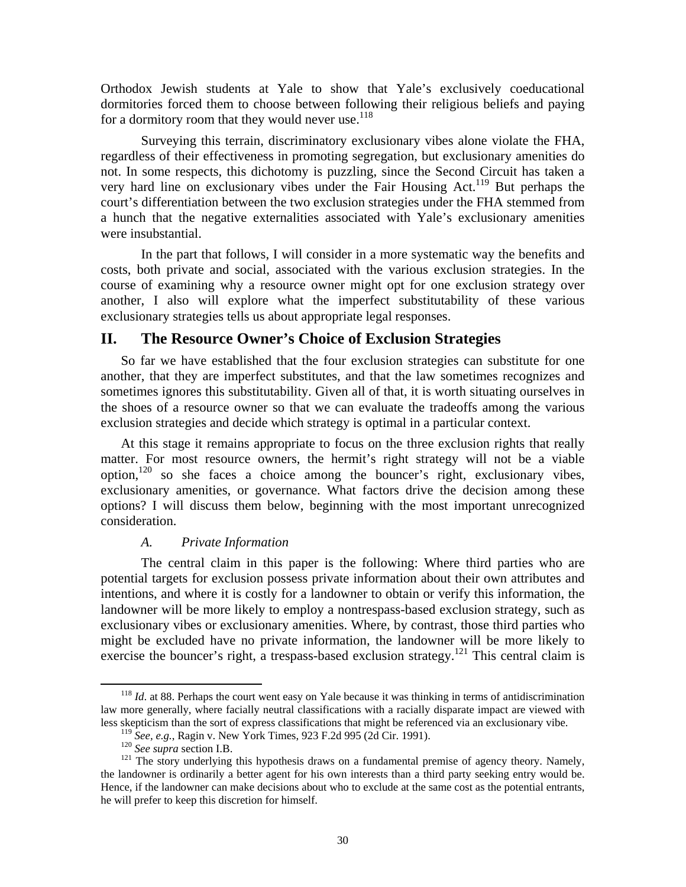Orthodox Jewish students at Yale to show that Yale's exclusively coeducational dormitories forced them to choose between following their religious beliefs and paying for a dormitory room that they would never use.[118]

Surveying this terrain, discriminatory exclusionary vibes alone violate the FHA, regardless of their effectiveness in promoting segregation, but exclusionary amenities do not. In some respects, this dichotomy is puzzling, since the Second Circuit has taken a very hard line on exclusionary vibes under the Fair Housing Act.[119] But perhaps the court's differentiation between the two exclusion strategies under the FHA stemmed from a hunch that the negative externalities associated with Yale's exclusionary amenities were insubstantial.

In the part that follows, I will consider in a more systematic way the benefits and costs, both private and social, associated with the various exclusion strategies. In the course of examining why a resource owner might opt for one exclusion strategy over another, I also will explore what the imperfect substitutability of these various exclusionary strategies tells us about appropriate legal responses.

## II. The Resource Owner's Choice of Exclusion Strategies

So far we have established that the four exclusion strategies can substitute for one another, that they are imperfect substitutes, and that the law sometimes recognizes and sometimes ignores this substitutability. Given all of that, it is worth situating ourselves in the shoes of a resource owner so that we can evaluate the tradeoffs among the various exclusion strategies and decide which strategy is optimal in a particular context.

At this stage it remains appropriate to focus on the three exclusion rights that really matter. For most resource owners, the hermit's right strategy will not be a viable option,[120] so she faces a choice among the bouncer's right, exclusionary vibes, exclusionary amenities, or governance. What factors drive the decision among these options? I will discuss them below, beginning with the most important unrecognized consideration.

### *A. Private Information*

The central claim in this paper is the following: Where third parties who are potential targets for exclusion possess private information about their own attributes and intentions, and where it is costly for a landowner to obtain or verify this information, the landowner will be more likely to employ a nontrespass-based exclusion strategy, such as exclusionary vibes or exclusionary amenities. Where, by contrast, those third parties who might be excluded have no private information, the landowner will be more likely to exercise the bouncer's right, a trespass-based exclusion strategy.[121] This central claim is

[118] *Id*. at 88. Perhaps the court went easy on Yale because it was thinking in terms of antidiscrimination law more generally, where facially neutral classifications with a racially disparate impact are viewed with less skepticism than the sort of express classifications that might be referenced via an exclusionary vibe.

[119] *See, e.g.*, Ragin v. New York Times, 923 F.2d 995 (2d Cir. 1991).

[120] *See supra* section I.B.

[121] The story underlying this hypothesis draws on a fundamental premise of agency theory. Namely, the landowner is ordinarily a better agent for his own interests than a third party seeking entry would be. Hence, if the landowner can make decisions about who to exclude at the same cost as the potential entrants, he will prefer to keep this discretion for himself.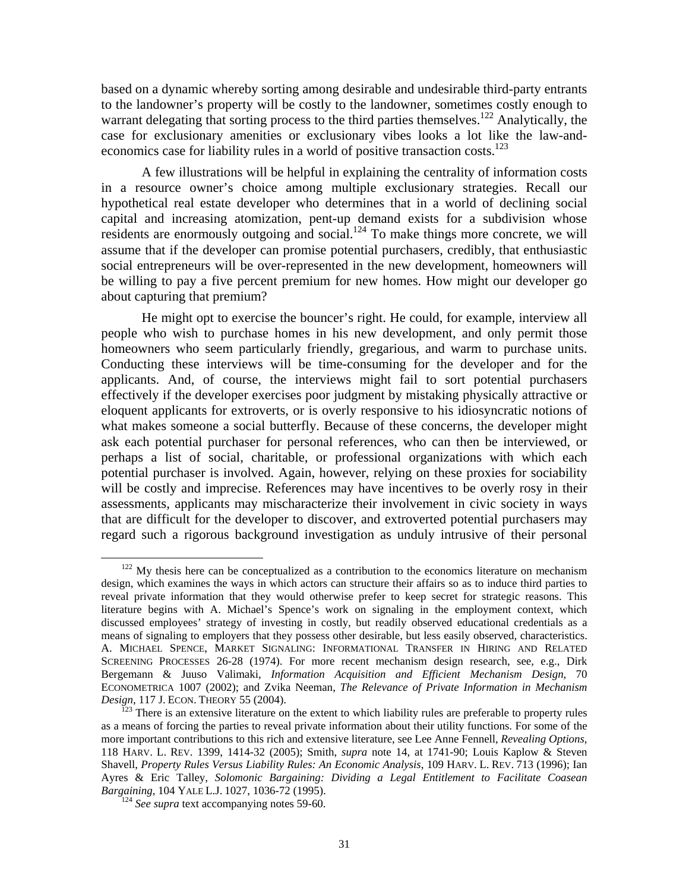based on a dynamic whereby sorting among desirable and undesirable third-party entrants to the landowner's property will be costly to the landowner, sometimes costly enough to warrant delegating that sorting process to the third parties themselves.[122] Analytically, the case for exclusionary amenities or exclusionary vibes looks a lot like the law-and-economics case for liability rules in a world of positive transaction costs.[123]

A few illustrations will be helpful in explaining the centrality of information costs in a resource owner's choice among multiple exclusionary strategies. Recall our hypothetical real estate developer who determines that in a world of declining social capital and increasing atomization, pent-up demand exists for a subdivision whose residents are enormously outgoing and social.[124] To make things more concrete, we will assume that if the developer can promise potential purchasers, credibly, that enthusiastic social entrepreneurs will be over-represented in the new development, homeowners will be willing to pay a five percent premium for new homes. How might our developer go about capturing that premium?

He might opt to exercise the bouncer's right. He could, for example, interview all people who wish to purchase homes in his new development, and only permit those homeowners who seem particularly friendly, gregarious, and warm to purchase units. Conducting these interviews will be time-consuming for the developer and for the applicants. And, of course, the interviews might fail to sort potential purchasers effectively if the developer exercises poor judgment by mistaking physically attractive or eloquent applicants for extroverts, or is overly responsive to his idiosyncratic notions of what makes someone a social butterfly. Because of these concerns, the developer might ask each potential purchaser for personal references, who can then be interviewed, or perhaps a list of social, charitable, or professional organizations with which each potential purchaser is involved. Again, however, relying on these proxies for sociability will be costly and imprecise. References may have incentives to be overly rosy in their assessments, applicants may mischaracterize their involvement in civic society in ways that are difficult for the developer to discover, and extroverted potential purchasers may regard such a rigorous background investigation as unduly intrusive of their personal

---

[122] My thesis here can be conceptualized as a contribution to the economics literature on mechanism design, which examines the ways in which actors can structure their affairs so as to induce third parties to reveal private information that they would otherwise prefer to keep secret for strategic reasons. This literature begins with A. Michael's Spence's work on signaling in the employment context, which discussed employees' strategy of investing in costly, but readily observed educational credentials as a means of signaling to employers that they possess other desirable, but less easily observed, characteristics. A. MICHAEL SPENCE, MARKET SIGNALING: INFORMATIONAL TRANSFER IN HIRING AND RELATED SCREENING PROCESSES 26-28 (1974). For more recent mechanism design research, see, e.g., Dirk Bergemann & Juuso Valimaki, *Information Acquisition and Efficient Mechanism Design*, 70 ECONOMETRICA 1007 (2002); and Zvika Neeman, *The Relevance of Private Information in Mechanism Design*, 117 J. ECON. THEORY 55 (2004).

[123] There is an extensive literature on the extent to which liability rules are preferable to property rules as a means of forcing the parties to reveal private information about their utility functions. For some of the more important contributions to this rich and extensive literature, see Lee Anne Fennell, *Revealing Options*, 118 HARV. L. REV. 1399, 1414-32 (2005); Smith, *supra* note 14, at 1741-90; Louis Kaplow & Steven Shavell, *Property Rules Versus Liability Rules: An Economic Analysis*, 109 HARV. L. REV. 713 (1996); Ian Ayres & Eric Talley, *Solomonic Bargaining: Dividing a Legal Entitlement to Facilitate Coasean Bargaining*, 104 YALE L.J. 1027, 1036-72 (1995).

[124] *See supra* text accompanying notes 59-60.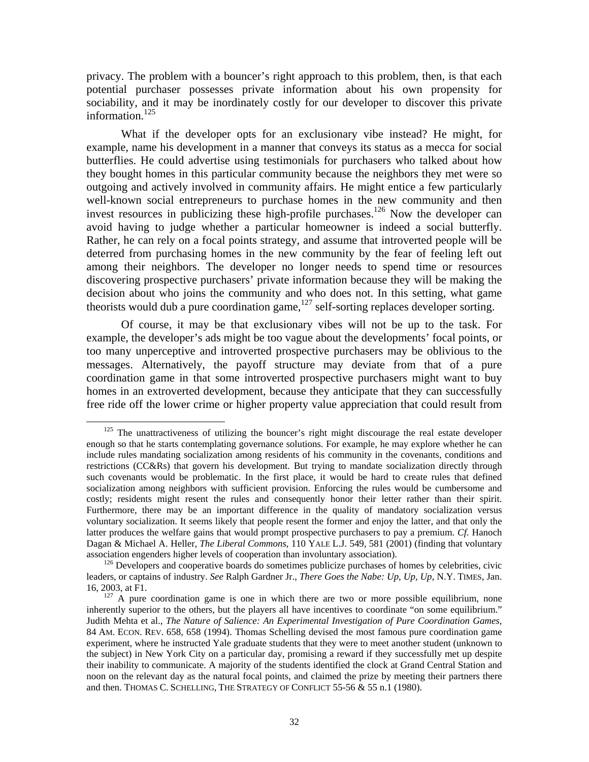privacy. The problem with a bouncer's right approach to this problem, then, is that each potential purchaser possesses private information about his own propensity for sociability, and it may be inordinately costly for our developer to discover this private information.[125]

What if the developer opts for an exclusionary vibe instead? He might, for example, name his development in a manner that conveys its status as a mecca for social butterflies. He could advertise using testimonials for purchasers who talked about how they bought homes in this particular community because the neighbors they met were so outgoing and actively involved in community affairs. He might entice a few particularly well-known social entrepreneurs to purchase homes in the new community and then invest resources in publicizing these high-profile purchases.[126] Now the developer can avoid having to judge whether a particular homeowner is indeed a social butterfly. Rather, he can rely on a focal points strategy, and assume that introverted people will be deterred from purchasing homes in the new community by the fear of feeling left out among their neighbors. The developer no longer needs to spend time or resources discovering prospective purchasers' private information because they will be making the decision about who joins the community and who does not. In this setting, what game theorists would dub a pure coordination game,[127] self-sorting replaces developer sorting.

Of course, it may be that exclusionary vibes will not be up to the task. For example, the developer's ads might be too vague about the developments' focal points, or too many unperceptive and introverted prospective purchasers may be oblivious to the messages. Alternatively, the payoff structure may deviate from that of a pure coordination game in that some introverted prospective purchasers might want to buy homes in an extroverted development, because they anticipate that they can successfully free ride off the lower crime or higher property value appreciation that could result from

---

[125] The unattractiveness of utilizing the bouncer's right might discourage the real estate developer enough so that he starts contemplating governance solutions. For example, he may explore whether he can include rules mandating socialization among residents of his community in the covenants, conditions and restrictions (CC&Rs) that govern his development. But trying to mandate socialization directly through such covenants would be problematic. In the first place, it would be hard to create rules that defined socialization among neighbors with sufficient provision. Enforcing the rules would be cumbersome and costly; residents might resent the rules and consequently honor their letter rather than their spirit. Furthermore, there may be an important difference in the quality of mandatory socialization versus voluntary socialization. It seems likely that people resent the former and enjoy the latter, and that only the latter produces the welfare gains that would prompt prospective purchasers to pay a premium. *Cf.* Hanoch Dagan & Michael A. Heller, *The Liberal Commons*, 110 YALE L.J. 549, 581 (2001) (finding that voluntary association engenders higher levels of cooperation than involuntary association).

[126] Developers and cooperative boards do sometimes publicize purchases of homes by celebrities, civic leaders, or captains of industry. *See* Ralph Gardner Jr., *There Goes the Nabe: Up, Up, Up*, N.Y. TIMES, Jan. 16, 2003, at F1.

[127] A pure coordination game is one in which there are two or more possible equilibrium, none inherently superior to the others, but the players all have incentives to coordinate "on some equilibrium." Judith Mehta et al., *The Nature of Salience: An Experimental Investigation of Pure Coordination Games*, 84 AM. ECON. REV. 658, 658 (1994). Thomas Schelling devised the most famous pure coordination game experiment, where he instructed Yale graduate students that they were to meet another student (unknown to the subject) in New York City on a particular day, promising a reward if they successfully met up despite their inability to communicate. A majority of the students identified the clock at Grand Central Station and noon on the relevant day as the natural focal points, and claimed the prize by meeting their partners there and then. THOMAS C. SCHELLING, THE STRATEGY OF CONFLICT 55-56 & 55 n.1 (1980).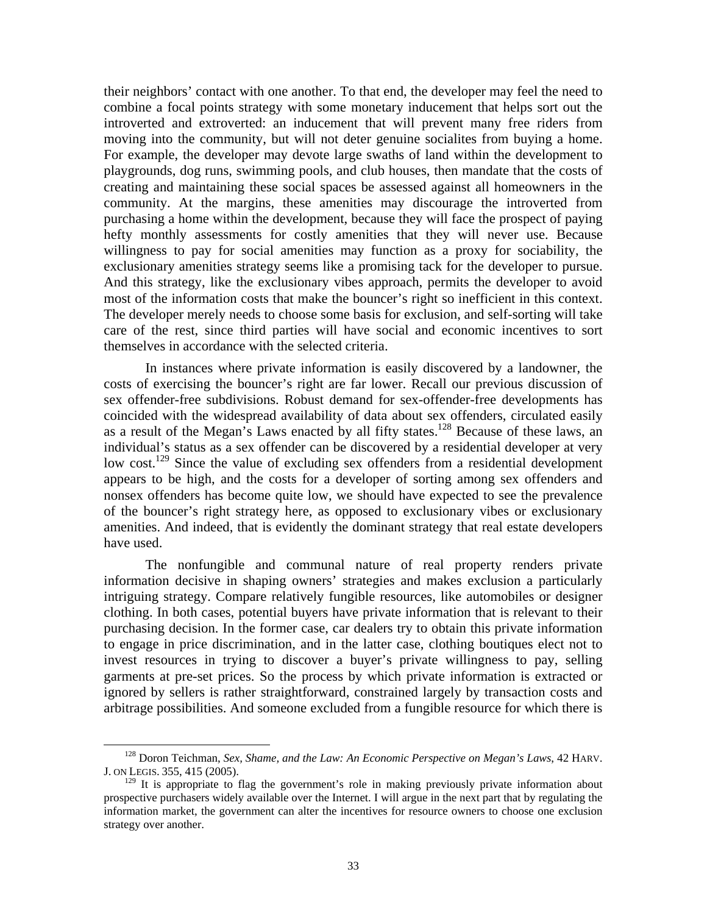their neighbors' contact with one another. To that end, the developer may feel the need to combine a focal points strategy with some monetary inducement that helps sort out the introverted and extroverted: an inducement that will prevent many free riders from moving into the community, but will not deter genuine socialites from buying a home. For example, the developer may devote large swaths of land within the development to playgrounds, dog runs, swimming pools, and club houses, then mandate that the costs of creating and maintaining these social spaces be assessed against all homeowners in the community. At the margins, these amenities may discourage the introverted from purchasing a home within the development, because they will face the prospect of paying hefty monthly assessments for costly amenities that they will never use. Because willingness to pay for social amenities may function as a proxy for sociability, the exclusionary amenities strategy seems like a promising tack for the developer to pursue. And this strategy, like the exclusionary vibes approach, permits the developer to avoid most of the information costs that make the bouncer's right so inefficient in this context. The developer merely needs to choose some basis for exclusion, and self-sorting will take care of the rest, since third parties will have social and economic incentives to sort themselves in accordance with the selected criteria.

In instances where private information is easily discovered by a landowner, the costs of exercising the bouncer's right are far lower. Recall our previous discussion of sex offender-free subdivisions. Robust demand for sex-offender-free developments has coincided with the widespread availability of data about sex offenders, circulated easily as a result of the Megan's Laws enacted by all fifty states.[128] Because of these laws, an individual's status as a sex offender can be discovered by a residential developer at very low cost.[129] Since the value of excluding sex offenders from a residential development appears to be high, and the costs for a developer of sorting among sex offenders and nonsex offenders has become quite low, we should have expected to see the prevalence of the bouncer's right strategy here, as opposed to exclusionary vibes or exclusionary amenities. And indeed, that is evidently the dominant strategy that real estate developers have used.

The nonfungible and communal nature of real property renders private information decisive in shaping owners' strategies and makes exclusion a particularly intriguing strategy. Compare relatively fungible resources, like automobiles or designer clothing. In both cases, potential buyers have private information that is relevant to their purchasing decision. In the former case, car dealers try to obtain this private information to engage in price discrimination, and in the latter case, clothing boutiques elect not to invest resources in trying to discover a buyer's private willingness to pay, selling garments at pre-set prices. So the process by which private information is extracted or ignored by sellers is rather straightforward, constrained largely by transaction costs and arbitrage possibilities. And someone excluded from a fungible resource for which there is

---

[128] Doron Teichman, *Sex, Shame, and the Law: An Economic Perspective on Megan's Laws*, 42 HARV. J. ON LEGIS. 355, 415 (2005).

[129] It is appropriate to flag the government's role in making previously private information about prospective purchasers widely available over the Internet. I will argue in the next part that by regulating the information market, the government can alter the incentives for resource owners to choose one exclusion strategy over another.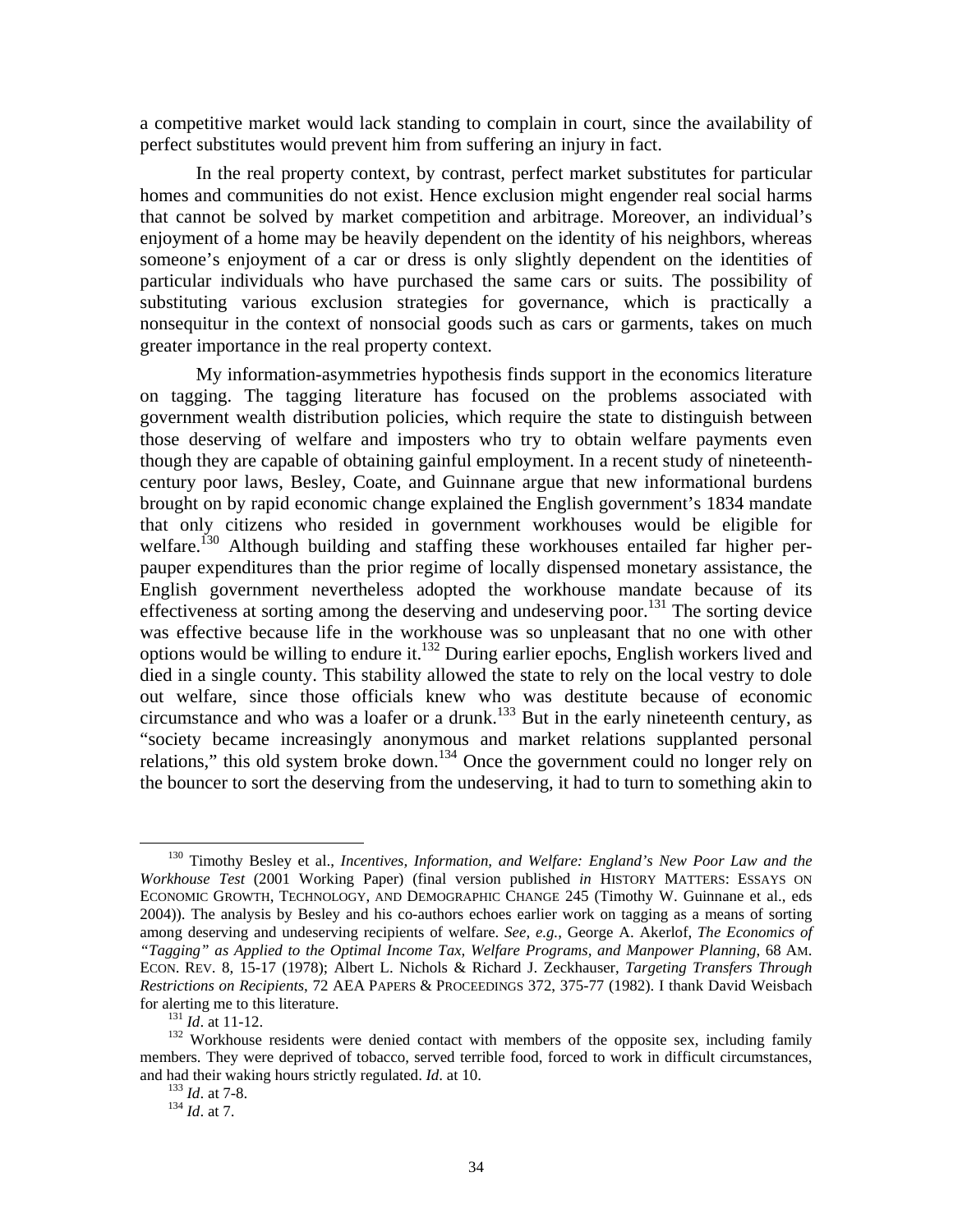a competitive market would lack standing to complain in court, since the availability of perfect substitutes would prevent him from suffering an injury in fact.

In the real property context, by contrast, perfect market substitutes for particular homes and communities do not exist. Hence exclusion might engender real social harms that cannot be solved by market competition and arbitrage. Moreover, an individual's enjoyment of a home may be heavily dependent on the identity of his neighbors, whereas someone's enjoyment of a car or dress is only slightly dependent on the identities of particular individuals who have purchased the same cars or suits. The possibility of substituting various exclusion strategies for governance, which is practically a nonsequitur in the context of nonsocial goods such as cars or garments, takes on much greater importance in the real property context.

My information-asymmetries hypothesis finds support in the economics literature on tagging. The tagging literature has focused on the problems associated with government wealth distribution policies, which require the state to distinguish between those deserving of welfare and imposters who try to obtain welfare payments even though they are capable of obtaining gainful employment. In a recent study of nineteenth-century poor laws, Besley, Coate, and Guinnane argue that new informational burdens brought on by rapid economic change explained the English government's 1834 mandate that only citizens who resided in government workhouses would be eligible for welfare.[130] Although building and staffing these workhouses entailed far higher per-pauper expenditures than the prior regime of locally dispensed monetary assistance, the English government nevertheless adopted the workhouse mandate because of its effectiveness at sorting among the deserving and undeserving poor.[131] The sorting device was effective because life in the workhouse was so unpleasant that no one with other options would be willing to endure it.[132] During earlier epochs, English workers lived and died in a single county. This stability allowed the state to rely on the local vestry to dole out welfare, since those officials knew who was destitute because of economic circumstance and who was a loafer or a drunk.[133] But in the early nineteenth century, as "society became increasingly anonymous and market relations supplanted personal relations," this old system broke down.[134] Once the government could no longer rely on the bouncer to sort the deserving from the undeserving, it had to turn to something akin to

---

[130] Timothy Besley et al., *Incentives, Information, and Welfare: England's New Poor Law and the Workhouse Test* (2001 Working Paper) (final version published *in* HISTORY MATTERS: ESSAYS ON ECONOMIC GROWTH, TECHNOLOGY, AND DEMOGRAPHIC CHANGE 245 (Timothy W. Guinnane et al., eds 2004)). The analysis by Besley and his co-authors echoes earlier work on tagging as a means of sorting among deserving and undeserving recipients of welfare. *See, e.g.*, George A. Akerlof, *The Economics of "Tagging" as Applied to the Optimal Income Tax, Welfare Programs, and Manpower Planning*, 68 AM. ECON. REV. 8, 15-17 (1978); Albert L. Nichols & Richard J. Zeckhauser, *Targeting Transfers Through Restrictions on Recipients*, 72 AEA PAPERS & PROCEEDINGS 372, 375-77 (1982). I thank David Weisbach for alerting me to this literature.

[131] *Id*. at 11-12.

[132] Workhouse residents were denied contact with members of the opposite sex, including family members. They were deprived of tobacco, served terrible food, forced to work in difficult circumstances, and had their waking hours strictly regulated. *Id*. at 10.

[133] *Id*. at 7-8.

[134] *Id*. at 7.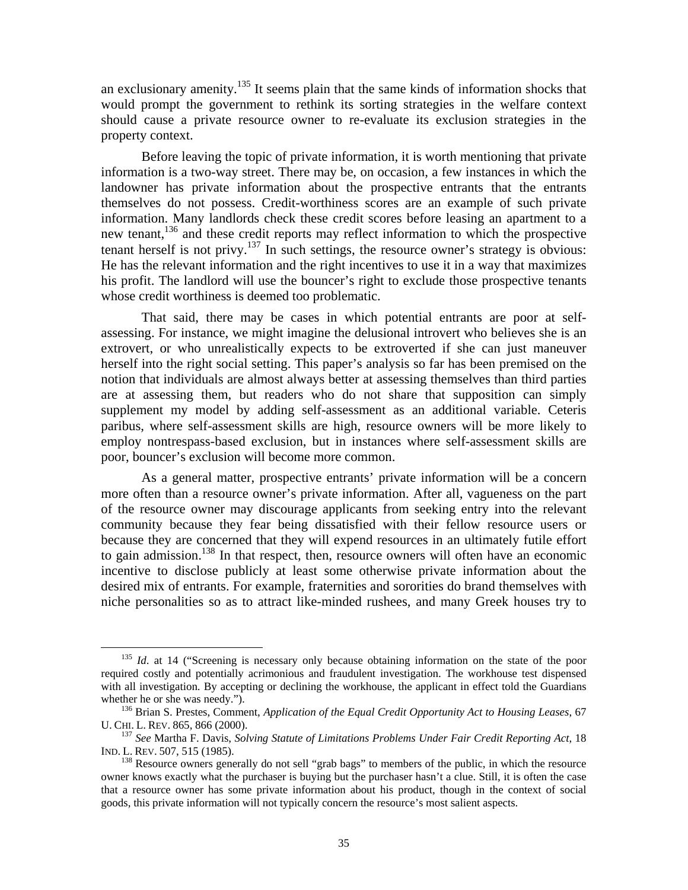an exclusionary amenity.[135] It seems plain that the same kinds of information shocks that would prompt the government to rethink its sorting strategies in the welfare context should cause a private resource owner to re-evaluate its exclusion strategies in the property context.

Before leaving the topic of private information, it is worth mentioning that private information is a two-way street. There may be, on occasion, a few instances in which the landowner has private information about the prospective entrants that the entrants themselves do not possess. Credit-worthiness scores are an example of such private information. Many landlords check these credit scores before leasing an apartment to a new tenant,[136] and these credit reports may reflect information to which the prospective tenant herself is not privy.[137] In such settings, the resource owner's strategy is obvious: He has the relevant information and the right incentives to use it in a way that maximizes his profit. The landlord will use the bouncer's right to exclude those prospective tenants whose credit worthiness is deemed too problematic.

That said, there may be cases in which potential entrants are poor at self-assessing. For instance, we might imagine the delusional introvert who believes she is an extrovert, or who unrealistically expects to be extroverted if she can just maneuver herself into the right social setting. This paper's analysis so far has been premised on the notion that individuals are almost always better at assessing themselves than third parties are at assessing them, but readers who do not share that supposition can simply supplement my model by adding self-assessment as an additional variable. Ceteris paribus, where self-assessment skills are high, resource owners will be more likely to employ nontrespass-based exclusion, but in instances where self-assessment skills are poor, bouncer's exclusion will become more common.

As a general matter, prospective entrants' private information will be a concern more often than a resource owner's private information. After all, vagueness on the part of the resource owner may discourage applicants from seeking entry into the relevant community because they fear being dissatisfied with their fellow resource users or because they are concerned that they will expend resources in an ultimately futile effort to gain admission.[138] In that respect, then, resource owners will often have an economic incentive to disclose publicly at least some otherwise private information about the desired mix of entrants. For example, fraternities and sororities do brand themselves with niche personalities so as to attract like-minded rushees, and many Greek houses try to

---

[135] *Id*. at 14 ("Screening is necessary only because obtaining information on the state of the poor required costly and potentially acrimonious and fraudulent investigation. The workhouse test dispensed with all investigation. By accepting or declining the workhouse, the applicant in effect told the Guardians whether he or she was needy.").

[136] Brian S. Prestes, Comment, *Application of the Equal Credit Opportunity Act to Housing Leases*, 67 U. CHI. L. REV. 865, 866 (2000).

[137] *See* Martha F. Davis, *Solving Statute of Limitations Problems Under Fair Credit Reporting Act*, 18 IND. L. REV. 507, 515 (1985).

[138] Resource owners generally do not sell "grab bags" to members of the public, in which the resource owner knows exactly what the purchaser is buying but the purchaser hasn't a clue. Still, it is often the case that a resource owner has some private information about his product, though in the context of social goods, this private information will not typically concern the resource's most salient aspects.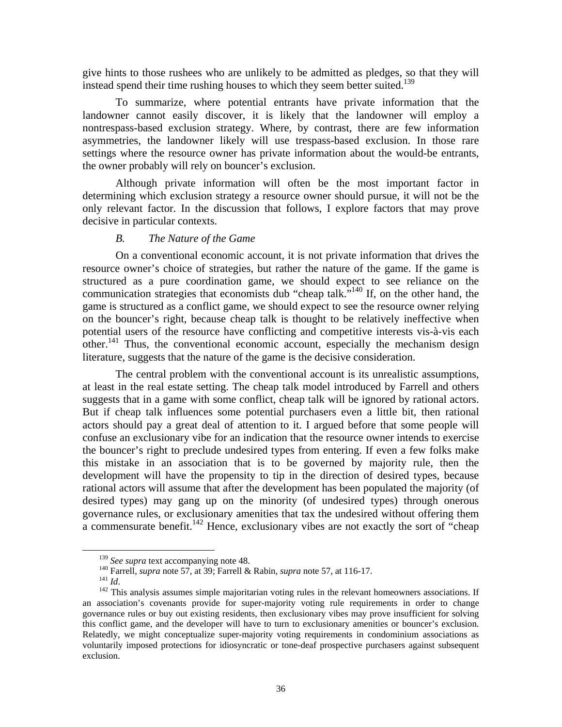give hints to those rushees who are unlikely to be admitted as pledges, so that they will instead spend their time rushing houses to which they seem better suited.[139]

To summarize, where potential entrants have private information that the landowner cannot easily discover, it is likely that the landowner will employ a nontrespass-based exclusion strategy. Where, by contrast, there are few information asymmetries, the landowner likely will use trespass-based exclusion. In those rare settings where the resource owner has private information about the would-be entrants, the owner probably will rely on bouncer's exclusion.

Although private information will often be the most important factor in determining which exclusion strategy a resource owner should pursue, it will not be the only relevant factor. In the discussion that follows, I explore factors that may prove decisive in particular contexts.

### *B. The Nature of the Game*

On a conventional economic account, it is not private information that drives the resource owner's choice of strategies, but rather the nature of the game. If the game is structured as a pure coordination game, we should expect to see reliance on the communication strategies that economists dub "cheap talk."[140] If, on the other hand, the game is structured as a conflict game, we should expect to see the resource owner relying on the bouncer's right, because cheap talk is thought to be relatively ineffective when potential users of the resource have conflicting and competitive interests vis-à-vis each other.[141] Thus, the conventional economic account, especially the mechanism design literature, suggests that the nature of the game is the decisive consideration.

The central problem with the conventional account is its unrealistic assumptions, at least in the real estate setting. The cheap talk model introduced by Farrell and others suggests that in a game with some conflict, cheap talk will be ignored by rational actors. But if cheap talk influences some potential purchasers even a little bit, then rational actors should pay a great deal of attention to it. I argued before that some people will confuse an exclusionary vibe for an indication that the resource owner intends to exercise the bouncer's right to preclude undesired types from entering. If even a few folks make this mistake in an association that is to be governed by majority rule, then the development will have the propensity to tip in the direction of desired types, because rational actors will assume that after the development has been populated the majority (of desired types) may gang up on the minority (of undesired types) through onerous governance rules, or exclusionary amenities that tax the undesired without offering them a commensurate benefit.[142] Hence, exclusionary vibes are not exactly the sort of "cheap

---

[139] *See supra* text accompanying note 48.

[140] Farrell, *supra* note 57, at 39; Farrell & Rabin, *supra* note 57, at 116-17.

[141] *Id*.

[142] This analysis assumes simple majoritarian voting rules in the relevant homeowners associations. If an association's covenants provide for super-majority voting rule requirements in order to change governance rules or buy out existing residents, then exclusionary vibes may prove insufficient for solving this conflict game, and the developer will have to turn to exclusionary amenities or bouncer's exclusion. Relatedly, we might conceptualize super-majority voting requirements in condominium associations as voluntarily imposed protections for idiosyncratic or tone-deaf prospective purchasers against subsequent exclusion.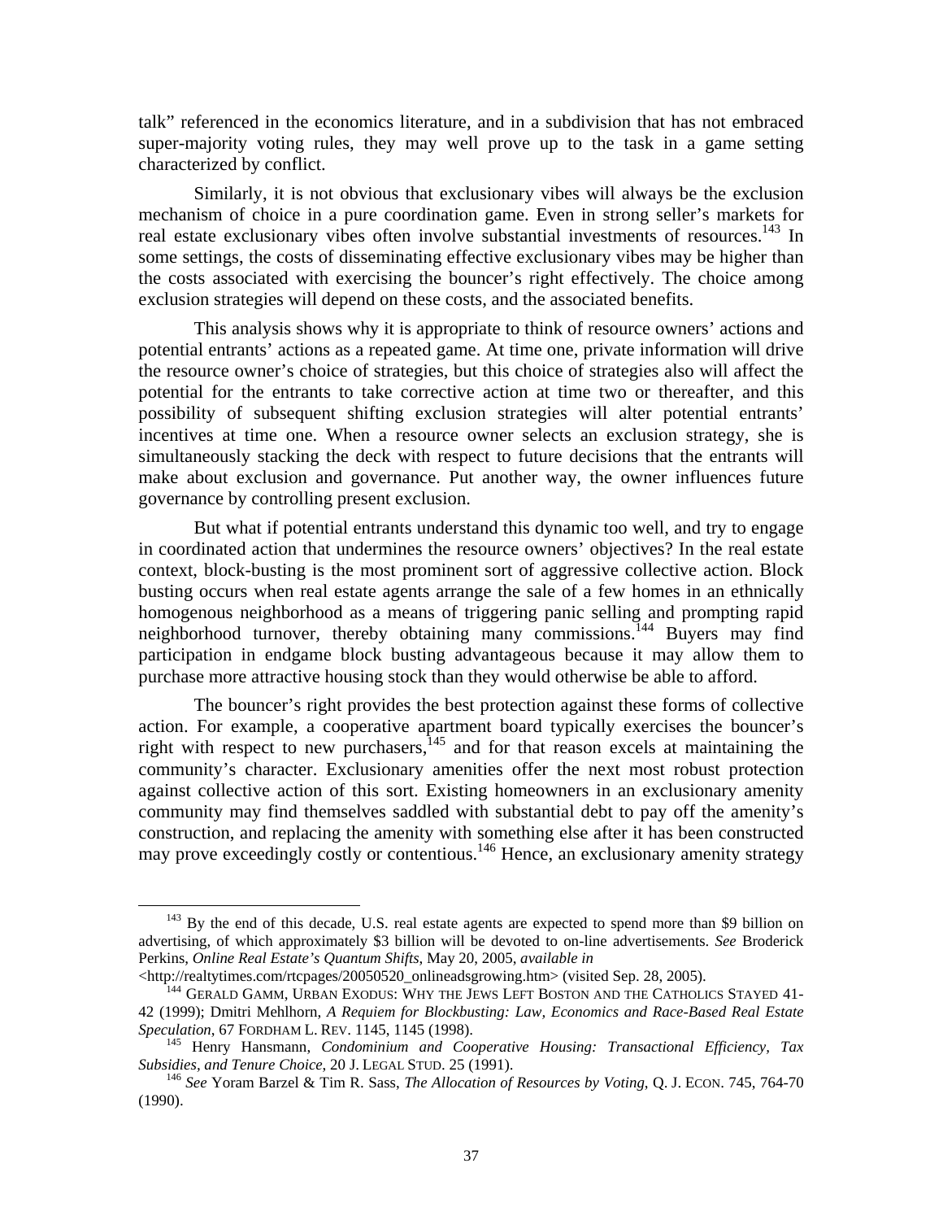talk" referenced in the economics literature, and in a subdivision that has not embraced super-majority voting rules, they may well prove up to the task in a game setting characterized by conflict.

Similarly, it is not obvious that exclusionary vibes will always be the exclusion mechanism of choice in a pure coordination game. Even in strong seller's markets for real estate exclusionary vibes often involve substantial investments of resources.[143] In some settings, the costs of disseminating effective exclusionary vibes may be higher than the costs associated with exercising the bouncer's right effectively. The choice among exclusion strategies will depend on these costs, and the associated benefits.

This analysis shows why it is appropriate to think of resource owners' actions and potential entrants' actions as a repeated game. At time one, private information will drive the resource owner's choice of strategies, but this choice of strategies also will affect the potential for the entrants to take corrective action at time two or thereafter, and this possibility of subsequent shifting exclusion strategies will alter potential entrants' incentives at time one. When a resource owner selects an exclusion strategy, she is simultaneously stacking the deck with respect to future decisions that the entrants will make about exclusion and governance. Put another way, the owner influences future governance by controlling present exclusion.

But what if potential entrants understand this dynamic too well, and try to engage in coordinated action that undermines the resource owners' objectives? In the real estate context, block-busting is the most prominent sort of aggressive collective action. Block busting occurs when real estate agents arrange the sale of a few homes in an ethnically homogenous neighborhood as a means of triggering panic selling and prompting rapid neighborhood turnover, thereby obtaining many commissions.[144] Buyers may find participation in endgame block busting advantageous because it may allow them to purchase more attractive housing stock than they would otherwise be able to afford.

The bouncer's right provides the best protection against these forms of collective action. For example, a cooperative apartment board typically exercises the bouncer's right with respect to new purchasers,[145] and for that reason excels at maintaining the community's character. Exclusionary amenities offer the next most robust protection against collective action of this sort. Existing homeowners in an exclusionary amenity community may find themselves saddled with substantial debt to pay off the amenity's construction, and replacing the amenity with something else after it has been constructed may prove exceedingly costly or contentious.[146] Hence, an exclusionary amenity strategy

---

[143] By the end of this decade, U.S. real estate agents are expected to spend more than $9 billion on advertising, of which approximately $3 billion will be devoted to on-line advertisements. *See* Broderick Perkins, *Online Real Estate's Quantum Shifts*, May 20, 2005, *available in* <http://realtytimes.com/rtcpages/20050520_onlineadsgrowing.htm> (visited Sep. 28, 2005).

[144] GERALD GAMM, URBAN EXODUS: WHY THE JEWS LEFT BOSTON AND THE CATHOLICS STAYED 41-42 (1999); Dmitri Mehlhorn, *A Requiem for Blockbusting: Law, Economics and Race-Based Real Estate Speculation*, 67 FORDHAM L. REV. 1145, 1145 (1998).

[145] Henry Hansmann, *Condominium and Cooperative Housing: Transactional Efficiency, Tax Subsidies, and Tenure Choice*, 20 J. LEGAL STUD. 25 (1991).

[146] *See* Yoram Barzel & Tim R. Sass, *The Allocation of Resources by Voting*, Q. J. ECON. 745, 764-70 (1990).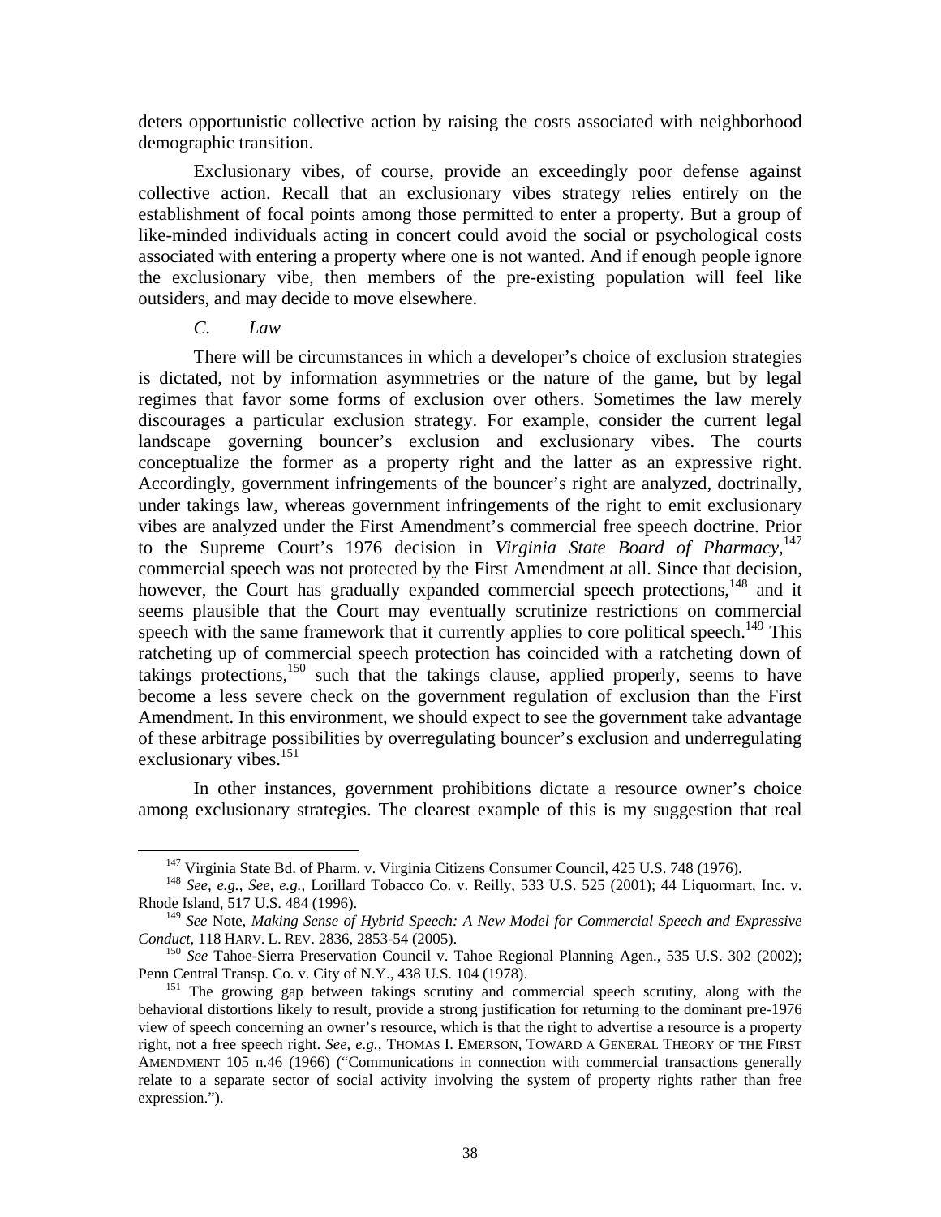deters opportunistic collective action by raising the costs associated with neighborhood demographic transition.

Exclusionary vibes, of course, provide an exceedingly poor defense against collective action. Recall that an exclusionary vibes strategy relies entirely on the establishment of focal points among those permitted to enter a property. But a group of like-minded individuals acting in concert could avoid the social or psychological costs associated with entering a property where one is not wanted. And if enough people ignore the exclusionary vibe, then members of the pre-existing population will feel like outsiders, and may decide to move elsewhere.

### *C. Law*

There will be circumstances in which a developer's choice of exclusion strategies is dictated, not by information asymmetries or the nature of the game, but by legal regimes that favor some forms of exclusion over others. Sometimes the law merely discourages a particular exclusion strategy. For example, consider the current legal landscape governing bouncer's exclusion and exclusionary vibes. The courts conceptualize the former as a property right and the latter as an expressive right. Accordingly, government infringements of the bouncer's right are analyzed, doctrinally, under takings law, whereas government infringements of the right to emit exclusionary vibes are analyzed under the First Amendment's commercial free speech doctrine. Prior to the Supreme Court's 1976 decision in *Virginia State Board of Pharmacy*,[147] commercial speech was not protected by the First Amendment at all. Since that decision, however, the Court has gradually expanded commercial speech protections,[148] and it seems plausible that the Court may eventually scrutinize restrictions on commercial speech with the same framework that it currently applies to core political speech.[149] This ratcheting up of commercial speech protection has coincided with a ratcheting down of takings protections,[150] such that the takings clause, applied properly, seems to have become a less severe check on the government regulation of exclusion than the First Amendment. In this environment, we should expect to see the government take advantage of these arbitrage possibilities by overregulating bouncer's exclusion and underregulating exclusionary vibes.[151]

In other instances, government prohibitions dictate a resource owner's choice among exclusionary strategies. The clearest example of this is my suggestion that real

---

[147] Virginia State Bd. of Pharm. v. Virginia Citizens Consumer Council, 425 U.S. 748 (1976).

[148] *See, e.g., See, e.g.,* Lorillard Tobacco Co. v. Reilly, 533 U.S. 525 (2001); 44 Liquormart, Inc. v. Rhode Island, 517 U.S. 484 (1996).

[149] *See* Note, *Making Sense of Hybrid Speech: A New Model for Commercial Speech and Expressive Conduct*, 118 HARV. L. REV. 2836, 2853-54 (2005).

[150] *See* Tahoe-Sierra Preservation Council v. Tahoe Regional Planning Agen., 535 U.S. 302 (2002); Penn Central Transp. Co. v. City of N.Y., 438 U.S. 104 (1978).

[151] The growing gap between takings scrutiny and commercial speech scrutiny, along with the behavioral distortions likely to result, provide a strong justification for returning to the dominant pre-1976 view of speech concerning an owner's resource, which is that the right to advertise a resource is a property right, not a free speech right. *See, e.g.,* THOMAS I. EMERSON, TOWARD A GENERAL THEORY OF THE FIRST AMENDMENT 105 n.46 (1966) ("Communications in connection with commercial transactions generally relate to a separate sector of social activity involving the system of property rights rather than free expression.").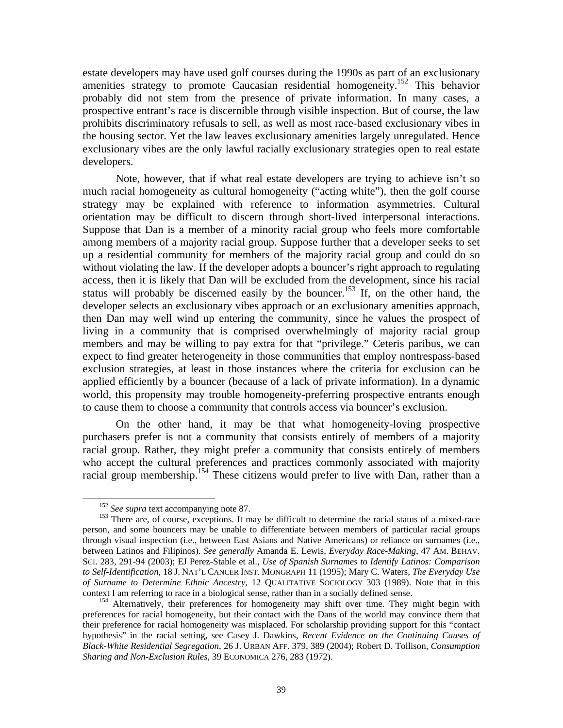estate developers may have used golf courses during the 1990s as part of an exclusionary amenities strategy to promote Caucasian residential homogeneity.[152] This behavior probably did not stem from the presence of private information. In many cases, a prospective entrant's race is discernible through visible inspection. But of course, the law prohibits discriminatory refusals to sell, as well as most race-based exclusionary vibes in the housing sector. Yet the law leaves exclusionary amenities largely unregulated. Hence exclusionary vibes are the only lawful racially exclusionary strategies open to real estate developers.

Note, however, that if what real estate developers are trying to achieve isn't so much racial homogeneity as cultural homogeneity ("acting white"), then the golf course strategy may be explained with reference to information asymmetries. Cultural orientation may be difficult to discern through short-lived interpersonal interactions. Suppose that Dan is a member of a minority racial group who feels more comfortable among members of a majority racial group. Suppose further that a developer seeks to set up a residential community for members of the majority racial group and could do so without violating the law. If the developer adopts a bouncer's right approach to regulating access, then it is likely that Dan will be excluded from the development, since his racial status will probably be discerned easily by the bouncer.[153] If, on the other hand, the developer selects an exclusionary vibes approach or an exclusionary amenities approach, then Dan may well wind up entering the community, since he values the prospect of living in a community that is comprised overwhelmingly of majority racial group members and may be willing to pay extra for that "privilege." Ceteris paribus, we can expect to find greater heterogeneity in those communities that employ nontrespass-based exclusion strategies, at least in those instances where the criteria for exclusion can be applied efficiently by a bouncer (because of a lack of private information). In a dynamic world, this propensity may trouble homogeneity-preferring prospective entrants enough to cause them to choose a community that controls access via bouncer's exclusion.

On the other hand, it may be that what homogeneity-loving prospective purchasers prefer is not a community that consists entirely of members of a majority racial group. Rather, they might prefer a community that consists entirely of members who accept the cultural preferences and practices commonly associated with majority racial group membership.[154] These citizens would prefer to live with Dan, rather than a

---

[152] *See supra* text accompanying note 87.

[153] There are, of course, exceptions. It may be difficult to determine the racial status of a mixed-race person, and some bouncers may be unable to differentiate between members of particular racial groups through visual inspection (i.e., between East Asians and Native Americans) or reliance on surnames (i.e., between Latinos and Filipinos). *See generally* Amanda E. Lewis, *Everyday Race-Making*, 47 AM. BEHAV. SCI. 283, 291-94 (2003); EJ Perez-Stable et al., *Use of Spanish Surnames to Identify Latinos: Comparison to Self-Identification,* 18 J. NAT'L CANCER INST. MONGRAPH 11 (1995); Mary C. Waters, *The Everyday Use of Surname to Determine Ethnic Ancestry*, 12 QUALITATIVE SOCIOLOGY 303 (1989). Note that in this context I am referring to race in a biological sense, rather than in a socially defined sense.

[154] Alternatively, their preferences for homogeneity may shift over time. They might begin with preferences for racial homogeneity, but their contact with the Dans of the world may convince them that their preference for racial homogeneity was misplaced. For scholarship providing support for this "contact hypothesis" in the racial setting, see Casey J. Dawkins, *Recent Evidence on the Continuing Causes of Black-White Residential Segregation*, 26 J. URBAN AFF. 379, 389 (2004); Robert D. Tollison, *Consumption Sharing and Non-Exclusion Rules*, 39 ECONOMICA 276, 283 (1972).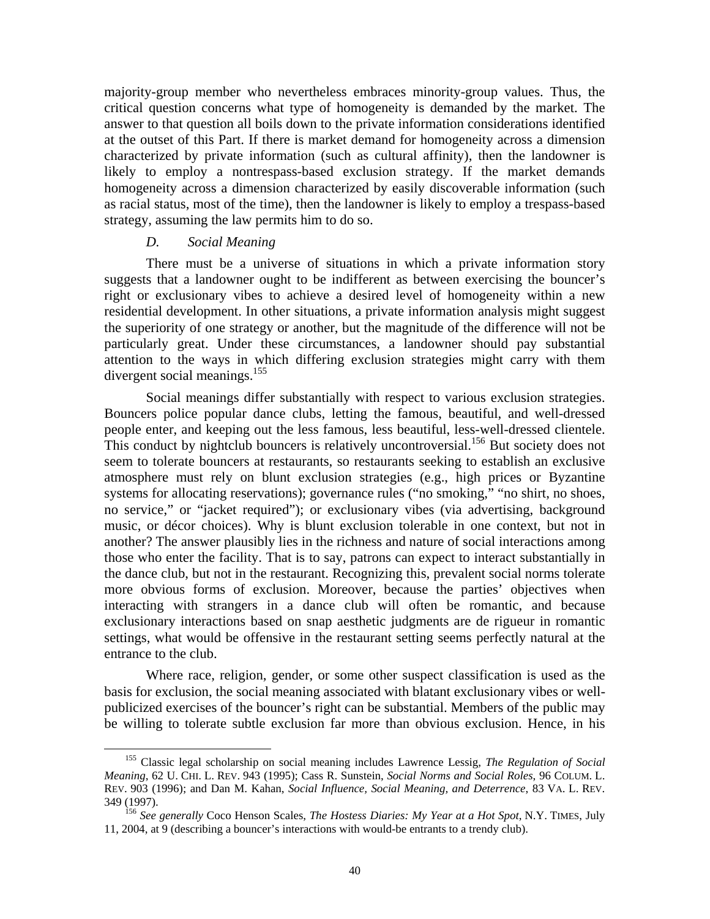majority-group member who nevertheless embraces minority-group values. Thus, the critical question concerns what type of homogeneity is demanded by the market. The answer to that question all boils down to the private information considerations identified at the outset of this Part. If there is market demand for homogeneity across a dimension characterized by private information (such as cultural affinity), then the landowner is likely to employ a nontrespass-based exclusion strategy. If the market demands homogeneity across a dimension characterized by easily discoverable information (such as racial status, most of the time), then the landowner is likely to employ a trespass-based strategy, assuming the law permits him to do so.

### *D. Social Meaning*

There must be a universe of situations in which a private information story suggests that a landowner ought to be indifferent as between exercising the bouncer's right or exclusionary vibes to achieve a desired level of homogeneity within a new residential development. In other situations, a private information analysis might suggest the superiority of one strategy or another, but the magnitude of the difference will not be particularly great. Under these circumstances, a landowner should pay substantial attention to the ways in which differing exclusion strategies might carry with them divergent social meanings.[155]

Social meanings differ substantially with respect to various exclusion strategies. Bouncers police popular dance clubs, letting the famous, beautiful, and well-dressed people enter, and keeping out the less famous, less beautiful, less-well-dressed clientele. This conduct by nightclub bouncers is relatively uncontroversial.[156] But society does not seem to tolerate bouncers at restaurants, so restaurants seeking to establish an exclusive atmosphere must rely on blunt exclusion strategies (e.g., high prices or Byzantine systems for allocating reservations); governance rules ("no smoking," "no shirt, no shoes, no service," or "jacket required"); or exclusionary vibes (via advertising, background music, or décor choices). Why is blunt exclusion tolerable in one context, but not in another? The answer plausibly lies in the richness and nature of social interactions among those who enter the facility. That is to say, patrons can expect to interact substantially in the dance club, but not in the restaurant. Recognizing this, prevalent social norms tolerate more obvious forms of exclusion. Moreover, because the parties' objectives when interacting with strangers in a dance club will often be romantic, and because exclusionary interactions based on snap aesthetic judgments are de rigueur in romantic settings, what would be offensive in the restaurant setting seems perfectly natural at the entrance to the club.

Where race, religion, gender, or some other suspect classification is used as the basis for exclusion, the social meaning associated with blatant exclusionary vibes or well-publicized exercises of the bouncer's right can be substantial. Members of the public may be willing to tolerate subtle exclusion far more than obvious exclusion. Hence, in his

---

[155] Classic legal scholarship on social meaning includes Lawrence Lessig, *The Regulation of Social Meaning*, 62 U. CHI. L. REV. 943 (1995); Cass R. Sunstein, *Social Norms and Social Roles*, 96 COLUM. L. REV. 903 (1996); and Dan M. Kahan, *Social Influence, Social Meaning, and Deterrence*, 83 VA. L. REV. 349 (1997).

[156] *See generally* Coco Henson Scales, *The Hostess Diaries: My Year at a Hot Spot*, N.Y. TIMES, July 11, 2004, at 9 (describing a bouncer's interactions with would-be entrants to a trendy club).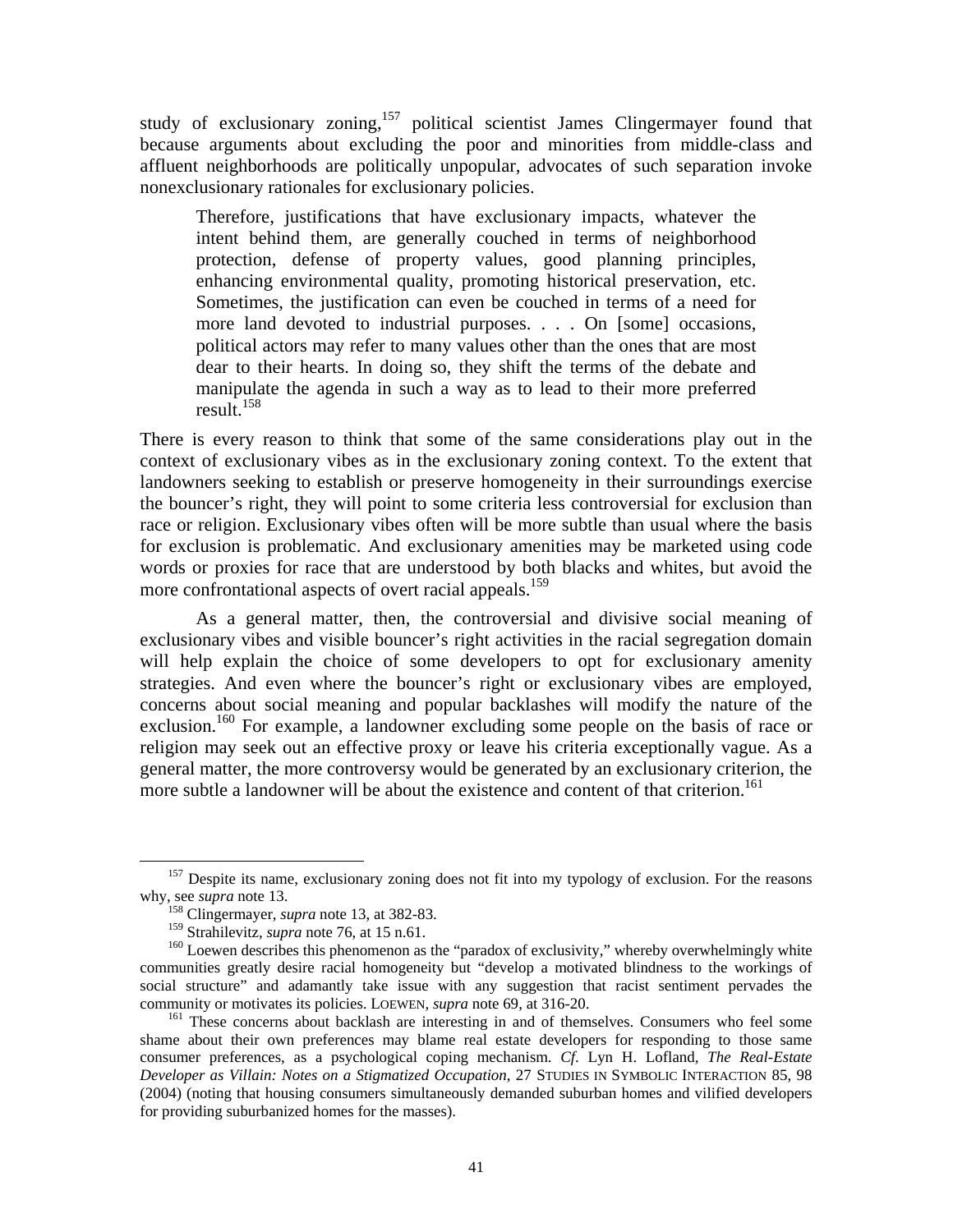study of exclusionary zoning,[157] political scientist James Clingermayer found that because arguments about excluding the poor and minorities from middle-class and affluent neighborhoods are politically unpopular, advocates of such separation invoke nonexclusionary rationales for exclusionary policies.

> Therefore, justifications that have exclusionary impacts, whatever the intent behind them, are generally couched in terms of neighborhood protection, defense of property values, good planning principles, enhancing environmental quality, promoting historical preservation, etc. Sometimes, the justification can even be couched in terms of a need for more land devoted to industrial purposes. . . . On [some] occasions, political actors may refer to many values other than the ones that are most dear to their hearts. In doing so, they shift the terms of the debate and manipulate the agenda in such a way as to lead to their more preferred result.[158]

There is every reason to think that some of the same considerations play out in the context of exclusionary vibes as in the exclusionary zoning context. To the extent that landowners seeking to establish or preserve homogeneity in their surroundings exercise the bouncer's right, they will point to some criteria less controversial for exclusion than race or religion. Exclusionary vibes often will be more subtle than usual where the basis for exclusion is problematic. And exclusionary amenities may be marketed using code words or proxies for race that are understood by both blacks and whites, but avoid the more confrontational aspects of overt racial appeals.[159]

As a general matter, then, the controversial and divisive social meaning of exclusionary vibes and visible bouncer's right activities in the racial segregation domain will help explain the choice of some developers to opt for exclusionary amenity strategies. And even where the bouncer's right or exclusionary vibes are employed, concerns about social meaning and popular backlashes will modify the nature of the exclusion.[160] For example, a landowner excluding some people on the basis of race or religion may seek out an effective proxy or leave his criteria exceptionally vague. As a general matter, the more controversy would be generated by an exclusionary criterion, the more subtle a landowner will be about the existence and content of that criterion.[161]

---

[157] Despite its name, exclusionary zoning does not fit into my typology of exclusion. For the reasons why, see *supra* note 13.

[158] Clingermayer, *supra* note 13, at 382-83.

[159] Strahilevitz, *supra* note 76, at 15 n.61.

[160] Loewen describes this phenomenon as the "paradox of exclusivity," whereby overwhelmingly white communities greatly desire racial homogeneity but "develop a motivated blindness to the workings of social structure" and adamantly take issue with any suggestion that racist sentiment pervades the community or motivates its policies. LOEWEN, *supra* note 69, at 316-20.

[161] These concerns about backlash are interesting in and of themselves. Consumers who feel some shame about their own preferences may blame real estate developers for responding to those same consumer preferences, as a psychological coping mechanism. *Cf.* Lyn H. Lofland, *The Real-Estate Developer as Villain: Notes on a Stigmatized Occupation*, 27 STUDIES IN SYMBOLIC INTERACTION 85, 98 (2004) (noting that housing consumers simultaneously demanded suburban homes and vilified developers for providing suburbanized homes for the masses).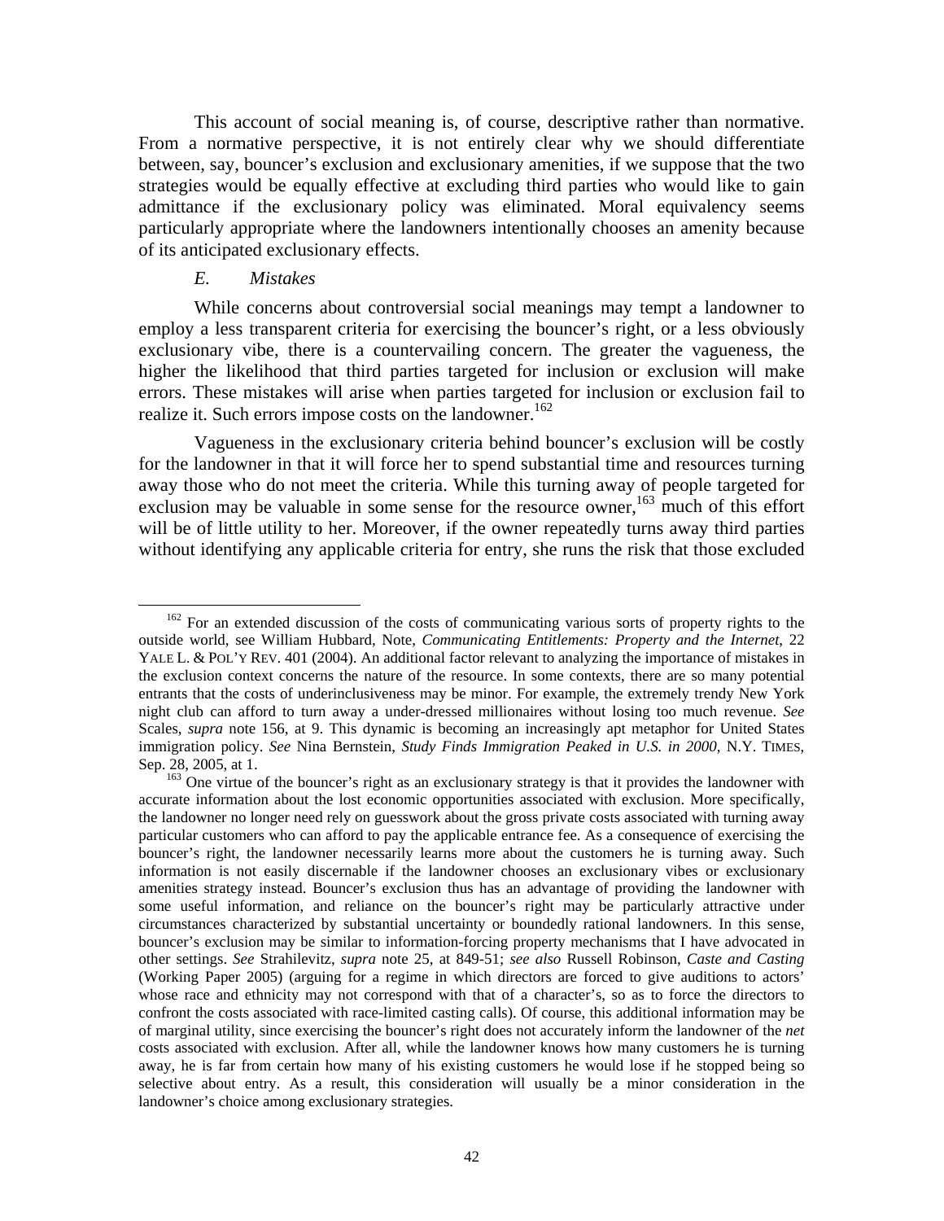This account of social meaning is, of course, descriptive rather than normative. From a normative perspective, it is not entirely clear why we should differentiate between, say, bouncer's exclusion and exclusionary amenities, if we suppose that the two strategies would be equally effective at excluding third parties who would like to gain admittance if the exclusionary policy was eliminated. Moral equivalency seems particularly appropriate where the landowners intentionally chooses an amenity because of its anticipated exclusionary effects.

### *E. Mistakes*

While concerns about controversial social meanings may tempt a landowner to employ a less transparent criteria for exercising the bouncer's right, or a less obviously exclusionary vibe, there is a countervailing concern. The greater the vagueness, the higher the likelihood that third parties targeted for inclusion or exclusion will make errors. These mistakes will arise when parties targeted for inclusion or exclusion fail to realize it. Such errors impose costs on the landowner.[162]

Vagueness in the exclusionary criteria behind bouncer's exclusion will be costly for the landowner in that it will force her to spend substantial time and resources turning away those who do not meet the criteria. While this turning away of people targeted for exclusion may be valuable in some sense for the resource owner,[163] much of this effort will be of little utility to her. Moreover, if the owner repeatedly turns away third parties without identifying any applicable criteria for entry, she runs the risk that those excluded

---

[162] For an extended discussion of the costs of communicating various sorts of property rights to the outside world, see William Hubbard, Note, *Communicating Entitlements: Property and the Internet*, 22 YALE L. & POL'Y REV. 401 (2004). An additional factor relevant to analyzing the importance of mistakes in the exclusion context concerns the nature of the resource. In some contexts, there are so many potential entrants that the costs of underinclusiveness may be minor. For example, the extremely trendy New York night club can afford to turn away a under-dressed millionaires without losing too much revenue. *See* Scales, *supra* note 156, at 9. This dynamic is becoming an increasingly apt metaphor for United States immigration policy. *See* Nina Bernstein, *Study Finds Immigration Peaked in U.S. in 2000*, N.Y. TIMES, Sep. 28, 2005, at 1.

[163] One virtue of the bouncer's right as an exclusionary strategy is that it provides the landowner with accurate information about the lost economic opportunities associated with exclusion. More specifically, the landowner no longer need rely on guesswork about the gross private costs associated with turning away particular customers who can afford to pay the applicable entrance fee. As a consequence of exercising the bouncer's right, the landowner necessarily learns more about the customers he is turning away. Such information is not easily discernable if the landowner chooses an exclusionary vibes or exclusionary amenities strategy instead. Bouncer's exclusion thus has an advantage of providing the landowner with some useful information, and reliance on the bouncer's right may be particularly attractive under circumstances characterized by substantial uncertainty or boundedly rational landowners. In this sense, bouncer's exclusion may be similar to information-forcing property mechanisms that I have advocated in other settings. *See* Strahilevitz, *supra* note 25, at 849-51; *see also* Russell Robinson, *Caste and Casting* (Working Paper 2005) (arguing for a regime in which directors are forced to give auditions to actors' whose race and ethnicity may not correspond with that of a character's, so as to force the directors to confront the costs associated with race-limited casting calls). Of course, this additional information may be of marginal utility, since exercising the bouncer's right does not accurately inform the landowner of the *net* costs associated with exclusion. After all, while the landowner knows how many customers he is turning away, he is far from certain how many of his existing customers he would lose if he stopped being so selective about entry. As a result, this consideration will usually be a minor consideration in the landowner's choice among exclusionary strategies.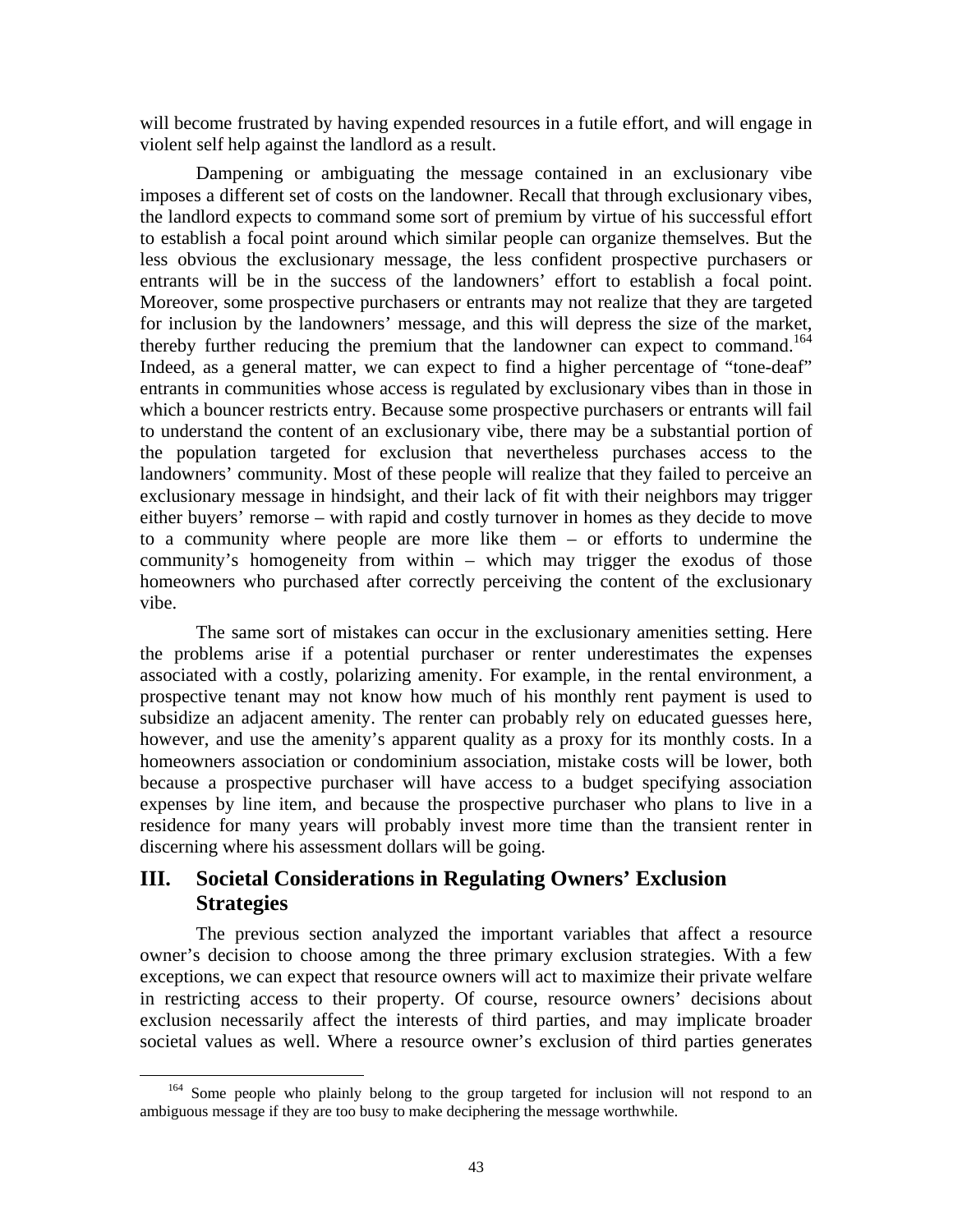will become frustrated by having expended resources in a futile effort, and will engage in violent self help against the landlord as a result.

Dampening or ambiguating the message contained in an exclusionary vibe imposes a different set of costs on the landowner. Recall that through exclusionary vibes, the landlord expects to command some sort of premium by virtue of his successful effort to establish a focal point around which similar people can organize themselves. But the less obvious the exclusionary message, the less confident prospective purchasers or entrants will be in the success of the landowners' effort to establish a focal point. Moreover, some prospective purchasers or entrants may not realize that they are targeted for inclusion by the landowners' message, and this will depress the size of the market, thereby further reducing the premium that the landowner can expect to command.[164] Indeed, as a general matter, we can expect to find a higher percentage of "tone-deaf" entrants in communities whose access is regulated by exclusionary vibes than in those in which a bouncer restricts entry. Because some prospective purchasers or entrants will fail to understand the content of an exclusionary vibe, there may be a substantial portion of the population targeted for exclusion that nevertheless purchases access to the landowners' community. Most of these people will realize that they failed to perceive an exclusionary message in hindsight, and their lack of fit with their neighbors may trigger either buyers' remorse – with rapid and costly turnover in homes as they decide to move to a community where people are more like them – or efforts to undermine the community's homogeneity from within – which may trigger the exodus of those homeowners who purchased after correctly perceiving the content of the exclusionary vibe.

The same sort of mistakes can occur in the exclusionary amenities setting. Here the problems arise if a potential purchaser or renter underestimates the expenses associated with a costly, polarizing amenity. For example, in the rental environment, a prospective tenant may not know how much of his monthly rent payment is used to subsidize an adjacent amenity. The renter can probably rely on educated guesses here, however, and use the amenity's apparent quality as a proxy for its monthly costs. In a homeowners association or condominium association, mistake costs will be lower, both because a prospective purchaser will have access to a budget specifying association expenses by line item, and because the prospective purchaser who plans to live in a residence for many years will probably invest more time than the transient renter in discerning where his assessment dollars will be going.

## III. Societal Considerations in Regulating Owners' Exclusion Strategies

The previous section analyzed the important variables that affect a resource owner's decision to choose among the three primary exclusion strategies. With a few exceptions, we can expect that resource owners will act to maximize their private welfare in restricting access to their property. Of course, resource owners' decisions about exclusion necessarily affect the interests of third parties, and may implicate broader societal values as well. Where a resource owner's exclusion of third parties generates

[164] Some people who plainly belong to the group targeted for inclusion will not respond to an ambiguous message if they are too busy to make deciphering the message worthwhile.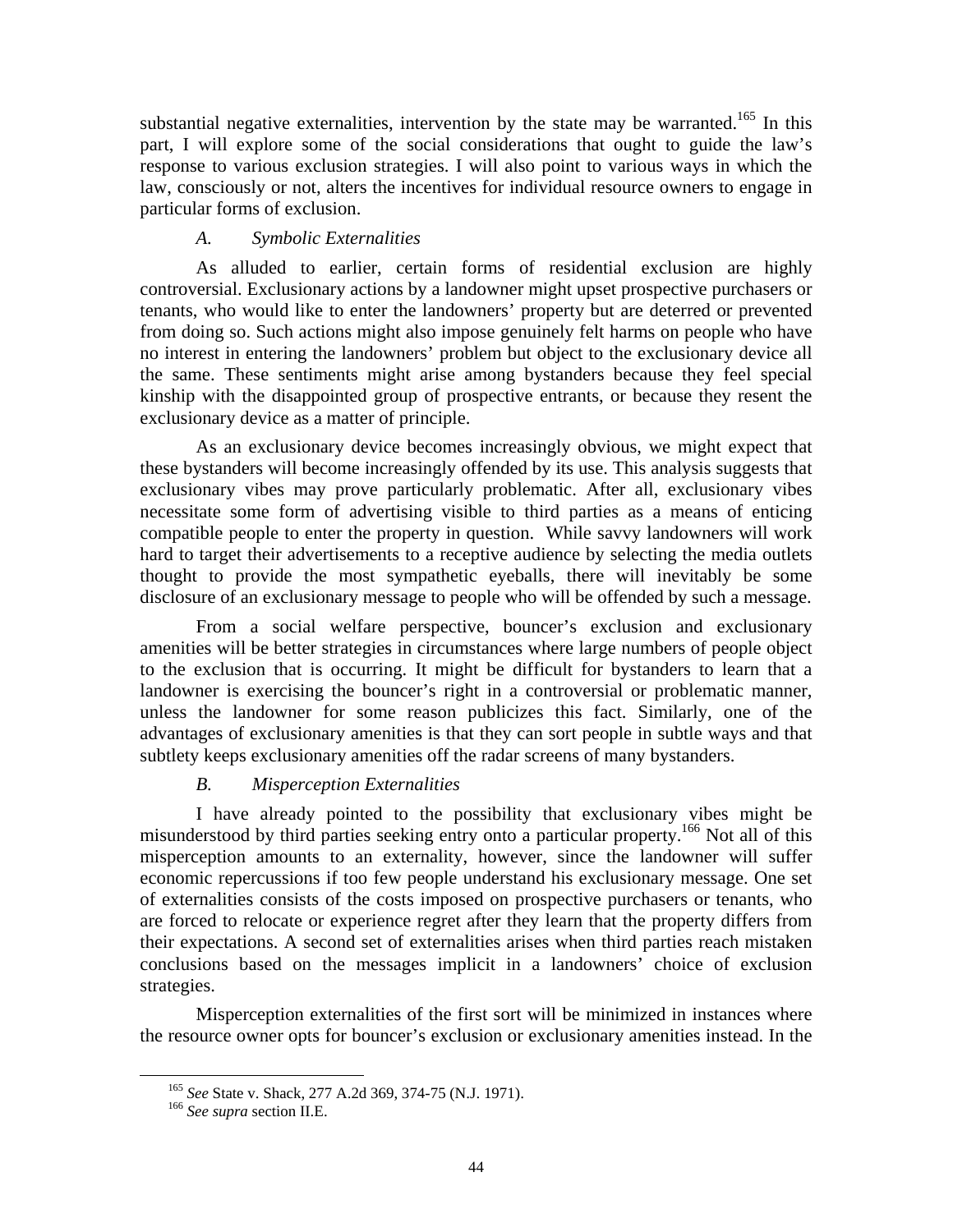substantial negative externalities, intervention by the state may be warranted.[165] In this part, I will explore some of the social considerations that ought to guide the law's response to various exclusion strategies. I will also point to various ways in which the law, consciously or not, alters the incentives for individual resource owners to engage in particular forms of exclusion.

### *A. Symbolic Externalities*

As alluded to earlier, certain forms of residential exclusion are highly controversial. Exclusionary actions by a landowner might upset prospective purchasers or tenants, who would like to enter the landowners' property but are deterred or prevented from doing so. Such actions might also impose genuinely felt harms on people who have no interest in entering the landowners' problem but object to the exclusionary device all the same. These sentiments might arise among bystanders because they feel special kinship with the disappointed group of prospective entrants, or because they resent the exclusionary device as a matter of principle.

As an exclusionary device becomes increasingly obvious, we might expect that these bystanders will become increasingly offended by its use. This analysis suggests that exclusionary vibes may prove particularly problematic. After all, exclusionary vibes necessitate some form of advertising visible to third parties as a means of enticing compatible people to enter the property in question. While savvy landowners will work hard to target their advertisements to a receptive audience by selecting the media outlets thought to provide the most sympathetic eyeballs, there will inevitably be some disclosure of an exclusionary message to people who will be offended by such a message.

From a social welfare perspective, bouncer's exclusion and exclusionary amenities will be better strategies in circumstances where large numbers of people object to the exclusion that is occurring. It might be difficult for bystanders to learn that a landowner is exercising the bouncer's right in a controversial or problematic manner, unless the landowner for some reason publicizes this fact. Similarly, one of the advantages of exclusionary amenities is that they can sort people in subtle ways and that subtlety keeps exclusionary amenities off the radar screens of many bystanders.

### *B. Misperception Externalities*

I have already pointed to the possibility that exclusionary vibes might be misunderstood by third parties seeking entry onto a particular property.[166] Not all of this misperception amounts to an externality, however, since the landowner will suffer economic repercussions if too few people understand his exclusionary message. One set of externalities consists of the costs imposed on prospective purchasers or tenants, who are forced to relocate or experience regret after they learn that the property differs from their expectations. A second set of externalities arises when third parties reach mistaken conclusions based on the messages implicit in a landowners' choice of exclusion strategies.

Misperception externalities of the first sort will be minimized in instances where the resource owner opts for bouncer's exclusion or exclusionary amenities instead. In the

---

[165] *See* State v. Shack, 277 A.2d 369, 374-75 (N.J. 1971).

[166] *See supra* section II.E.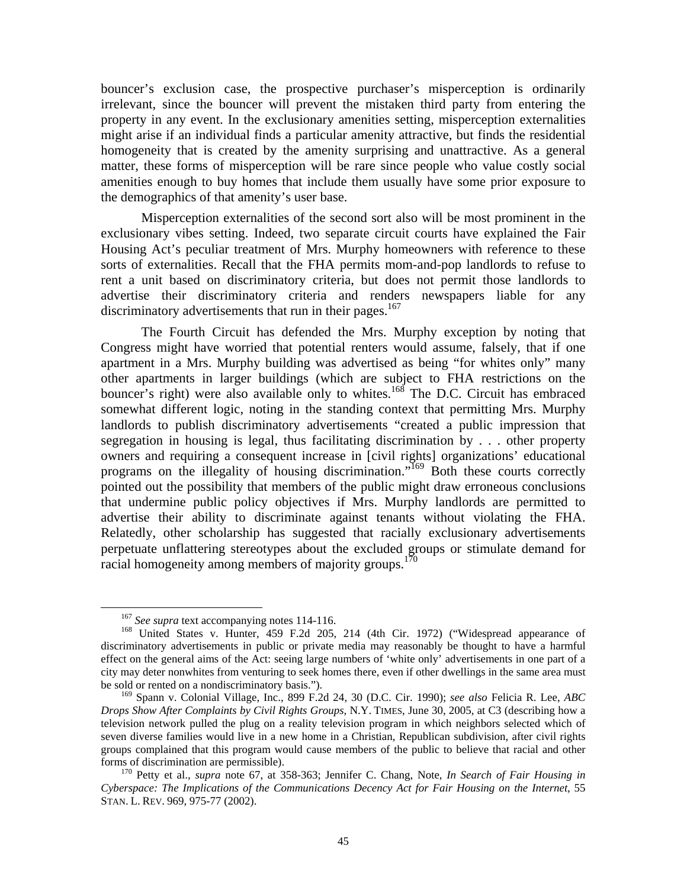bouncer's exclusion case, the prospective purchaser's misperception is ordinarily irrelevant, since the bouncer will prevent the mistaken third party from entering the property in any event. In the exclusionary amenities setting, misperception externalities might arise if an individual finds a particular amenity attractive, but finds the residential homogeneity that is created by the amenity surprising and unattractive. As a general matter, these forms of misperception will be rare since people who value costly social amenities enough to buy homes that include them usually have some prior exposure to the demographics of that amenity's user base.

Misperception externalities of the second sort also will be most prominent in the exclusionary vibes setting. Indeed, two separate circuit courts have explained the Fair Housing Act's peculiar treatment of Mrs. Murphy homeowners with reference to these sorts of externalities. Recall that the FHA permits mom-and-pop landlords to refuse to rent a unit based on discriminatory criteria, but does not permit those landlords to advertise their discriminatory criteria and renders newspapers liable for any discriminatory advertisements that run in their pages.[167]

The Fourth Circuit has defended the Mrs. Murphy exception by noting that Congress might have worried that potential renters would assume, falsely, that if one apartment in a Mrs. Murphy building was advertised as being "for whites only" many other apartments in larger buildings (which are subject to FHA restrictions on the bouncer's right) were also available only to whites.[168] The D.C. Circuit has embraced somewhat different logic, noting in the standing context that permitting Mrs. Murphy landlords to publish discriminatory advertisements "created a public impression that segregation in housing is legal, thus facilitating discrimination by . . . other property owners and requiring a consequent increase in [civil rights] organizations' educational programs on the illegality of housing discrimination."[169] Both these courts correctly pointed out the possibility that members of the public might draw erroneous conclusions that undermine public policy objectives if Mrs. Murphy landlords are permitted to advertise their ability to discriminate against tenants without violating the FHA. Relatedly, other scholarship has suggested that racially exclusionary advertisements perpetuate unflattering stereotypes about the excluded groups or stimulate demand for racial homogeneity among members of majority groups.[170]

---

[167] *See supra* text accompanying notes 114-116.

[168] United States v. Hunter, 459 F.2d 205, 214 (4th Cir. 1972) ("Widespread appearance of discriminatory advertisements in public or private media may reasonably be thought to have a harmful effect on the general aims of the Act: seeing large numbers of 'white only' advertisements in one part of a city may deter nonwhites from venturing to seek homes there, even if other dwellings in the same area must be sold or rented on a nondiscriminatory basis.").

[169] Spann v. Colonial Village, Inc., 899 F.2d 24, 30 (D.C. Cir. 1990); *see also* Felicia R. Lee, *ABC Drops Show After Complaints by Civil Rights Groups*, N.Y. TIMES, June 30, 2005, at C3 (describing how a television network pulled the plug on a reality television program in which neighbors selected which of seven diverse families would live in a new home in a Christian, Republican subdivision, after civil rights groups complained that this program would cause members of the public to believe that racial and other forms of discrimination are permissible).

[170] Petty et al., *supra* note 67, at 358-363; Jennifer C. Chang, Note, *In Search of Fair Housing in Cyberspace: The Implications of the Communications Decency Act for Fair Housing on the Internet*, 55 STAN. L. REV. 969, 975-77 (2002).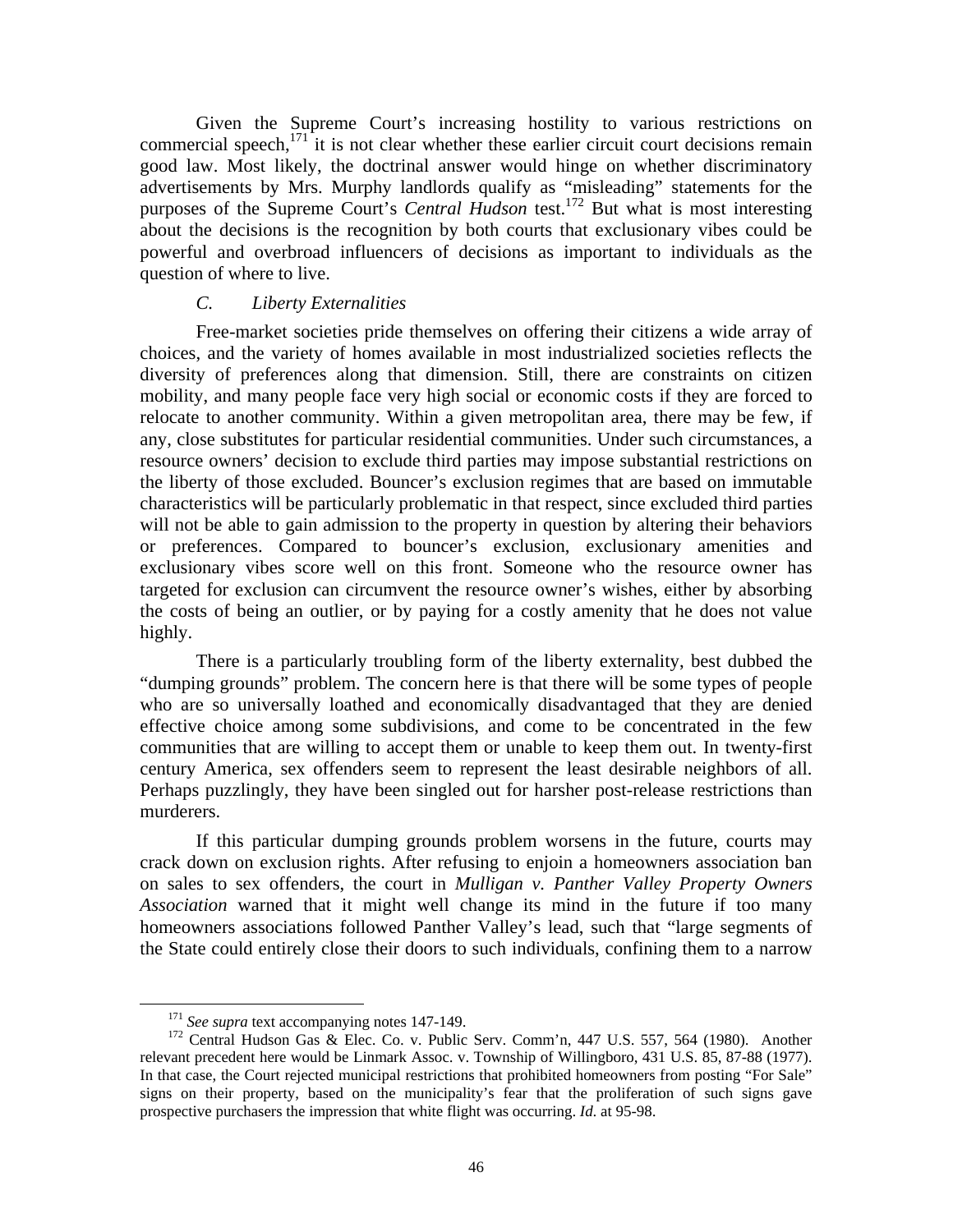Given the Supreme Court's increasing hostility to various restrictions on commercial speech,[171] it is not clear whether these earlier circuit court decisions remain good law. Most likely, the doctrinal answer would hinge on whether discriminatory advertisements by Mrs. Murphy landlords qualify as "misleading" statements for the purposes of the Supreme Court's *Central Hudson* test.[172] But what is most interesting about the decisions is the recognition by both courts that exclusionary vibes could be powerful and overbroad influencers of decisions as important to individuals as the question of where to live.

### *C. Liberty Externalities*

Free-market societies pride themselves on offering their citizens a wide array of choices, and the variety of homes available in most industrialized societies reflects the diversity of preferences along that dimension. Still, there are constraints on citizen mobility, and many people face very high social or economic costs if they are forced to relocate to another community. Within a given metropolitan area, there may be few, if any, close substitutes for particular residential communities. Under such circumstances, a resource owners' decision to exclude third parties may impose substantial restrictions on the liberty of those excluded. Bouncer's exclusion regimes that are based on immutable characteristics will be particularly problematic in that respect, since excluded third parties will not be able to gain admission to the property in question by altering their behaviors or preferences. Compared to bouncer's exclusion, exclusionary amenities and exclusionary vibes score well on this front. Someone who the resource owner has targeted for exclusion can circumvent the resource owner's wishes, either by absorbing the costs of being an outlier, or by paying for a costly amenity that he does not value highly.

There is a particularly troubling form of the liberty externality, best dubbed the "dumping grounds" problem. The concern here is that there will be some types of people who are so universally loathed and economically disadvantaged that they are denied effective choice among some subdivisions, and come to be concentrated in the few communities that are willing to accept them or unable to keep them out. In twenty-first century America, sex offenders seem to represent the least desirable neighbors of all. Perhaps puzzlingly, they have been singled out for harsher post-release restrictions than murderers.

If this particular dumping grounds problem worsens in the future, courts may crack down on exclusion rights. After refusing to enjoin a homeowners association ban on sales to sex offenders, the court in *Mulligan v. Panther Valley Property Owners Association* warned that it might well change its mind in the future if too many homeowners associations followed Panther Valley's lead, such that "large segments of the State could entirely close their doors to such individuals, confining them to a narrow

---

[171] *See supra* text accompanying notes 147-149.

[172] Central Hudson Gas & Elec. Co. v. Public Serv. Comm'n, 447 U.S. 557, 564 (1980). Another relevant precedent here would be Linmark Assoc. v. Township of Willingboro, 431 U.S. 85, 87-88 (1977). In that case, the Court rejected municipal restrictions that prohibited homeowners from posting "For Sale" signs on their property, based on the municipality's fear that the proliferation of such signs gave prospective purchasers the impression that white flight was occurring. *Id.* at 95-98.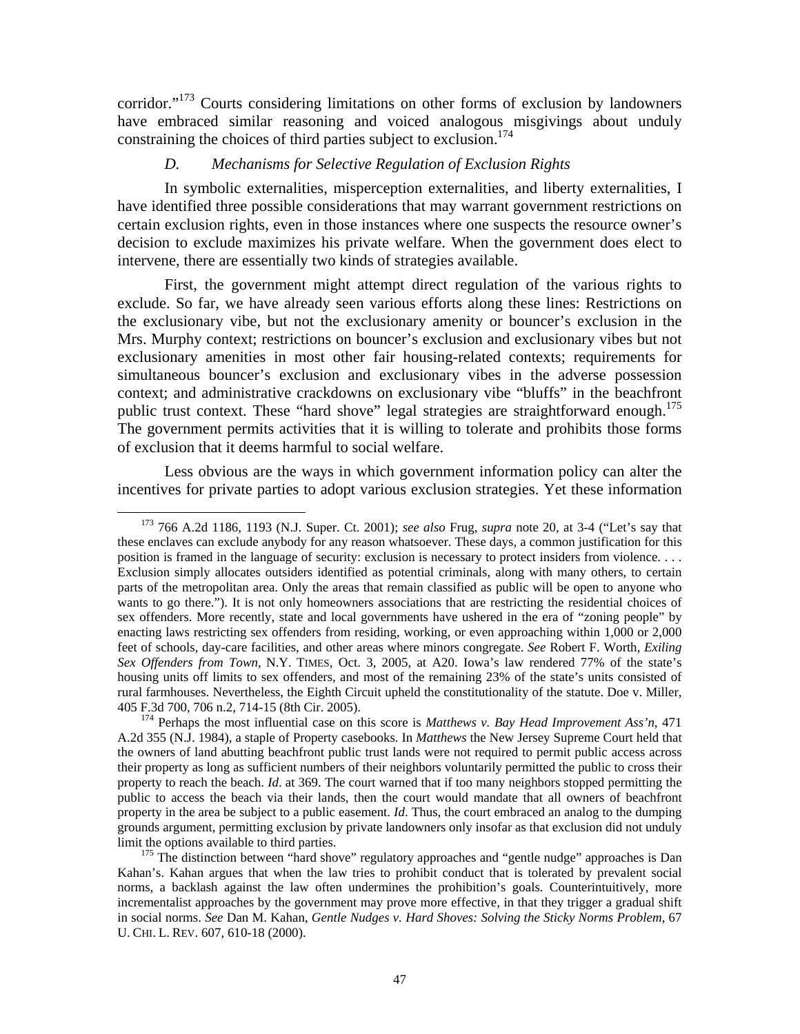corridor."[173] Courts considering limitations on other forms of exclusion by landowners have embraced similar reasoning and voiced analogous misgivings about unduly constraining the choices of third parties subject to exclusion.[174]

### *D. Mechanisms for Selective Regulation of Exclusion Rights*

In symbolic externalities, misperception externalities, and liberty externalities, I have identified three possible considerations that may warrant government restrictions on certain exclusion rights, even in those instances where one suspects the resource owner's decision to exclude maximizes his private welfare. When the government does elect to intervene, there are essentially two kinds of strategies available.

First, the government might attempt direct regulation of the various rights to exclude. So far, we have already seen various efforts along these lines: Restrictions on the exclusionary vibe, but not the exclusionary amenity or bouncer's exclusion in the Mrs. Murphy context; restrictions on bouncer's exclusion and exclusionary vibes but not exclusionary amenities in most other fair housing-related contexts; requirements for simultaneous bouncer's exclusion and exclusionary vibes in the adverse possession context; and administrative crackdowns on exclusionary vibe "bluffs" in the beachfront public trust context. These "hard shove" legal strategies are straightforward enough.[175] The government permits activities that it is willing to tolerate and prohibits those forms of exclusion that it deems harmful to social welfare.

Less obvious are the ways in which government information policy can alter the incentives for private parties to adopt various exclusion strategies. Yet these information

---

[173] 766 A.2d 1186, 1193 (N.J. Super. Ct. 2001); *see also* Frug, *supra* note 20, at 3-4 ("Let's say that these enclaves can exclude anybody for any reason whatsoever. These days, a common justification for this position is framed in the language of security: exclusion is necessary to protect insiders from violence. . . . Exclusion simply allocates outsiders identified as potential criminals, along with many others, to certain parts of the metropolitan area. Only the areas that remain classified as public will be open to anyone who wants to go there."). It is not only homeowners associations that are restricting the residential choices of sex offenders. More recently, state and local governments have ushered in the era of "zoning people" by enacting laws restricting sex offenders from residing, working, or even approaching within 1,000 or 2,000 feet of schools, day-care facilities, and other areas where minors congregate. *See* Robert F. Worth, *Exiling Sex Offenders from Town*, N.Y. TIMES, Oct. 3, 2005, at A20. Iowa's law rendered 77% of the state's housing units off limits to sex offenders, and most of the remaining 23% of the state's units consisted of rural farmhouses. Nevertheless, the Eighth Circuit upheld the constitutionality of the statute. Doe v. Miller, 405 F.3d 700, 706 n.2, 714-15 (8th Cir. 2005).

[174] Perhaps the most influential case on this score is *Matthews v. Bay Head Improvement Ass'n*, 471 A.2d 355 (N.J. 1984), a staple of Property casebooks. In *Matthews* the New Jersey Supreme Court held that the owners of land abutting beachfront public trust lands were not required to permit public access across their property as long as sufficient numbers of their neighbors voluntarily permitted the public to cross their property to reach the beach. *Id*. at 369. The court warned that if too many neighbors stopped permitting the public to access the beach via their lands, then the court would mandate that all owners of beachfront property in the area be subject to a public easement. *Id*. Thus, the court embraced an analog to the dumping grounds argument, permitting exclusion by private landowners only insofar as that exclusion did not unduly limit the options available to third parties.

[175] The distinction between "hard shove" regulatory approaches and "gentle nudge" approaches is Dan Kahan's. Kahan argues that when the law tries to prohibit conduct that is tolerated by prevalent social norms, a backlash against the law often undermines the prohibition's goals. Counterintuitively, more incrementalist approaches by the government may prove more effective, in that they trigger a gradual shift in social norms. *See* Dan M. Kahan, *Gentle Nudges v. Hard Shoves: Solving the Sticky Norms Problem*, 67 U. CHI. L. REV. 607, 610-18 (2000).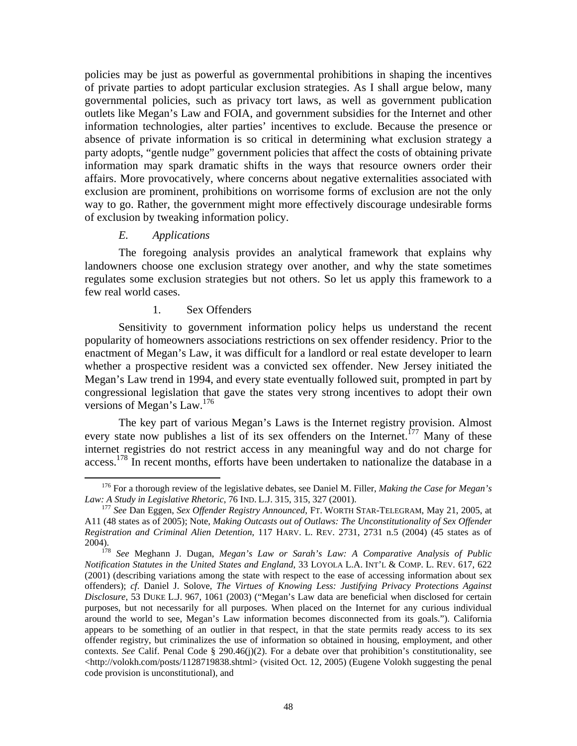policies may be just as powerful as governmental prohibitions in shaping the incentives of private parties to adopt particular exclusion strategies. As I shall argue below, many governmental policies, such as privacy tort laws, as well as government publication outlets like Megan's Law and FOIA, and government subsidies for the Internet and other information technologies, alter parties' incentives to exclude. Because the presence or absence of private information is so critical in determining what exclusion strategy a party adopts, "gentle nudge" government policies that affect the costs of obtaining private information may spark dramatic shifts in the ways that resource owners order their affairs. More provocatively, where concerns about negative externalities associated with exclusion are prominent, prohibitions on worrisome forms of exclusion are not the only way to go. Rather, the government might more effectively discourage undesirable forms of exclusion by tweaking information policy.

### *E. Applications*

The foregoing analysis provides an analytical framework that explains why landowners choose one exclusion strategy over another, and why the state sometimes regulates some exclusion strategies but not others. So let us apply this framework to a few real world cases.

#### 1. Sex Offenders

Sensitivity to government information policy helps us understand the recent popularity of homeowners associations restrictions on sex offender residency. Prior to the enactment of Megan's Law, it was difficult for a landlord or real estate developer to learn whether a prospective resident was a convicted sex offender. New Jersey initiated the Megan's Law trend in 1994, and every state eventually followed suit, prompted in part by congressional legislation that gave the states very strong incentives to adopt their own versions of Megan's Law.[176]

The key part of various Megan's Laws is the Internet registry provision. Almost every state now publishes a list of its sex offenders on the Internet.[177] Many of these internet registries do not restrict access in any meaningful way and do not charge for access.[178] In recent months, efforts have been undertaken to nationalize the database in a

---

[176] For a thorough review of the legislative debates, see Daniel M. Filler, *Making the Case for Megan's Law: A Study in Legislative Rhetoric*, 76 IND. L.J. 315, 315, 327 (2001).

[177] *See* Dan Eggen, *Sex Offender Registry Announced*, FT. WORTH STAR-TELEGRAM, May 21, 2005, at A11 (48 states as of 2005); Note, *Making Outcasts out of Outlaws: The Unconstitutionality of Sex Offender Registration and Criminal Alien Detention*, 117 HARV. L. REV. 2731, 2731 n.5 (2004) (45 states as of 2004).

[178] *See* Meghann J. Dugan, *Megan's Law or Sarah's Law: A Comparative Analysis of Public Notification Statutes in the United States and England*, 33 LOYOLA L.A. INT'L & COMP. L. REV. 617, 622 (2001) (describing variations among the state with respect to the ease of accessing information about sex offenders); *cf*. Daniel J. Solove, *The Virtues of Knowing Less: Justifying Privacy Protections Against Disclosure*, 53 DUKE L.J. 967, 1061 (2003) ("Megan's Law data are beneficial when disclosed for certain purposes, but not necessarily for all purposes. When placed on the Internet for any curious individual around the world to see, Megan's Law information becomes disconnected from its goals."). California appears to be something of an outlier in that respect, in that the state permits ready access to its sex offender registry, but criminalizes the use of information so obtained in housing, employment, and other contexts. *See* Calif. Penal Code § 290.46(j)(2). For a debate over that prohibition's constitutionality, see <http://volokh.com/posts/1128719838.shtml> (visited Oct. 12, 2005) (Eugene Volokh suggesting the penal code provision is unconstitutional), and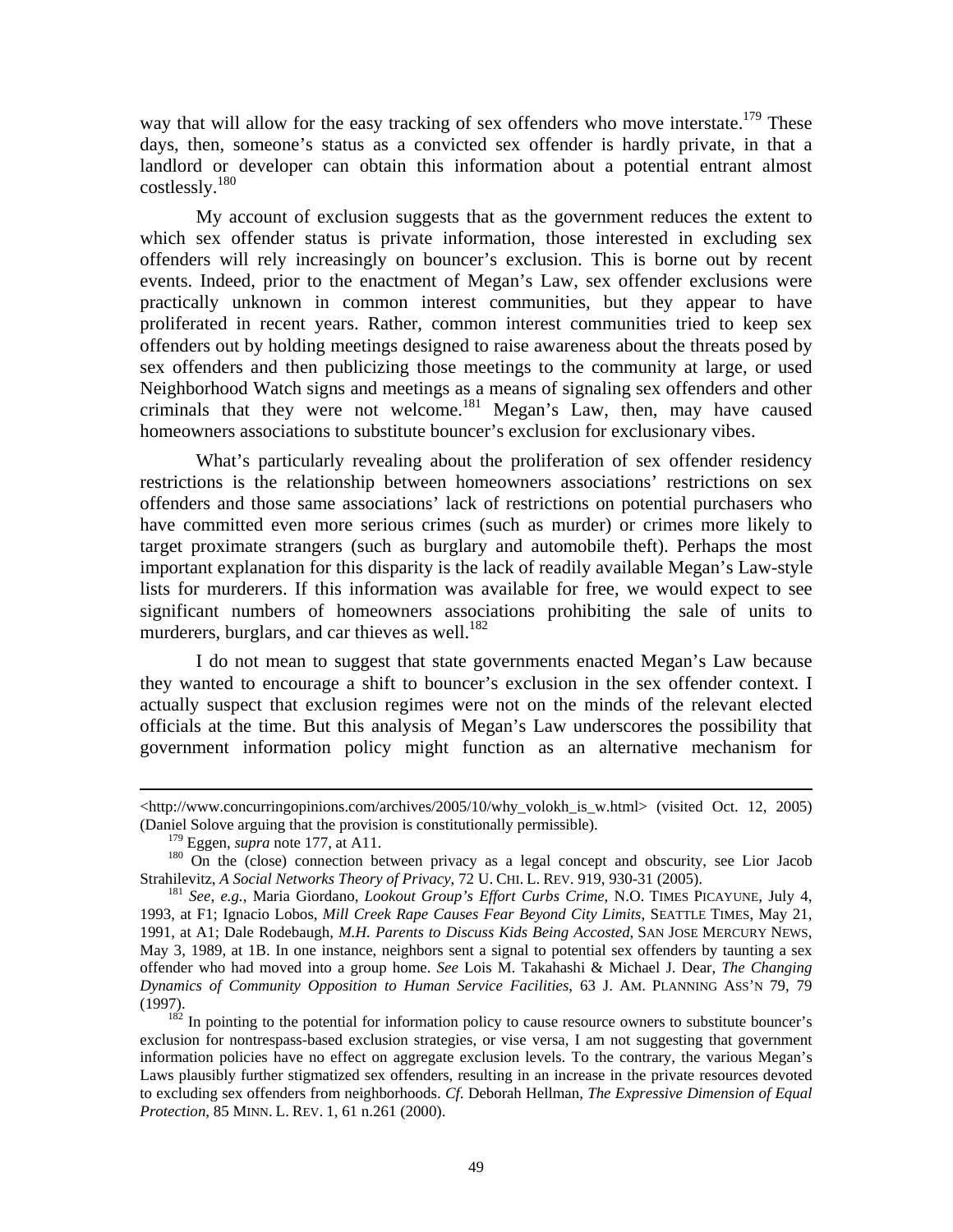way that will allow for the easy tracking of sex offenders who move interstate.[179] These days, then, someone's status as a convicted sex offender is hardly private, in that a landlord or developer can obtain this information about a potential entrant almost costlessly.[180]

My account of exclusion suggests that as the government reduces the extent to which sex offender status is private information, those interested in excluding sex offenders will rely increasingly on bouncer's exclusion. This is borne out by recent events. Indeed, prior to the enactment of Megan's Law, sex offender exclusions were practically unknown in common interest communities, but they appear to have proliferated in recent years. Rather, common interest communities tried to keep sex offenders out by holding meetings designed to raise awareness about the threats posed by sex offenders and then publicizing those meetings to the community at large, or used Neighborhood Watch signs and meetings as a means of signaling sex offenders and other criminals that they were not welcome.[181] Megan's Law, then, may have caused homeowners associations to substitute bouncer's exclusion for exclusionary vibes.

What's particularly revealing about the proliferation of sex offender residency restrictions is the relationship between homeowners associations' restrictions on sex offenders and those same associations' lack of restrictions on potential purchasers who have committed even more serious crimes (such as murder) or crimes more likely to target proximate strangers (such as burglary and automobile theft). Perhaps the most important explanation for this disparity is the lack of readily available Megan's Law-style lists for murderers. If this information was available for free, we would expect to see significant numbers of homeowners associations prohibiting the sale of units to murderers, burglars, and car thieves as well.[182]

I do not mean to suggest that state governments enacted Megan's Law because they wanted to encourage a shift to bouncer's exclusion in the sex offender context. I actually suspect that exclusion regimes were not on the minds of the relevant elected officials at the time. But this analysis of Megan's Law underscores the possibility that government information policy might function as an alternative mechanism for

---

<http://www.concurringopinions.com/archives/2005/10/why_volokh_is_w.html> (visited Oct. 12, 2005) (Daniel Solove arguing that the provision is constitutionally permissible).

[179] Eggen, *supra* note 177, at A11.

[180] On the (close) connection between privacy as a legal concept and obscurity, see Lior Jacob Strahilevitz, *A Social Networks Theory of Privacy*, 72 U. CHI. L. REV. 919, 930-31 (2005).

[181] *See, e.g.*, Maria Giordano, *Lookout Group's Effort Curbs Crime*, N.O. TIMES PICAYUNE, July 4, 1993, at F1; Ignacio Lobos, *Mill Creek Rape Causes Fear Beyond City Limits*, SEATTLE TIMES, May 21, 1991, at A1; Dale Rodebaugh, *M.H. Parents to Discuss Kids Being Accosted*, SAN JOSE MERCURY NEWS, May 3, 1989, at 1B. In one instance, neighbors sent a signal to potential sex offenders by taunting a sex offender who had moved into a group home. *See* Lois M. Takahashi & Michael J. Dear, *The Changing Dynamics of Community Opposition to Human Service Facilities*, 63 J. AM. PLANNING ASS'N 79, 79 (1997).

[182] In pointing to the potential for information policy to cause resource owners to substitute bouncer's exclusion for nontrespass-based exclusion strategies, or vise versa, I am not suggesting that government information policies have no effect on aggregate exclusion levels. To the contrary, the various Megan's Laws plausibly further stigmatized sex offenders, resulting in an increase in the private resources devoted to excluding sex offenders from neighborhoods. *Cf.* Deborah Hellman, *The Expressive Dimension of Equal Protection*, 85 MINN. L. REV. 1, 61 n.261 (2000).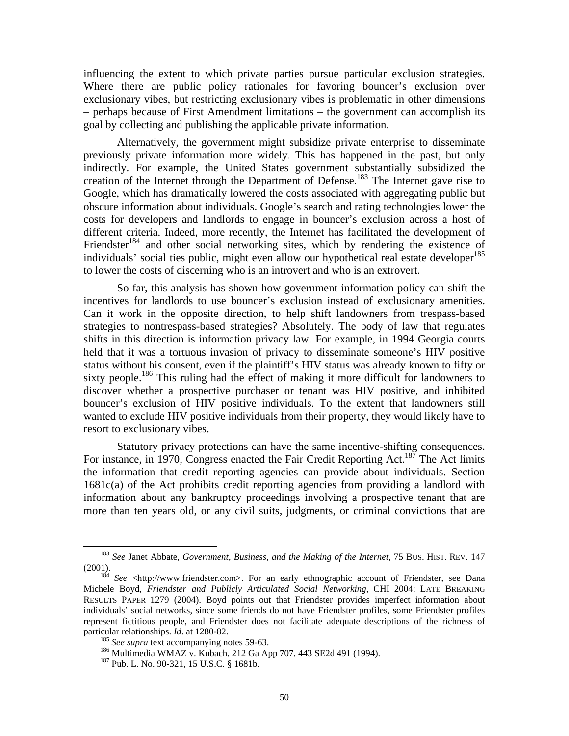influencing the extent to which private parties pursue particular exclusion strategies. Where there are public policy rationales for favoring bouncer's exclusion over exclusionary vibes, but restricting exclusionary vibes is problematic in other dimensions – perhaps because of First Amendment limitations – the government can accomplish its goal by collecting and publishing the applicable private information.

Alternatively, the government might subsidize private enterprise to disseminate previously private information more widely. This has happened in the past, but only indirectly. For example, the United States government substantially subsidized the creation of the Internet through the Department of Defense.[183] The Internet gave rise to Google, which has dramatically lowered the costs associated with aggregating public but obscure information about individuals. Google's search and rating technologies lower the costs for developers and landlords to engage in bouncer's exclusion across a host of different criteria. Indeed, more recently, the Internet has facilitated the development of Friendster[184] and other social networking sites, which by rendering the existence of individuals' social ties public, might even allow our hypothetical real estate developer[185] to lower the costs of discerning who is an introvert and who is an extrovert.

So far, this analysis has shown how government information policy can shift the incentives for landlords to use bouncer's exclusion instead of exclusionary amenities. Can it work in the opposite direction, to help shift landowners from trespass-based strategies to nontrespass-based strategies? Absolutely. The body of law that regulates shifts in this direction is information privacy law. For example, in 1994 Georgia courts held that it was a tortuous invasion of privacy to disseminate someone's HIV positive status without his consent, even if the plaintiff's HIV status was already known to fifty or sixty people.[186] This ruling had the effect of making it more difficult for landowners to discover whether a prospective purchaser or tenant was HIV positive, and inhibited bouncer's exclusion of HIV positive individuals. To the extent that landowners still wanted to exclude HIV positive individuals from their property, they would likely have to resort to exclusionary vibes.

Statutory privacy protections can have the same incentive-shifting consequences. For instance, in 1970, Congress enacted the Fair Credit Reporting Act.[187] The Act limits the information that credit reporting agencies can provide about individuals. Section 1681c(a) of the Act prohibits credit reporting agencies from providing a landlord with information about any bankruptcy proceedings involving a prospective tenant that are more than ten years old, or any civil suits, judgments, or criminal convictions that are

---

[183] *See* Janet Abbate, *Government, Business, and the Making of the Internet*, 75 BUS. HIST. REV. 147 (2001).

[184] *See* <http://www.friendster.com>. For an early ethnographic account of Friendster, see Dana Michele Boyd, *Friendster and Publicly Articulated Social Networking*, CHI 2004: LATE BREAKING RESULTS PAPER 1279 (2004). Boyd points out that Friendster provides imperfect information about individuals' social networks, since some friends do not have Friendster profiles, some Friendster profiles represent fictitious people, and Friendster does not facilitate adequate descriptions of the richness of particular relationships. *Id*. at 1280-82.

[185] *See supra* text accompanying notes 59-63.

[186] Multimedia WMAZ v. Kubach, 212 Ga App 707, 443 SE2d 491 (1994).

[187] Pub. L. No. 90-321, 15 U.S.C. § 1681b.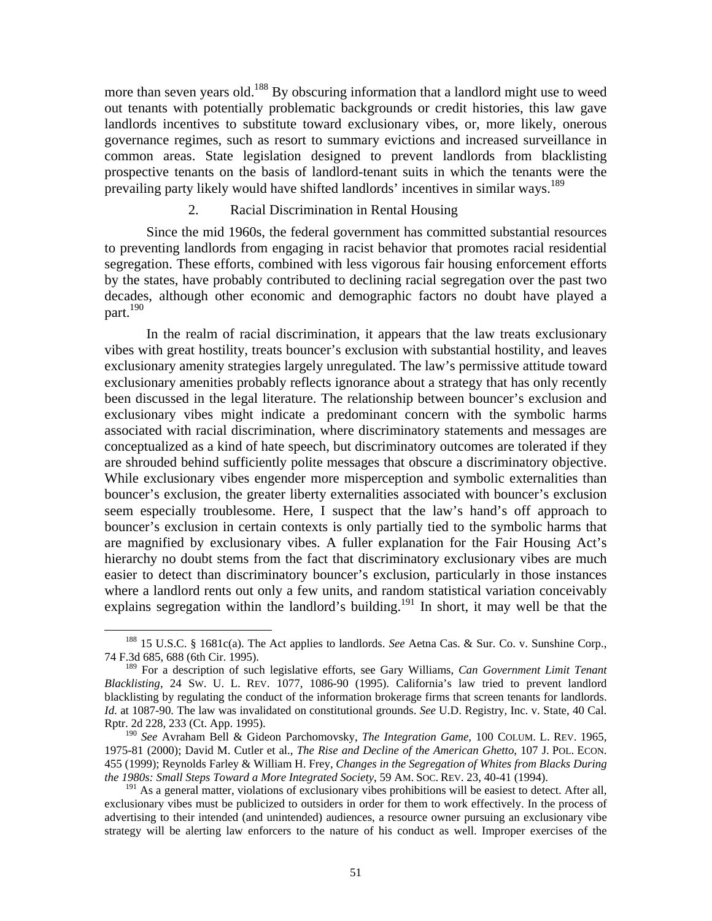more than seven years old.[188] By obscuring information that a landlord might use to weed out tenants with potentially problematic backgrounds or credit histories, this law gave landlords incentives to substitute toward exclusionary vibes, or, more likely, onerous governance regimes, such as resort to summary evictions and increased surveillance in common areas. State legislation designed to prevent landlords from blacklisting prospective tenants on the basis of landlord-tenant suits in which the tenants were the prevailing party likely would have shifted landlords' incentives in similar ways.[189]

### 2. Racial Discrimination in Rental Housing

Since the mid 1960s, the federal government has committed substantial resources to preventing landlords from engaging in racist behavior that promotes racial residential segregation. These efforts, combined with less vigorous fair housing enforcement efforts by the states, have probably contributed to declining racial segregation over the past two decades, although other economic and demographic factors no doubt have played a part.[190]

In the realm of racial discrimination, it appears that the law treats exclusionary vibes with great hostility, treats bouncer's exclusion with substantial hostility, and leaves exclusionary amenity strategies largely unregulated. The law's permissive attitude toward exclusionary amenities probably reflects ignorance about a strategy that has only recently been discussed in the legal literature. The relationship between bouncer's exclusion and exclusionary vibes might indicate a predominant concern with the symbolic harms associated with racial discrimination, where discriminatory statements and messages are conceptualized as a kind of hate speech, but discriminatory outcomes are tolerated if they are shrouded behind sufficiently polite messages that obscure a discriminatory objective. While exclusionary vibes engender more misperception and symbolic externalities than bouncer's exclusion, the greater liberty externalities associated with bouncer's exclusion seem especially troublesome. Here, I suspect that the law's hand's off approach to bouncer's exclusion in certain contexts is only partially tied to the symbolic harms that are magnified by exclusionary vibes. A fuller explanation for the Fair Housing Act's hierarchy no doubt stems from the fact that discriminatory exclusionary vibes are much easier to detect than discriminatory bouncer's exclusion, particularly in those instances where a landlord rents out only a few units, and random statistical variation conceivably explains segregation within the landlord's building.[191] In short, it may well be that the

---

[188] 15 U.S.C. § 1681c(a). The Act applies to landlords. *See* Aetna Cas. & Sur. Co. v. Sunshine Corp., 74 F.3d 685, 688 (6th Cir. 1995).

[189] For a description of such legislative efforts, see Gary Williams, *Can Government Limit Tenant Blacklisting*, 24 SW. U. L. REV. 1077, 1086-90 (1995). California's law tried to prevent landlord blacklisting by regulating the conduct of the information brokerage firms that screen tenants for landlords. *Id.* at 1087-90. The law was invalidated on constitutional grounds. *See* U.D. Registry, Inc. v. State, 40 Cal. Rptr. 2d 228, 233 (Ct. App. 1995).

[190] *See* Avraham Bell & Gideon Parchomovsky, *The Integration Game*, 100 COLUM. L. REV. 1965, 1975-81 (2000); David M. Cutler et al., *The Rise and Decline of the American Ghetto*, 107 J. POL. ECON. 455 (1999); Reynolds Farley & William H. Frey, *Changes in the Segregation of Whites from Blacks During the 1980s: Small Steps Toward a More Integrated Society*, 59 AM. SOC. REV. 23, 40-41 (1994).

[191] As a general matter, violations of exclusionary vibes prohibitions will be easiest to detect. After all, exclusionary vibes must be publicized to outsiders in order for them to work effectively. In the process of advertising to their intended (and unintended) audiences, a resource owner pursuing an exclusionary vibe strategy will be alerting law enforcers to the nature of his conduct as well. Improper exercises of the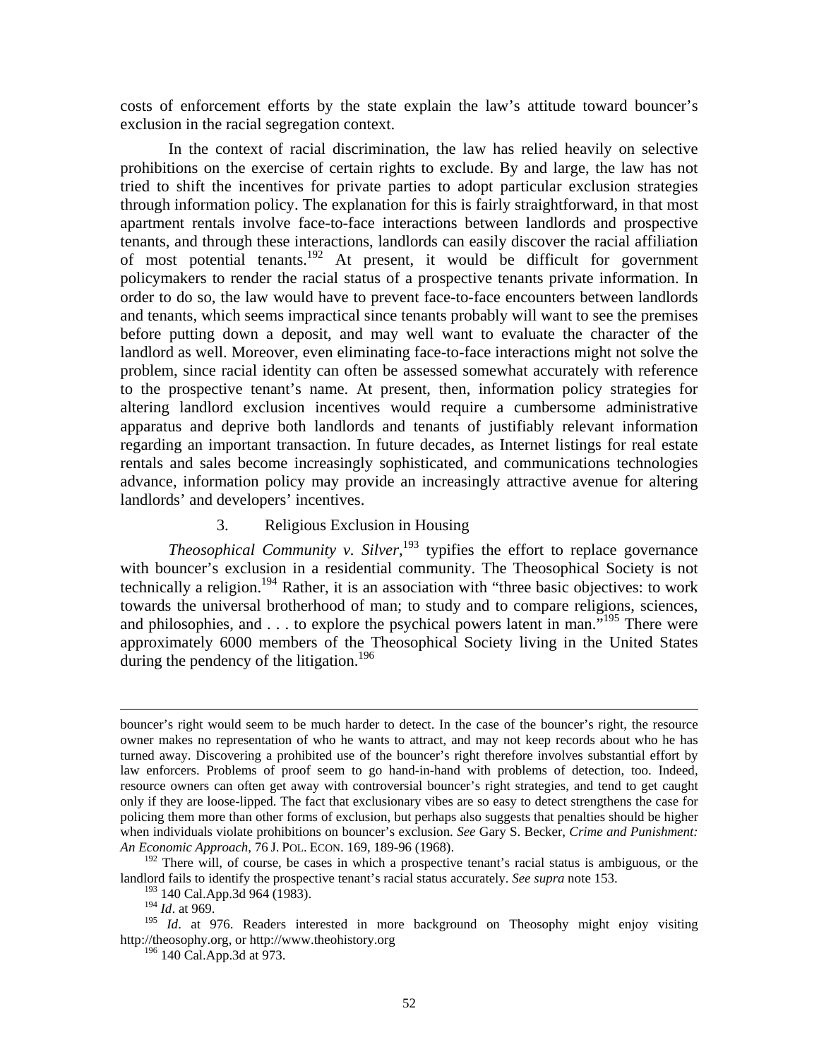costs of enforcement efforts by the state explain the law's attitude toward bouncer's exclusion in the racial segregation context.

In the context of racial discrimination, the law has relied heavily on selective prohibitions on the exercise of certain rights to exclude. By and large, the law has not tried to shift the incentives for private parties to adopt particular exclusion strategies through information policy. The explanation for this is fairly straightforward, in that most apartment rentals involve face-to-face interactions between landlords and prospective tenants, and through these interactions, landlords can easily discover the racial affiliation of most potential tenants.[192] At present, it would be difficult for government policymakers to render the racial status of a prospective tenants private information. In order to do so, the law would have to prevent face-to-face encounters between landlords and tenants, which seems impractical since tenants probably will want to see the premises before putting down a deposit, and may well want to evaluate the character of the landlord as well. Moreover, even eliminating face-to-face interactions might not solve the problem, since racial identity can often be assessed somewhat accurately with reference to the prospective tenant's name. At present, then, information policy strategies for altering landlord exclusion incentives would require a cumbersome administrative apparatus and deprive both landlords and tenants of justifiably relevant information regarding an important transaction. In future decades, as Internet listings for real estate rentals and sales become increasingly sophisticated, and communications technologies advance, information policy may provide an increasingly attractive avenue for altering landlords' and developers' incentives.

### 3. Religious Exclusion in Housing

*Theosophical Community v. Silver*,[193] typifies the effort to replace governance with bouncer's exclusion in a residential community. The Theosophical Society is not technically a religion.[194] Rather, it is an association with "three basic objectives: to work towards the universal brotherhood of man; to study and to compare religions, sciences, and philosophies, and . . . to explore the psychical powers latent in man."[195] There were approximately 6000 members of the Theosophical Society living in the United States during the pendency of the litigation.[196]

---

bouncer's right would seem to be much harder to detect. In the case of the bouncer's right, the resource owner makes no representation of who he wants to attract, and may not keep records about who he has turned away. Discovering a prohibited use of the bouncer's right therefore involves substantial effort by law enforcers. Problems of proof seem to go hand-in-hand with problems of detection, too. Indeed, resource owners can often get away with controversial bouncer's right strategies, and tend to get caught only if they are loose-lipped. The fact that exclusionary vibes are so easy to detect strengthens the case for policing them more than other forms of exclusion, but perhaps also suggests that penalties should be higher when individuals violate prohibitions on bouncer's exclusion. *See* Gary S. Becker, *Crime and Punishment: An Economic Approach*, 76 J. POL. ECON. 169, 189-96 (1968).

[192] There will, of course, be cases in which a prospective tenant's racial status is ambiguous, or the landlord fails to identify the prospective tenant's racial status accurately. *See supra* note 153.

[193] 140 Cal.App.3d 964 (1983).

[194] *Id*. at 969.

[195] *Id*. at 976. Readers interested in more background on Theosophy might enjoy visiting http://theosophy.org, or http://www.theohistory.org

[196] 140 Cal.App.3d at 973.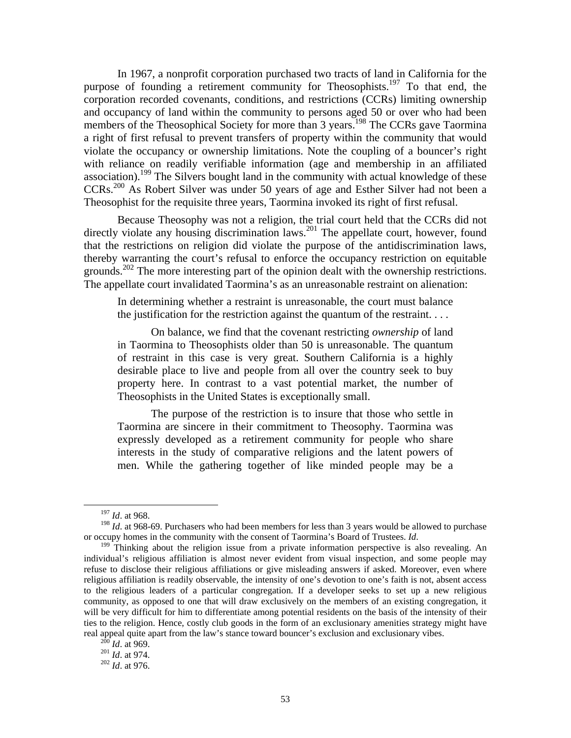In 1967, a nonprofit corporation purchased two tracts of land in California for the purpose of founding a retirement community for Theosophists.[197] To that end, the corporation recorded covenants, conditions, and restrictions (CCRs) limiting ownership and occupancy of land within the community to persons aged 50 or over who had been members of the Theosophical Society for more than 3 years.[198] The CCRs gave Taormina a right of first refusal to prevent transfers of property within the community that would violate the occupancy or ownership limitations. Note the coupling of a bouncer's right with reliance on readily verifiable information (age and membership in an affiliated association).[199] The Silvers bought land in the community with actual knowledge of these CCRs.[200] As Robert Silver was under 50 years of age and Esther Silver had not been a Theosophist for the requisite three years, Taormina invoked its right of first refusal.

Because Theosophy was not a religion, the trial court held that the CCRs did not directly violate any housing discrimination laws.[201] The appellate court, however, found that the restrictions on religion did violate the purpose of the antidiscrimination laws, thereby warranting the court's refusal to enforce the occupancy restriction on equitable grounds.[202] The more interesting part of the opinion dealt with the ownership restrictions. The appellate court invalidated Taormina's as an unreasonable restraint on alienation:

> In determining whether a restraint is unreasonable, the court must balance the justification for the restriction against the quantum of the restraint. . . .
>
> On balance, we find that the covenant restricting *ownership* of land in Taormina to Theosophists older than 50 is unreasonable. The quantum of restraint in this case is very great. Southern California is a highly desirable place to live and people from all over the country seek to buy property here. In contrast to a vast potential market, the number of Theosophists in the United States is exceptionally small.
>
> The purpose of the restriction is to insure that those who settle in Taormina are sincere in their commitment to Theosophy. Taormina was expressly developed as a retirement community for people who share interests in the study of comparative religions and the latent powers of men. While the gathering together of like minded people may be a

---

[197] *Id*. at 968.

[198] *Id*. at 968-69. Purchasers who had been members for less than 3 years would be allowed to purchase or occupy homes in the community with the consent of Taormina's Board of Trustees. *Id*.

[199] Thinking about the religion issue from a private information perspective is also revealing. An individual's religious affiliation is almost never evident from visual inspection, and some people may refuse to disclose their religious affiliations or give misleading answers if asked. Moreover, even where religious affiliation is readily observable, the intensity of one's devotion to one's faith is not, absent access to the religious leaders of a particular congregation. If a developer seeks to set up a new religious community, as opposed to one that will draw exclusively on the members of an existing congregation, it will be very difficult for him to differentiate among potential residents on the basis of the intensity of their ties to the religion. Hence, costly club goods in the form of an exclusionary amenities strategy might have real appeal quite apart from the law's stance toward bouncer's exclusion and exclusionary vibes.

[200] *Id*. at 969.

[201] *Id*. at 974.

[202] *Id*. at 976.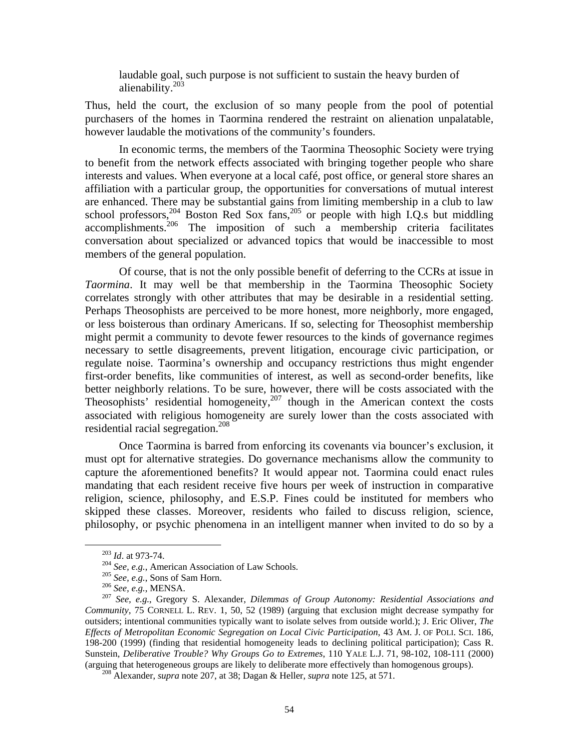> laudable goal, such purpose is not sufficient to sustain the heavy burden of alienability.[203]

Thus, held the court, the exclusion of so many people from the pool of potential purchasers of the homes in Taormina rendered the restraint on alienation unpalatable, however laudable the motivations of the community's founders.

In economic terms, the members of the Taormina Theosophic Society were trying to benefit from the network effects associated with bringing together people who share interests and values. When everyone at a local café, post office, or general store shares an affiliation with a particular group, the opportunities for conversations of mutual interest are enhanced. There may be substantial gains from limiting membership in a club to law school professors,[204] Boston Red Sox fans,[205] or people with high I.Q.s but middling accomplishments.[206] The imposition of such a membership criteria facilitates conversation about specialized or advanced topics that would be inaccessible to most members of the general population.

Of course, that is not the only possible benefit of deferring to the CCRs at issue in *Taormina*. It may well be that membership in the Taormina Theosophic Society correlates strongly with other attributes that may be desirable in a residential setting. Perhaps Theosophists are perceived to be more honest, more neighborly, more engaged, or less boisterous than ordinary Americans. If so, selecting for Theosophist membership might permit a community to devote fewer resources to the kinds of governance regimes necessary to settle disagreements, prevent litigation, encourage civic participation, or regulate noise. Taormina's ownership and occupancy restrictions thus might engender first-order benefits, like communities of interest, as well as second-order benefits, like better neighborly relations. To be sure, however, there will be costs associated with the Theosophists' residential homogeneity,[207] though in the American context the costs associated with religious homogeneity are surely lower than the costs associated with residential racial segregation.[208]

Once Taormina is barred from enforcing its covenants via bouncer's exclusion, it must opt for alternative strategies. Do governance mechanisms allow the community to capture the aforementioned benefits? It would appear not. Taormina could enact rules mandating that each resident receive five hours per week of instruction in comparative religion, science, philosophy, and E.S.P. Fines could be instituted for members who skipped these classes. Moreover, residents who failed to discuss religion, science, philosophy, or psychic phenomena in an intelligent manner when invited to do so by a

---

[203] *Id*. at 973-74.

[204] *See, e.g.*, American Association of Law Schools.

[205] *See, e.g.*, Sons of Sam Horn.

[206] *See, e.g.*, MENSA.

[207] *See, e.g.*, Gregory S. Alexander, *Dilemmas of Group Autonomy: Residential Associations and Community*, 75 CORNELL L. REV. 1, 50, 52 (1989) (arguing that exclusion might decrease sympathy for outsiders; intentional communities typically want to isolate selves from outside world.); J. Eric Oliver, *The Effects of Metropolitan Economic Segregation on Local Civic Participation*, 43 AM. J. OF POLI. SCI. 186, 198-200 (1999) (finding that residential homogeneity leads to declining political participation); Cass R. Sunstein, *Deliberative Trouble? Why Groups Go to Extremes*, 110 YALE L.J. 71, 98-102, 108-111 (2000) (arguing that heterogeneous groups are likely to deliberate more effectively than homogenous groups).

[208] Alexander, *supra* note 207, at 38; Dagan & Heller, *supra* note 125, at 571.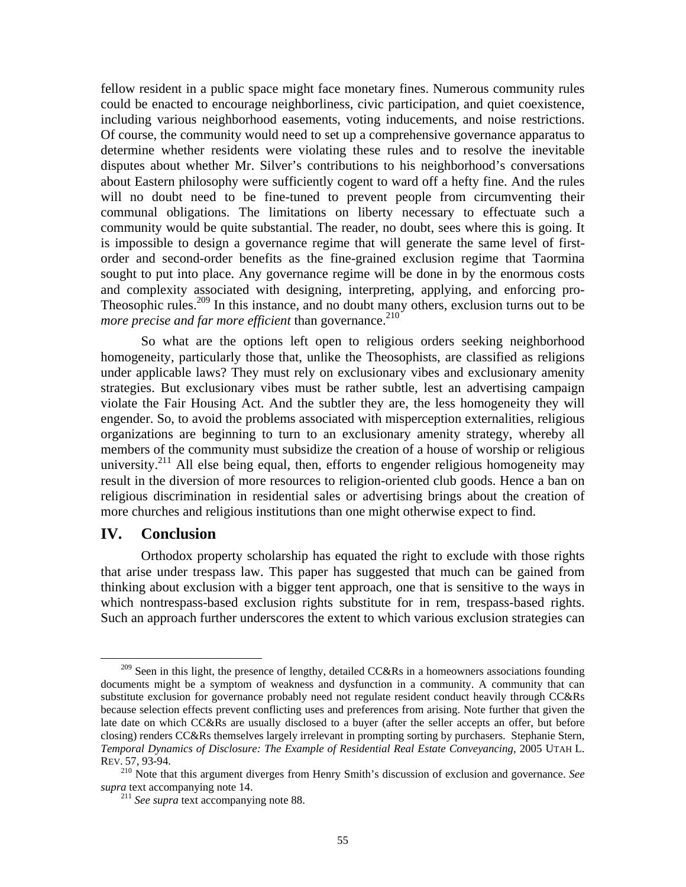fellow resident in a public space might face monetary fines. Numerous community rules could be enacted to encourage neighborliness, civic participation, and quiet coexistence, including various neighborhood easements, voting inducements, and noise restrictions. Of course, the community would need to set up a comprehensive governance apparatus to determine whether residents were violating these rules and to resolve the inevitable disputes about whether Mr. Silver's contributions to his neighborhood's conversations about Eastern philosophy were sufficiently cogent to ward off a hefty fine. And the rules will no doubt need to be fine-tuned to prevent people from circumventing their communal obligations. The limitations on liberty necessary to effectuate such a community would be quite substantial. The reader, no doubt, sees where this is going. It is impossible to design a governance regime that will generate the same level of first-order and second-order benefits as the fine-grained exclusion regime that Taormina sought to put into place. Any governance regime will be done in by the enormous costs and complexity associated with designing, interpreting, applying, and enforcing pro-Theosophic rules.[209] In this instance, and no doubt many others, exclusion turns out to be *more precise and far more efficient* than governance.[210]

So what are the options left open to religious orders seeking neighborhood homogeneity, particularly those that, unlike the Theosophists, are classified as religions under applicable laws? They must rely on exclusionary vibes and exclusionary amenity strategies. But exclusionary vibes must be rather subtle, lest an advertising campaign violate the Fair Housing Act. And the subtler they are, the less homogeneity they will engender. So, to avoid the problems associated with misperception externalities, religious organizations are beginning to turn to an exclusionary amenity strategy, whereby all members of the community must subsidize the creation of a house of worship or religious university.[211] All else being equal, then, efforts to engender religious homogeneity may result in the diversion of more resources to religion-oriented club goods. Hence a ban on religious discrimination in residential sales or advertising brings about the creation of more churches and religious institutions than one might otherwise expect to find.

## IV. Conclusion

Orthodox property scholarship has equated the right to exclude with those rights that arise under trespass law. This paper has suggested that much can be gained from thinking about exclusion with a bigger tent approach, one that is sensitive to the ways in which nontrespass-based exclusion rights substitute for in rem, trespass-based rights. Such an approach further underscores the extent to which various exclusion strategies can

---

[209] Seen in this light, the presence of lengthy, detailed CC&Rs in a homeowners associations founding documents might be a symptom of weakness and dysfunction in a community. A community that can substitute exclusion for governance probably need not regulate resident conduct heavily through CC&Rs because selection effects prevent conflicting uses and preferences from arising. Note further that given the late date on which CC&Rs are usually disclosed to a buyer (after the seller accepts an offer, but before closing) renders CC&Rs themselves largely irrelevant in prompting sorting by purchasers. Stephanie Stern, *Temporal Dynamics of Disclosure: The Example of Residential Real Estate Conveyancing*, 2005 UTAH L. REV. 57, 93-94.

[210] Note that this argument diverges from Henry Smith's discussion of exclusion and governance. *See supra* text accompanying note 14.

[211] *See supra* text accompanying note 88.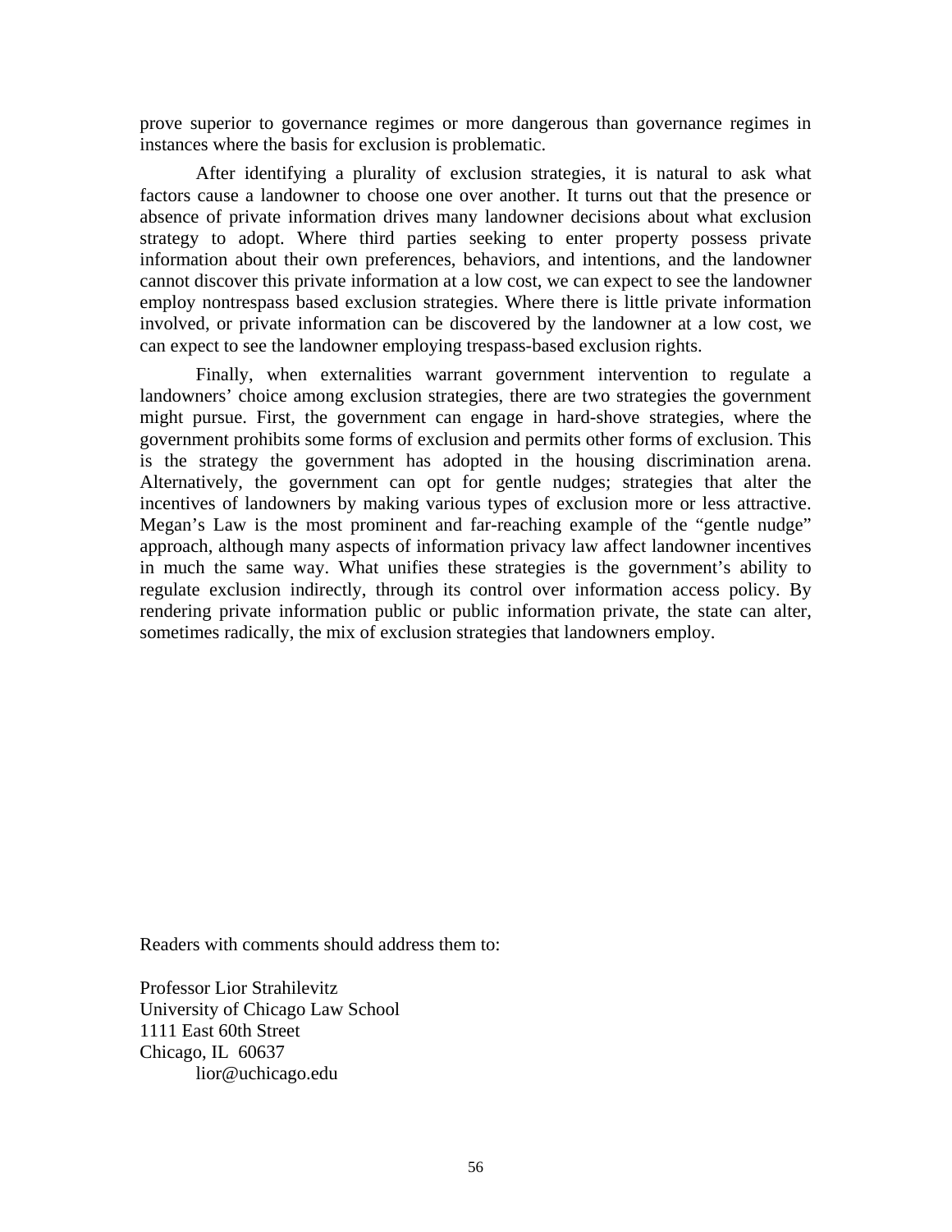prove superior to governance regimes or more dangerous than governance regimes in instances where the basis for exclusion is problematic.

After identifying a plurality of exclusion strategies, it is natural to ask what factors cause a landowner to choose one over another. It turns out that the presence or absence of private information drives many landowner decisions about what exclusion strategy to adopt. Where third parties seeking to enter property possess private information about their own preferences, behaviors, and intentions, and the landowner cannot discover this private information at a low cost, we can expect to see the landowner employ nontrespass based exclusion strategies. Where there is little private information involved, or private information can be discovered by the landowner at a low cost, we can expect to see the landowner employing trespass-based exclusion rights.

Finally, when externalities warrant government intervention to regulate a landowners' choice among exclusion strategies, there are two strategies the government might pursue. First, the government can engage in hard-shove strategies, where the government prohibits some forms of exclusion and permits other forms of exclusion. This is the strategy the government has adopted in the housing discrimination arena. Alternatively, the government can opt for gentle nudges; strategies that alter the incentives of landowners by making various types of exclusion more or less attractive. Megan's Law is the most prominent and far-reaching example of the "gentle nudge" approach, although many aspects of information privacy law affect landowner incentives in much the same way. What unifies these strategies is the government's ability to regulate exclusion indirectly, through its control over information access policy. By rendering private information public or public information private, the state can alter, sometimes radically, the mix of exclusion strategies that landowners employ.

Readers with comments should address them to:

Professor Lior Strahilevitz
University of Chicago Law School
1111 East 60th Street
Chicago, IL 60637
lior@uchicago.edu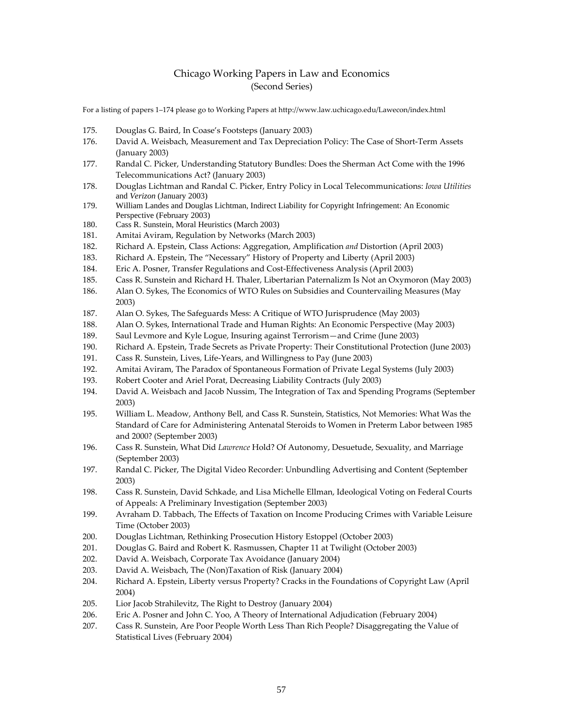# Chicago Working Papers in Law and Economics
(Second Series)

For a listing of papers 1–174 please go to Working Papers at http://www.law.uchicago.edu/Lawecon/index.html

175. Douglas G. Baird, In Coase's Footsteps (January 2003)
176. David A. Weisbach, Measurement and Tax Depreciation Policy: The Case of Short-Term Assets (January 2003)
177. Randal C. Picker, Understanding Statutory Bundles: Does the Sherman Act Come with the 1996 Telecommunications Act? (January 2003)
178. Douglas Lichtman and Randal C. Picker, Entry Policy in Local Telecommunications: *Iowa Utilities* and *Verizon* (January 2003)
179. William Landes and Douglas Lichtman, Indirect Liability for Copyright Infringement: An Economic Perspective (February 2003)
180. Cass R. Sunstein, Moral Heuristics (March 2003)
181. Amitai Aviram, Regulation by Networks (March 2003)
182. Richard A. Epstein, Class Actions: Aggregation, Amplification *and* Distortion (April 2003)
183. Richard A. Epstein, The "Necessary" History of Property and Liberty (April 2003)
184. Eric A. Posner, Transfer Regulations and Cost-Effectiveness Analysis (April 2003)
185. Cass R. Sunstein and Richard H. Thaler, Libertarian Paternalizm Is Not an Oxymoron (May 2003)
186. Alan O. Sykes, The Economics of WTO Rules on Subsidies and Countervailing Measures (May 2003)
187. Alan O. Sykes, The Safeguards Mess: A Critique of WTO Jurisprudence (May 2003)
188. Alan O. Sykes, International Trade and Human Rights: An Economic Perspective (May 2003)
189. Saul Levmore and Kyle Logue, Insuring against Terrorism—and Crime (June 2003)
190. Richard A. Epstein, Trade Secrets as Private Property: Their Constitutional Protection (June 2003)
191. Cass R. Sunstein, Lives, Life-Years, and Willingness to Pay (June 2003)
192. Amitai Aviram, The Paradox of Spontaneous Formation of Private Legal Systems (July 2003)
193. Robert Cooter and Ariel Porat, Decreasing Liability Contracts (July 2003)
194. David A. Weisbach and Jacob Nussim, The Integration of Tax and Spending Programs (September 2003)
195. William L. Meadow, Anthony Bell, and Cass R. Sunstein, Statistics, Not Memories: What Was the Standard of Care for Administering Antenatal Steroids to Women in Preterm Labor between 1985 and 2000? (September 2003)
196. Cass R. Sunstein, What Did *Lawrence* Hold? Of Autonomy, Desuetude, Sexuality, and Marriage (September 2003)
197. Randal C. Picker, The Digital Video Recorder: Unbundling Advertising and Content (September 2003)
198. Cass R. Sunstein, David Schkade, and Lisa Michelle Ellman, Ideological Voting on Federal Courts of Appeals: A Preliminary Investigation (September 2003)
199. Avraham D. Tabbach, The Effects of Taxation on Income Producing Crimes with Variable Leisure Time (October 2003)
200. Douglas Lichtman, Rethinking Prosecution History Estoppel (October 2003)
201. Douglas G. Baird and Robert K. Rasmussen, Chapter 11 at Twilight (October 2003)
202. David A. Weisbach, Corporate Tax Avoidance (January 2004)
203. David A. Weisbach, The (Non)Taxation of Risk (January 2004)
204. Richard A. Epstein, Liberty versus Property? Cracks in the Foundations of Copyright Law (April 2004)
205. Lior Jacob Strahilevitz, The Right to Destroy (January 2004)
206. Eric A. Posner and John C. Yoo, A Theory of International Adjudication (February 2004)
207. Cass R. Sunstein, Are Poor People Worth Less Than Rich People? Disaggregating the Value of Statistical Lives (February 2004)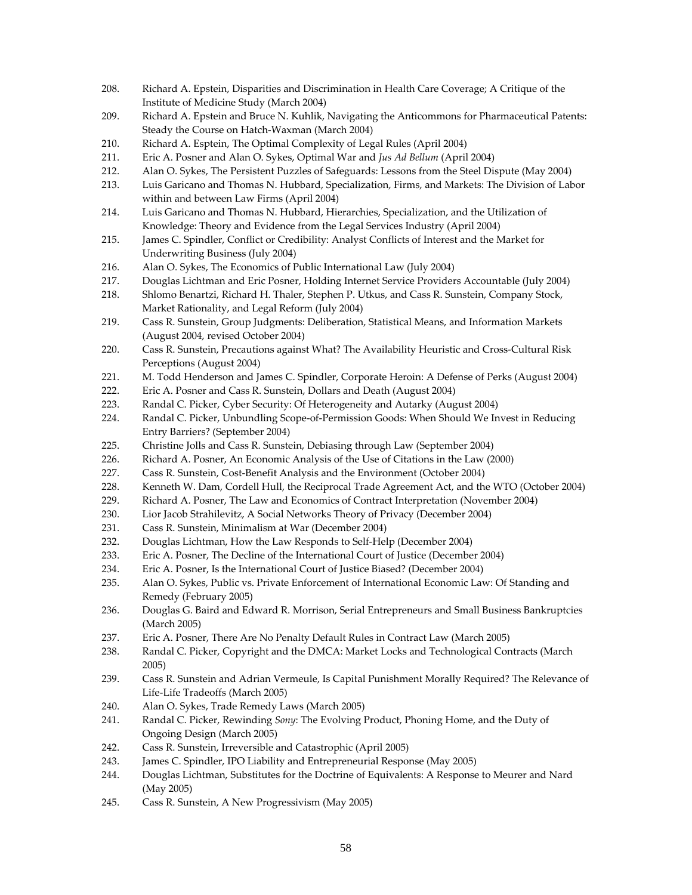208. Richard A. Epstein, Disparities and Discrimination in Health Care Coverage; A Critique of the Institute of Medicine Study (March 2004)
209. Richard A. Epstein and Bruce N. Kuhlik, Navigating the Anticommons for Pharmaceutical Patents: Steady the Course on Hatch-Waxman (March 2004)
210. Richard A. Esptein, The Optimal Complexity of Legal Rules (April 2004)
211. Eric A. Posner and Alan O. Sykes, Optimal War and *Jus Ad Bellum* (April 2004)
212. Alan O. Sykes, The Persistent Puzzles of Safeguards: Lessons from the Steel Dispute (May 2004)
213. Luis Garicano and Thomas N. Hubbard, Specialization, Firms, and Markets: The Division of Labor within and between Law Firms (April 2004)
214. Luis Garicano and Thomas N. Hubbard, Hierarchies, Specialization, and the Utilization of Knowledge: Theory and Evidence from the Legal Services Industry (April 2004)
215. James C. Spindler, Conflict or Credibility: Analyst Conflicts of Interest and the Market for Underwriting Business (July 2004)
216. Alan O. Sykes, The Economics of Public International Law (July 2004)
217. Douglas Lichtman and Eric Posner, Holding Internet Service Providers Accountable (July 2004)
218. Shlomo Benartzi, Richard H. Thaler, Stephen P. Utkus, and Cass R. Sunstein, Company Stock, Market Rationality, and Legal Reform (July 2004)
219. Cass R. Sunstein, Group Judgments: Deliberation, Statistical Means, and Information Markets (August 2004, revised October 2004)
220. Cass R. Sunstein, Precautions against What? The Availability Heuristic and Cross-Cultural Risk Perceptions (August 2004)
221. M. Todd Henderson and James C. Spindler, Corporate Heroin: A Defense of Perks (August 2004)
222. Eric A. Posner and Cass R. Sunstein, Dollars and Death (August 2004)
223. Randal C. Picker, Cyber Security: Of Heterogeneity and Autarky (August 2004)
224. Randal C. Picker, Unbundling Scope-of-Permission Goods: When Should We Invest in Reducing Entry Barriers? (September 2004)
225. Christine Jolls and Cass R. Sunstein, Debiasing through Law (September 2004)
226. Richard A. Posner, An Economic Analysis of the Use of Citations in the Law (2000)
227. Cass R. Sunstein, Cost-Benefit Analysis and the Environment (October 2004)
228. Kenneth W. Dam, Cordell Hull, the Reciprocal Trade Agreement Act, and the WTO (October 2004)
229. Richard A. Posner, The Law and Economics of Contract Interpretation (November 2004)
230. Lior Jacob Strahilevitz, A Social Networks Theory of Privacy (December 2004)
231. Cass R. Sunstein, Minimalism at War (December 2004)
232. Douglas Lichtman, How the Law Responds to Self-Help (December 2004)
233. Eric A. Posner, The Decline of the International Court of Justice (December 2004)
234. Eric A. Posner, Is the International Court of Justice Biased? (December 2004)
235. Alan O. Sykes, Public vs. Private Enforcement of International Economic Law: Of Standing and Remedy (February 2005)
236. Douglas G. Baird and Edward R. Morrison, Serial Entrepreneurs and Small Business Bankruptcies (March 2005)
237. Eric A. Posner, There Are No Penalty Default Rules in Contract Law (March 2005)
238. Randal C. Picker, Copyright and the DMCA: Market Locks and Technological Contracts (March 2005)
239. Cass R. Sunstein and Adrian Vermeule, Is Capital Punishment Morally Required? The Relevance of Life-Life Tradeoffs (March 2005)
240. Alan O. Sykes, Trade Remedy Laws (March 2005)
241. Randal C. Picker, Rewinding *Sony*: The Evolving Product, Phoning Home, and the Duty of Ongoing Design (March 2005)
242. Cass R. Sunstein, Irreversible and Catastrophic (April 2005)
243. James C. Spindler, IPO Liability and Entrepreneurial Response (May 2005)
244. Douglas Lichtman, Substitutes for the Doctrine of Equivalents: A Response to Meurer and Nard (May 2005)
245. Cass R. Sunstein, A New Progressivism (May 2005)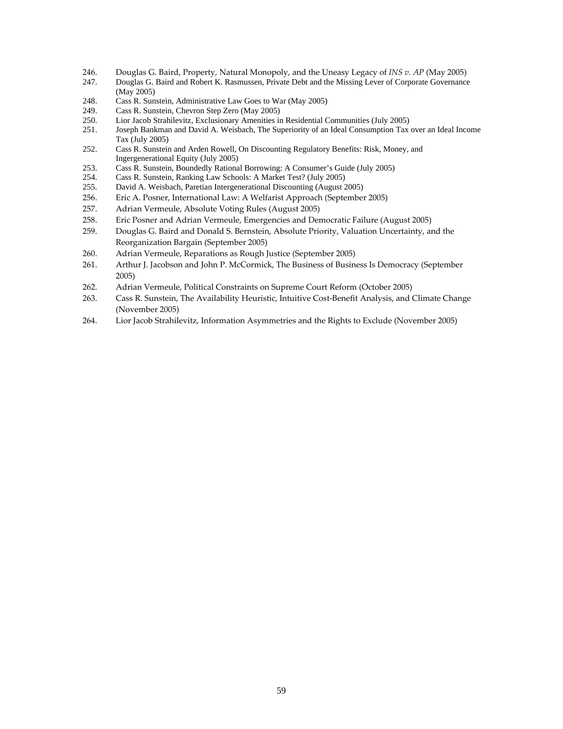246. Douglas G. Baird, Property, Natural Monopoly, and the Uneasy Legacy of *INS v. AP* (May 2005)
247. Douglas G. Baird and Robert K. Rasmussen, Private Debt and the Missing Lever of Corporate Governance (May 2005)
248. Cass R. Sunstein, Administrative Law Goes to War (May 2005)
249. Cass R. Sunstein, Chevron Step Zero (May 2005)
250. Lior Jacob Strahilevitz, Exclusionary Amenities in Residential Communities (July 2005)
251. Joseph Bankman and David A. Weisbach, The Superiority of an Ideal Consumption Tax over an Ideal Income Tax (July 2005)
252. Cass R. Sunstein and Arden Rowell, On Discounting Regulatory Benefits: Risk, Money, and Ingergenerational Equity (July 2005)
253. Cass R. Sunstein, Boundedly Rational Borrowing: A Consumer's Guide (July 2005)
254. Cass R. Sunstein, Ranking Law Schools: A Market Test? (July 2005)
255. David A. Weisbach, Paretian Intergenerational Discounting (August 2005)
256. Eric A. Posner, International Law: A Welfarist Approach (September 2005)
257. Adrian Vermeule, Absolute Voting Rules (August 2005)
258. Eric Posner and Adrian Vermeule, Emergencies and Democratic Failure (August 2005)
259. Douglas G. Baird and Donald S. Bernstein, Absolute Priority, Valuation Uncertainty, and the Reorganization Bargain (September 2005)
260. Adrian Vermeule, Reparations as Rough Justice (September 2005)
261. Arthur J. Jacobson and John P. McCormick, The Business of Business Is Democracy (September 2005)
262. Adrian Vermeule, Political Constraints on Supreme Court Reform (October 2005)
263. Cass R. Sunstein, The Availability Heuristic, Intuitive Cost-Benefit Analysis, and Climate Change (November 2005)
264. Lior Jacob Strahilevitz, Information Asymmetries and the Rights to Exclude (November 2005)